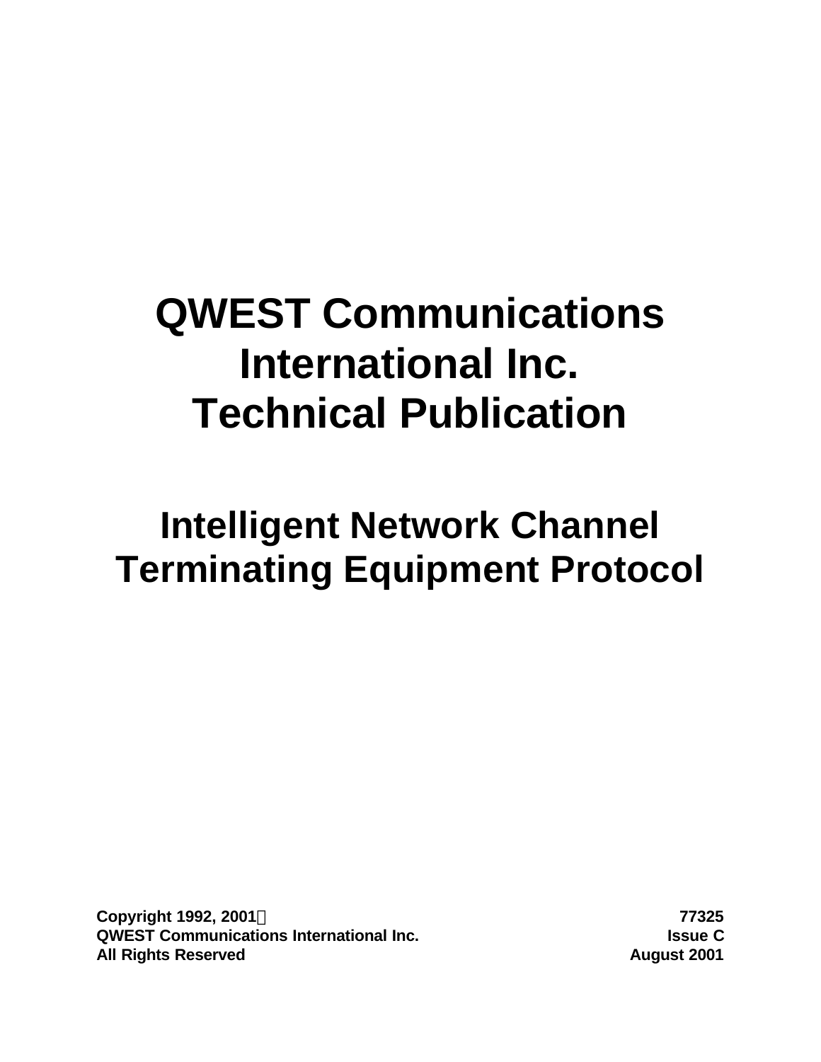# QWEST Communications International Inc. Technical Publication

## Intelligent Network Channel Terminating Equipment Protocol

**Copyright 1992, 2001©**
**QWEST Communications International Inc.**
**All Rights Reserved**

**77325**
**Issue C**
**August 2001**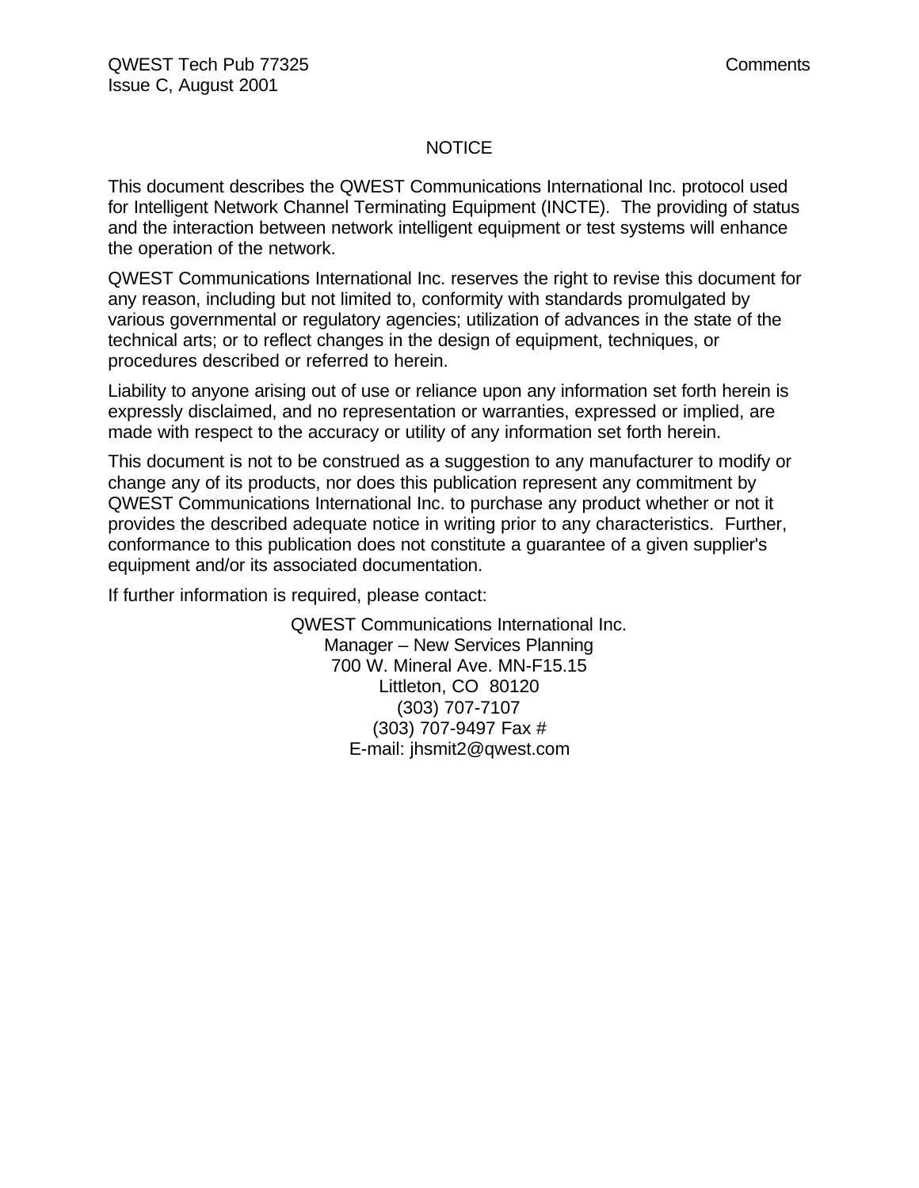# NOTICE

This document describes the QWEST Communications International Inc. protocol used for Intelligent Network Channel Terminating Equipment (INCTE). The providing of status and the interaction between network intelligent equipment or test systems will enhance the operation of the network.

QWEST Communications International Inc. reserves the right to revise this document for any reason, including but not limited to, conformity with standards promulgated by various governmental or regulatory agencies; utilization of advances in the state of the technical arts; or to reflect changes in the design of equipment, techniques, or procedures described or referred to herein.

Liability to anyone arising out of use or reliance upon any information set forth herein is expressly disclaimed, and no representation or warranties, expressed or implied, are made with respect to the accuracy or utility of any information set forth herein.

This document is not to be construed as a suggestion to any manufacturer to modify or change any of its products, nor does this publication represent any commitment by QWEST Communications International Inc. to purchase any product whether or not it provides the described adequate notice in writing prior to any characteristics. Further, conformance to this publication does not constitute a guarantee of a given supplier's equipment and/or its associated documentation.

If further information is required, please contact:

QWEST Communications International Inc.
Manager – New Services Planning
700 W. Mineral Ave. MN-F15.15
Littleton, CO 80120
(303) 707-7107
(303) 707-9497 Fax #
E-mail: jhsmit2@qwest.com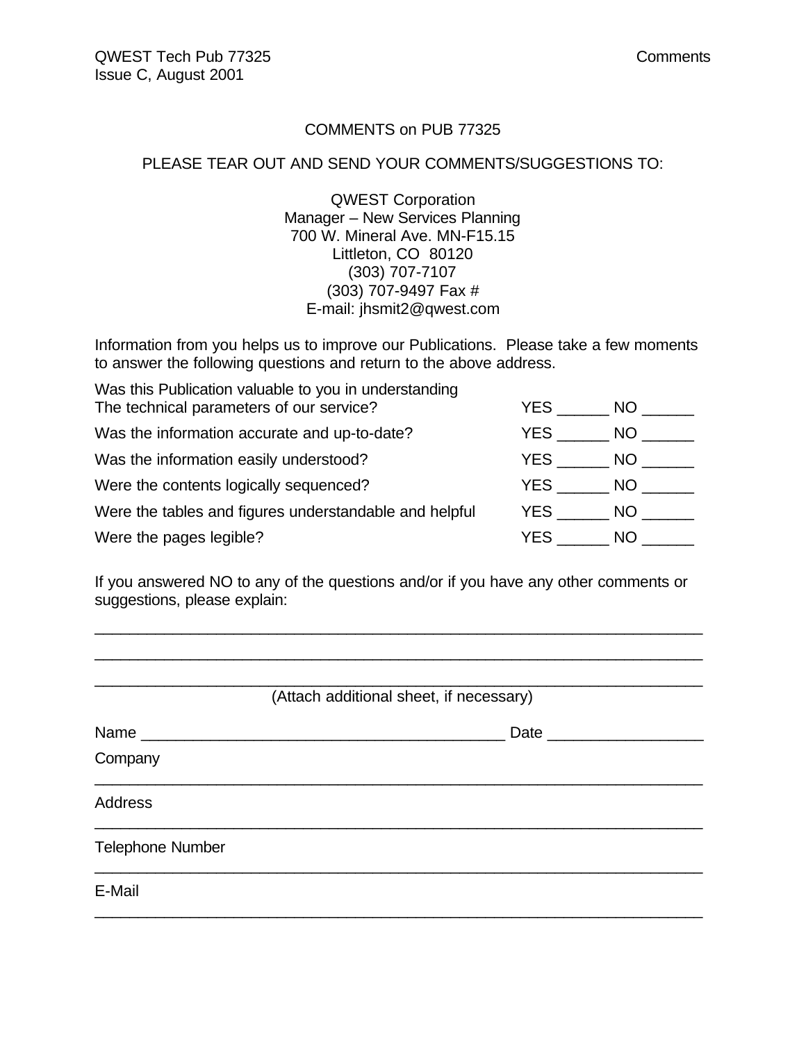# COMMENTS on PUB 77325

PLEASE TEAR OUT AND SEND YOUR COMMENTS/SUGGESTIONS TO:

QWEST Corporation
Manager – New Services Planning
700 W. Mineral Ave. MN-F15.15
Littleton, CO 80120
(303) 707-7107
(303) 707-9497 Fax #
E-mail: jhsmit2@qwest.com

Information from you helps us to improve our Publications. Please take a few moments to answer the following questions and return to the above address.

| | |
|---|---|
| Was this Publication valuable to you in understanding The technical parameters of our service? | YES ______ NO ______ |
| Was the information accurate and up-to-date? | YES ______ NO ______ |
| Was the information easily understood? | YES ______ NO ______ |
| Were the contents logically sequenced? | YES ______ NO ______ |
| Were the tables and figures understandable and helpful | YES ______ NO ______ |
| Were the pages legible? | YES ______ NO ______ |

If you answered NO to any of the questions and/or if you have any other comments or suggestions, please explain:

________________________________________________________________________

________________________________________________________________________

________________________________________________________________________

(Attach additional sheet, if necessary)

Name ___________________________________________ Date __________________

Company

________________________________________________________________________

Address

________________________________________________________________________

Telephone Number

________________________________________________________________________

E-Mail

________________________________________________________________________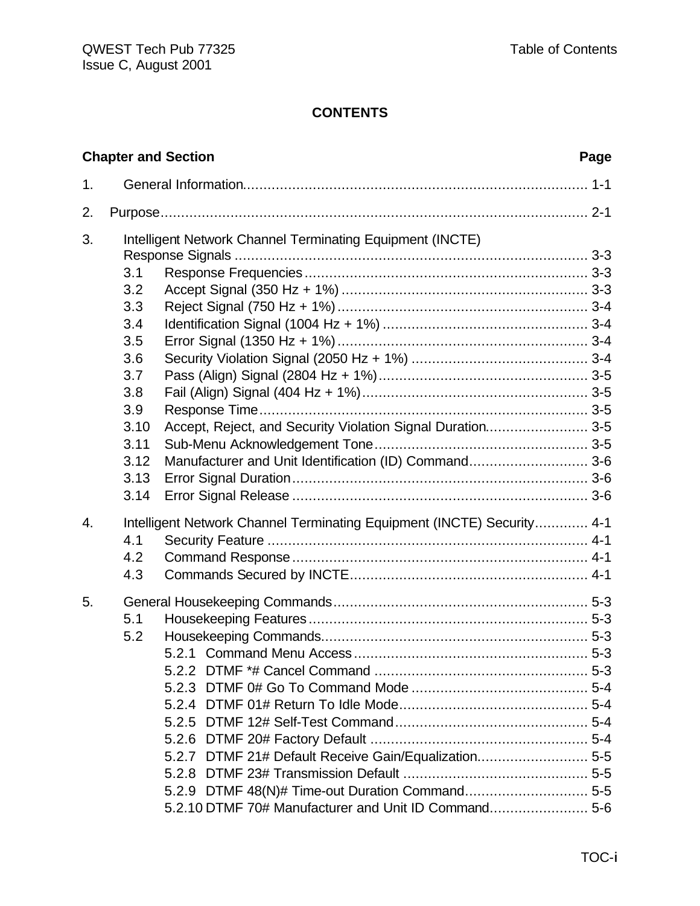# CONTENTS

| Chapter and Section | Page |
|---|---|
| 1. General Information | 1-1 |
| 2. Purpose | 2-1 |
| 3. Intelligent Network Channel Terminating Equipment (INCTE) Response Signals | 3-3 |
| 3.1 Response Frequencies | 3-3 |
| 3.2 Accept Signal (350 Hz + 1%) | 3-3 |
| 3.3 Reject Signal (750 Hz + 1%) | 3-4 |
| 3.4 Identification Signal (1004 Hz + 1%) | 3-4 |
| 3.5 Error Signal (1350 Hz + 1%) | 3-4 |
| 3.6 Security Violation Signal (2050 Hz + 1%) | 3-4 |
| 3.7 Pass (Align) Signal (2804 Hz + 1%) | 3-5 |
| 3.8 Fail (Align) Signal (404 Hz + 1%) | 3-5 |
| 3.9 Response Time | 3-5 |
| 3.10 Accept, Reject, and Security Violation Signal Duration | 3-5 |
| 3.11 Sub-Menu Acknowledgement Tone | 3-5 |
| 3.12 Manufacturer and Unit Identification (ID) Command | 3-6 |
| 3.13 Error Signal Duration | 3-6 |
| 3.14 Error Signal Release | 3-6 |
| 4. Intelligent Network Channel Terminating Equipment (INCTE) Security | 4-1 |
| 4.1 Security Feature | 4-1 |
| 4.2 Command Response | 4-1 |
| 4.3 Commands Secured by INCTE | 4-1 |
| 5. General Housekeeping Commands | 5-3 |
| 5.1 Housekeeping Features | 5-3 |
| 5.2 Housekeeping Commands | 5-3 |
| 5.2.1 Command Menu Access | 5-3 |
| 5.2.2 DTMF *# Cancel Command | 5-3 |
| 5.2.3 DTMF 0# Go To Command Mode | 5-4 |
| 5.2.4 DTMF 01# Return To Idle Mode | 5-4 |
| 5.2.5 DTMF 12# Self-Test Command | 5-4 |
| 5.2.6 DTMF 20# Factory Default | 5-4 |
| 5.2.7 DTMF 21# Default Receive Gain/Equalization | 5-5 |
| 5.2.8 DTMF 23# Transmission Default | 5-5 |
| 5.2.9 DTMF 48(N)# Time-out Duration Command | 5-5 |
| 5.2.10 DTMF 70# Manufacturer and Unit ID Command | 5-6 |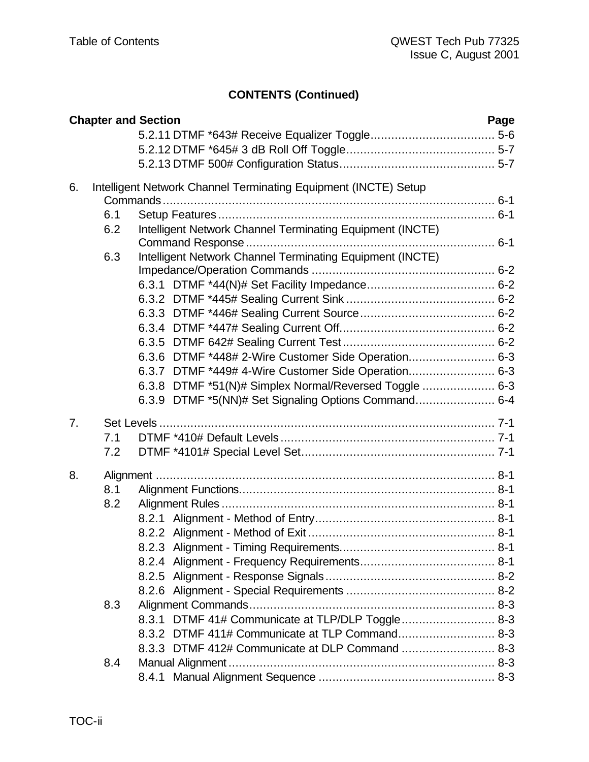**CONTENTS (Continued)**

| Chapter and Section | Page |
|---|---|
| 5.2.11 DTMF *643# Receive Equalizer Toggle | 5-6 |
| 5.2.12 DTMF *645# 3 dB Roll Off Toggle | 5-7 |
| 5.2.13 DTMF 500# Configuration Status | 5-7 |
| 6. Intelligent Network Channel Terminating Equipment (INCTE) Setup Commands | 6-1 |
| 6.1 Setup Features | 6-1 |
| 6.2 Intelligent Network Channel Terminating Equipment (INCTE) Command Response | 6-1 |
| 6.3 Intelligent Network Channel Terminating Equipment (INCTE) Impedance/Operation Commands | 6-2 |
| 6.3.1 DTMF *44(N)# Set Facility Impedance | 6-2 |
| 6.3.2 DTMF *445# Sealing Current Sink | 6-2 |
| 6.3.3 DTMF *446# Sealing Current Source | 6-2 |
| 6.3.4 DTMF *447# Sealing Current Off | 6-2 |
| 6.3.5 DTMF 642# Sealing Current Test | 6-2 |
| 6.3.6 DTMF *448# 2-Wire Customer Side Operation | 6-3 |
| 6.3.7 DTMF *449# 4-Wire Customer Side Operation | 6-3 |
| 6.3.8 DTMF *51(N)# Simplex Normal/Reversed Toggle | 6-3 |
| 6.3.9 DTMF *5(NN)# Set Signaling Options Command | 6-4 |
| 7. Set Levels | 7-1 |
| 7.1 DTMF *410# Default Levels | 7-1 |
| 7.2 DTMF *4101# Special Level Set | 7-1 |
| 8. Alignment | 8-1 |
| 8.1 Alignment Functions | 8-1 |
| 8.2 Alignment Rules | 8-1 |
| 8.2.1 Alignment - Method of Entry | 8-1 |
| 8.2.2 Alignment - Method of Exit | 8-1 |
| 8.2.3 Alignment - Timing Requirements | 8-1 |
| 8.2.4 Alignment - Frequency Requirements | 8-1 |
| 8.2.5 Alignment - Response Signals | 8-2 |
| 8.2.6 Alignment - Special Requirements | 8-2 |
| 8.3 Alignment Commands | 8-3 |
| 8.3.1 DTMF 41# Communicate at TLP/DLP Toggle | 8-3 |
| 8.3.2 DTMF 411# Communicate at TLP Command | 8-3 |
| 8.3.3 DTMF 412# Communicate at DLP Command | 8-3 |
| 8.4 Manual Alignment | 8-3 |
| 8.4.1 Manual Alignment Sequence | 8-3 |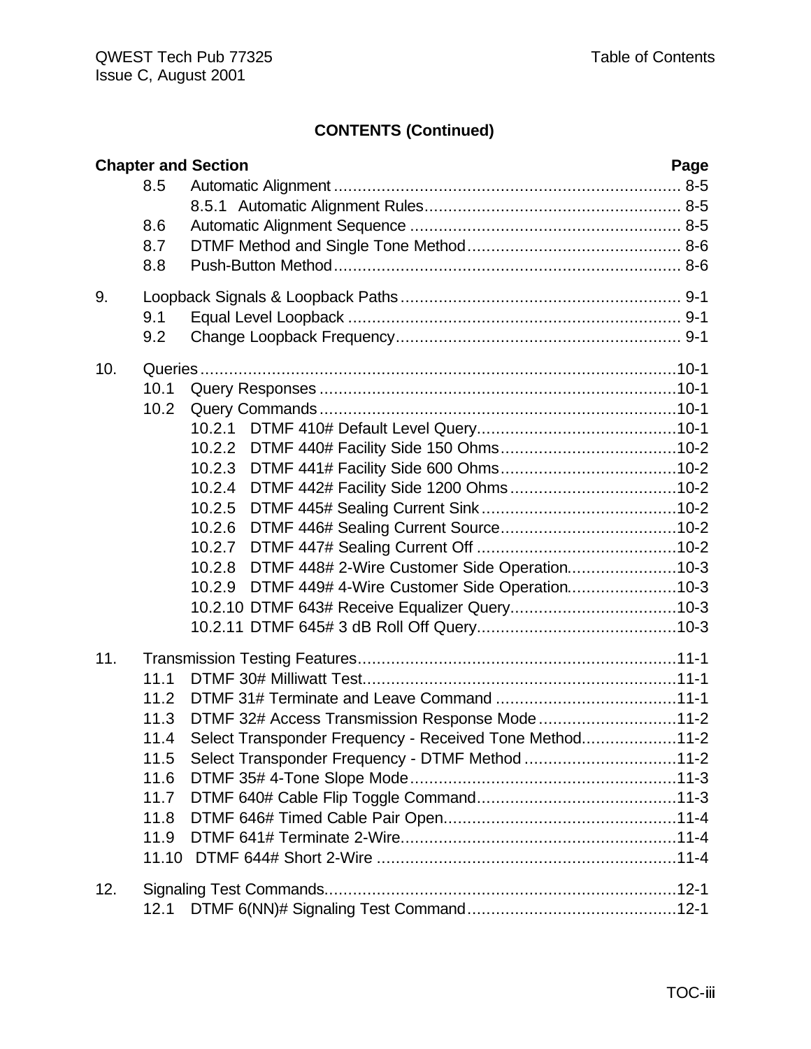## CONTENTS (Continued)

| Chapter and Section | Page |
|---|---|
| 8.5 Automatic Alignment | 8-5 |
| 8.5.1 Automatic Alignment Rules | 8-5 |
| 8.6 Automatic Alignment Sequence | 8-5 |
| 8.7 DTMF Method and Single Tone Method | 8-6 |
| 8.8 Push-Button Method | 8-6 |
| 9. Loopback Signals & Loopback Paths | 9-1 |
| 9.1 Equal Level Loopback | 9-1 |
| 9.2 Change Loopback Frequency | 9-1 |
| 10. Queries | 10-1 |
| 10.1 Query Responses | 10-1 |
| 10.2 Query Commands | 10-1 |
| 10.2.1 DTMF 410# Default Level Query | 10-1 |
| 10.2.2 DTMF 440# Facility Side 150 Ohms | 10-2 |
| 10.2.3 DTMF 441# Facility Side 600 Ohms | 10-2 |
| 10.2.4 DTMF 442# Facility Side 1200 Ohms | 10-2 |
| 10.2.5 DTMF 445# Sealing Current Sink | 10-2 |
| 10.2.6 DTMF 446# Sealing Current Source | 10-2 |
| 10.2.7 DTMF 447# Sealing Current Off | 10-2 |
| 10.2.8 DTMF 448# 2-Wire Customer Side Operation | 10-3 |
| 10.2.9 DTMF 449# 4-Wire Customer Side Operation | 10-3 |
| 10.2.10 DTMF 643# Receive Equalizer Query | 10-3 |
| 10.2.11 DTMF 645# 3 dB Roll Off Query | 10-3 |
| 11. Transmission Testing Features | 11-1 |
| 11.1 DTMF 30# Milliwatt Test | 11-1 |
| 11.2 DTMF 31# Terminate and Leave Command | 11-1 |
| 11.3 DTMF 32# Access Transmission Response Mode | 11-2 |
| 11.4 Select Transponder Frequency - Received Tone Method | 11-2 |
| 11.5 Select Transponder Frequency - DTMF Method | 11-2 |
| 11.6 DTMF 35# 4-Tone Slope Mode | 11-3 |
| 11.7 DTMF 640# Cable Flip Toggle Command | 11-3 |
| 11.8 DTMF 646# Timed Cable Pair Open | 11-4 |
| 11.9 DTMF 641# Terminate 2-Wire | 11-4 |
| 11.10 DTMF 644# Short 2-Wire | 11-4 |
| 12. Signaling Test Commands | 12-1 |
| 12.1 DTMF 6(NN)# Signaling Test Command | 12-1 |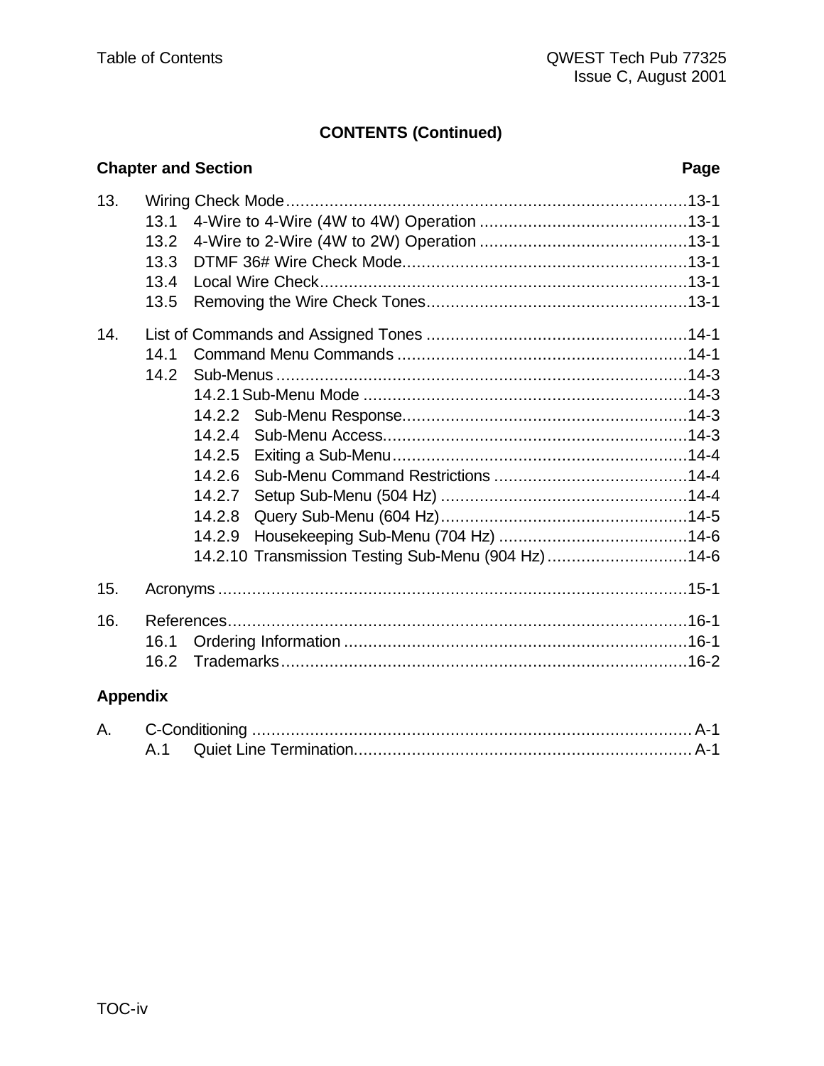**CONTENTS (Continued)**

| Chapter and Section | Page |
|---|---|
| 13. Wiring Check Mode | 13-1 |
| 13.1 4-Wire to 4-Wire (4W to 4W) Operation | 13-1 |
| 13.2 4-Wire to 2-Wire (4W to 2W) Operation | 13-1 |
| 13.3 DTMF 36# Wire Check Mode | 13-1 |
| 13.4 Local Wire Check | 13-1 |
| 13.5 Removing the Wire Check Tones | 13-1 |
| 14. List of Commands and Assigned Tones | 14-1 |
| 14.1 Command Menu Commands | 14-1 |
| 14.2 Sub-Menus | 14-3 |
| 14.2.1 Sub-Menu Mode | 14-3 |
| 14.2.2 Sub-Menu Response | 14-3 |
| 14.2.4 Sub-Menu Access | 14-3 |
| 14.2.5 Exiting a Sub-Menu | 14-4 |
| 14.2.6 Sub-Menu Command Restrictions | 14-4 |
| 14.2.7 Setup Sub-Menu (504 Hz) | 14-4 |
| 14.2.8 Query Sub-Menu (604 Hz) | 14-5 |
| 14.2.9 Housekeeping Sub-Menu (704 Hz) | 14-6 |
| 14.2.10 Transmission Testing Sub-Menu (904 Hz) | 14-6 |
| 15. Acronyms | 15-1 |
| 16. References | 16-1 |
| 16.1 Ordering Information | 16-1 |
| 16.2 Trademarks | 16-2 |

**Appendix**

| Appendix | Page |
|---|---|
| A. C-Conditioning | A-1 |
| A.1 Quiet Line Termination | A-1 |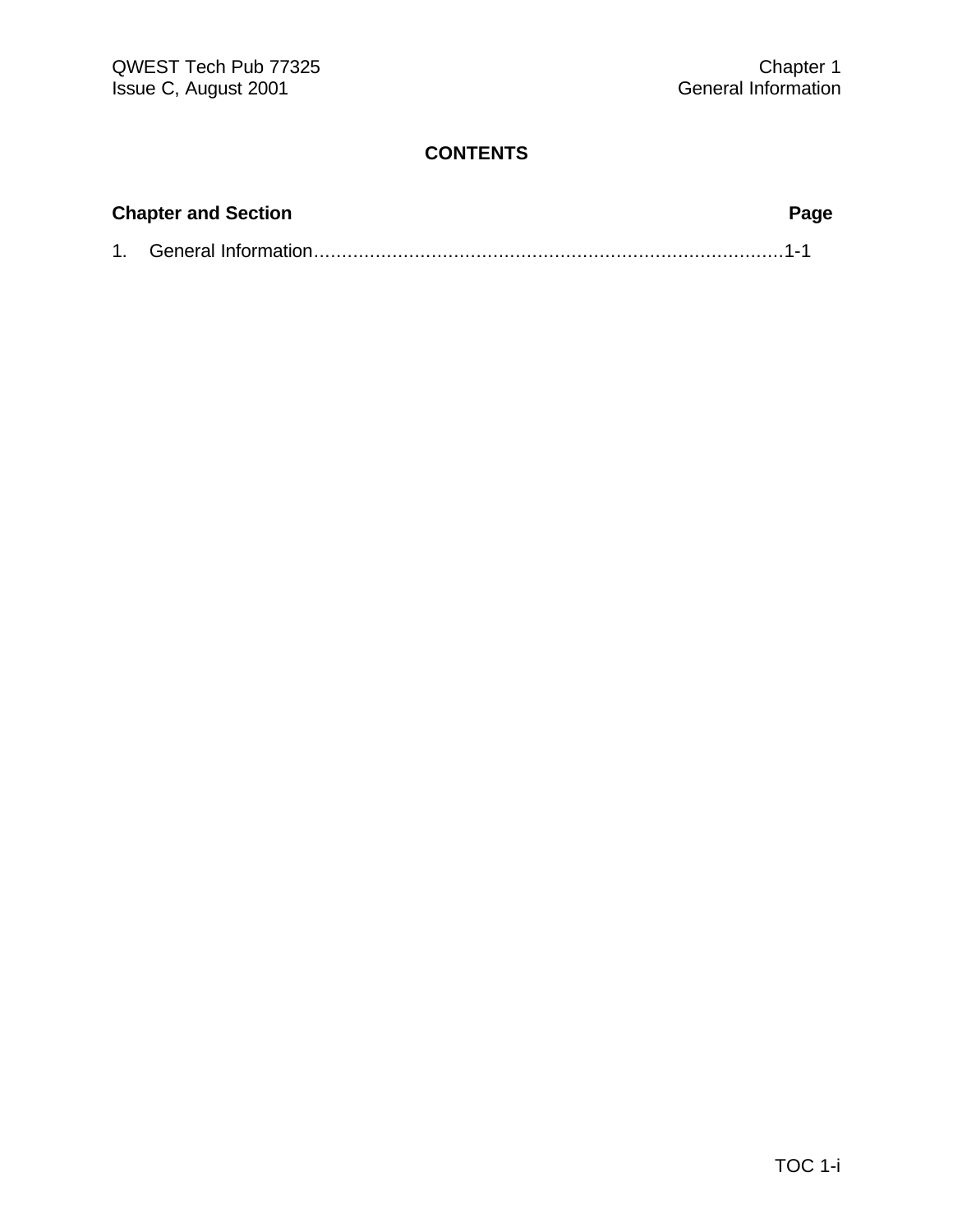# CONTENTS

| Chapter and Section | Page |
| --- | --- |
| 1. General Information | 1-1 |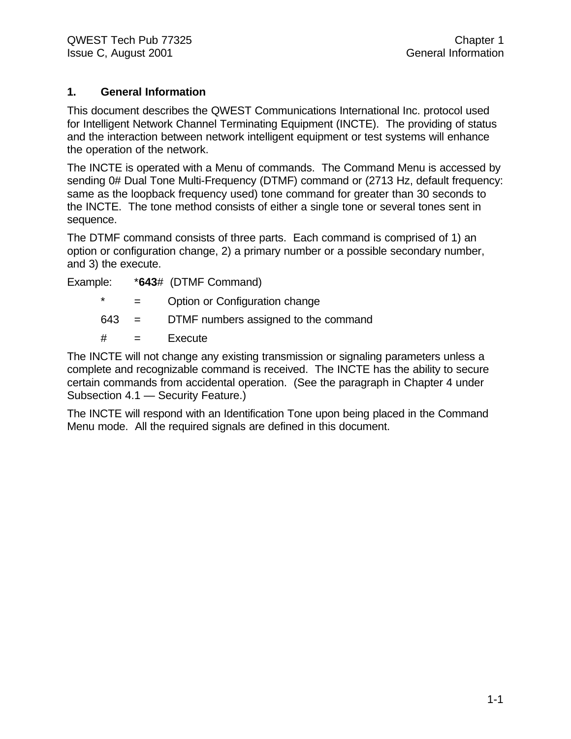# 1. General Information

This document describes the QWEST Communications International Inc. protocol used for Intelligent Network Channel Terminating Equipment (INCTE). The providing of status and the interaction between network intelligent equipment or test systems will enhance the operation of the network.

The INCTE is operated with a Menu of commands. The Command Menu is accessed by sending 0# Dual Tone Multi-Frequency (DTMF) command or (2713 Hz, default frequency: same as the loopback frequency used) tone command for greater than 30 seconds to the INCTE. The tone method consists of either a single tone or several tones sent in sequence.

The DTMF command consists of three parts. Each command is comprised of 1) an option or configuration change, 2) a primary number or a possible secondary number, and 3) the execute.

Example: *<b>643</b># (DTMF Command)

| | | |
|---|---|---|
| * | = | Option or Configuration change |
| 643 | = | DTMF numbers assigned to the command |
| # | = | Execute |

The INCTE will not change any existing transmission or signaling parameters unless a complete and recognizable command is received. The INCTE has the ability to secure certain commands from accidental operation. (See the paragraph in Chapter 4 under Subsection 4.1 — Security Feature.)

The INCTE will respond with an Identification Tone upon being placed in the Command Menu mode. All the required signals are defined in this document.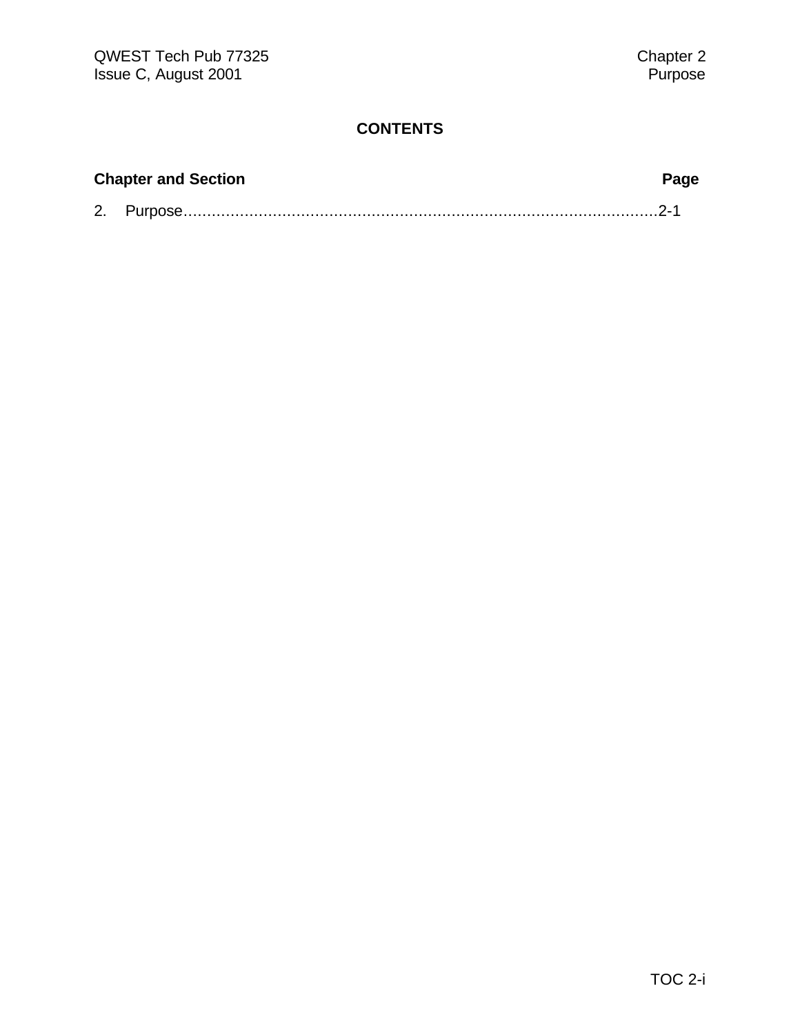# CONTENTS

| Chapter and Section | Page |
|---|---|
| 2. Purpose | 2-1 |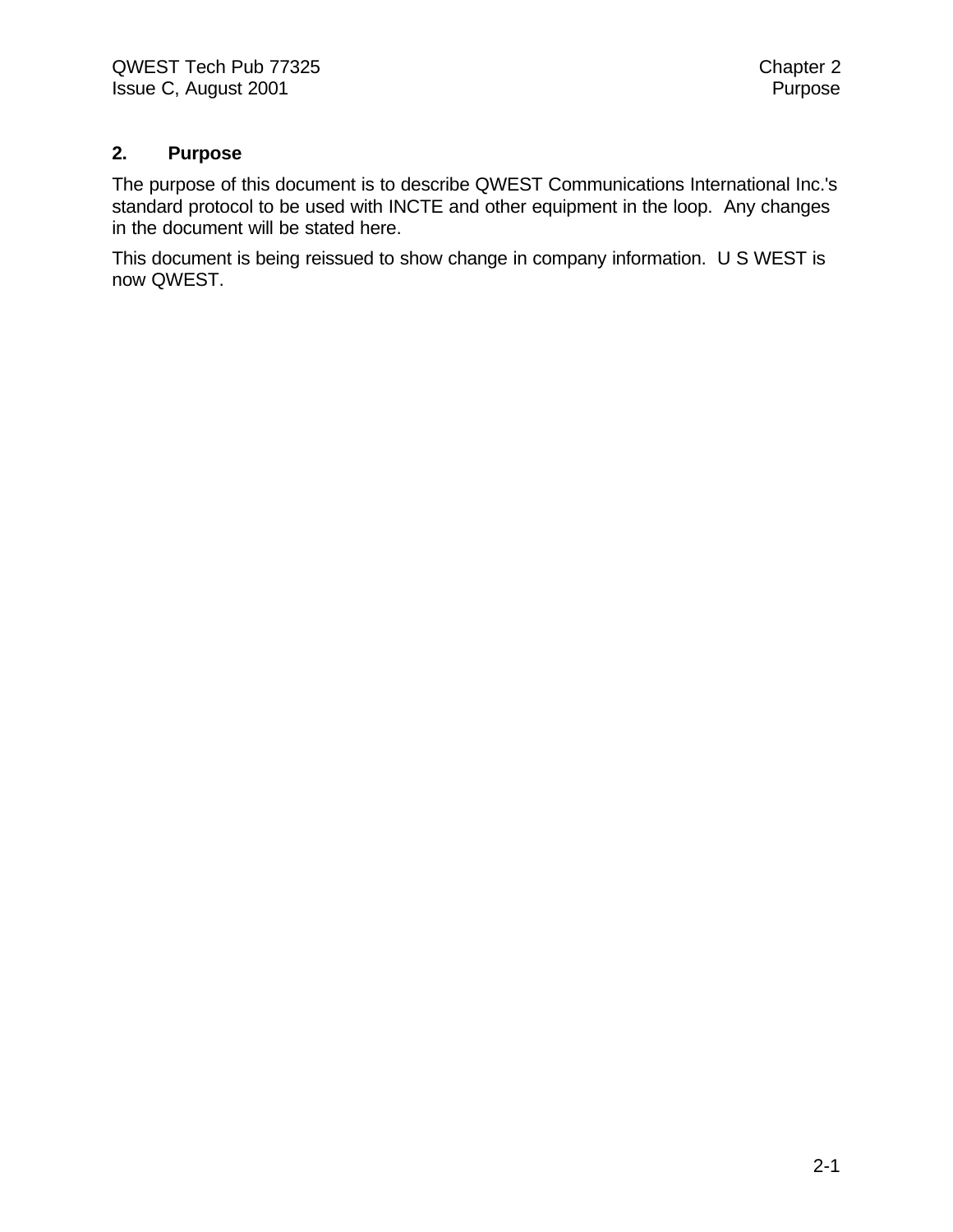## 2. Purpose

The purpose of this document is to describe QWEST Communications International Inc.'s standard protocol to be used with INCTE and other equipment in the loop. Any changes in the document will be stated here.

This document is being reissued to show change in company information. U S WEST is now QWEST.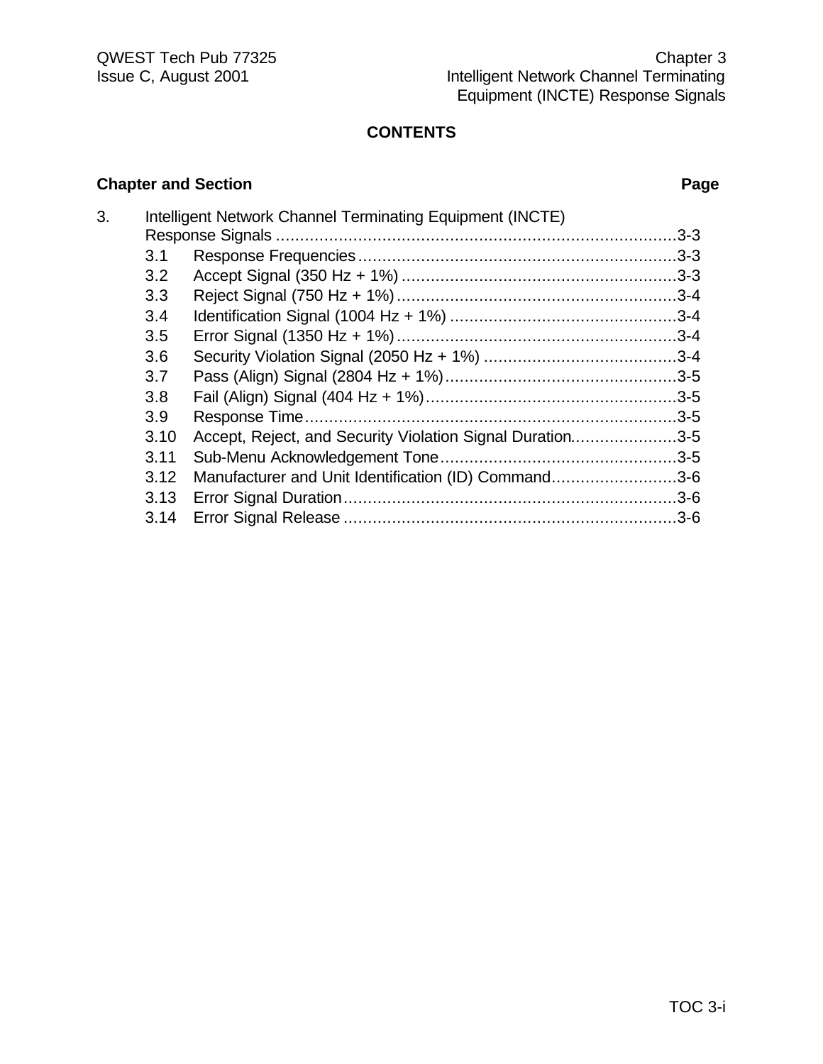## CONTENTS

| Chapter and Section | | Page |
|---|---|---|
| 3. | Intelligent Network Channel Terminating Equipment (INCTE) Response Signals | 3-3 |
| 3.1 | Response Frequencies | 3-3 |
| 3.2 | Accept Signal (350 Hz + 1%) | 3-3 |
| 3.3 | Reject Signal (750 Hz + 1%) | 3-4 |
| 3.4 | Identification Signal (1004 Hz + 1%) | 3-4 |
| 3.5 | Error Signal (1350 Hz + 1%) | 3-4 |
| 3.6 | Security Violation Signal (2050 Hz + 1%) | 3-4 |
| 3.7 | Pass (Align) Signal (2804 Hz + 1%) | 3-5 |
| 3.8 | Fail (Align) Signal (404 Hz + 1%) | 3-5 |
| 3.9 | Response Time | 3-5 |
| 3.10 | Accept, Reject, and Security Violation Signal Duration | 3-5 |
| 3.11 | Sub-Menu Acknowledgement Tone | 3-5 |
| 3.12 | Manufacturer and Unit Identification (ID) Command | 3-6 |
| 3.13 | Error Signal Duration | 3-6 |
| 3.14 | Error Signal Release | 3-6 |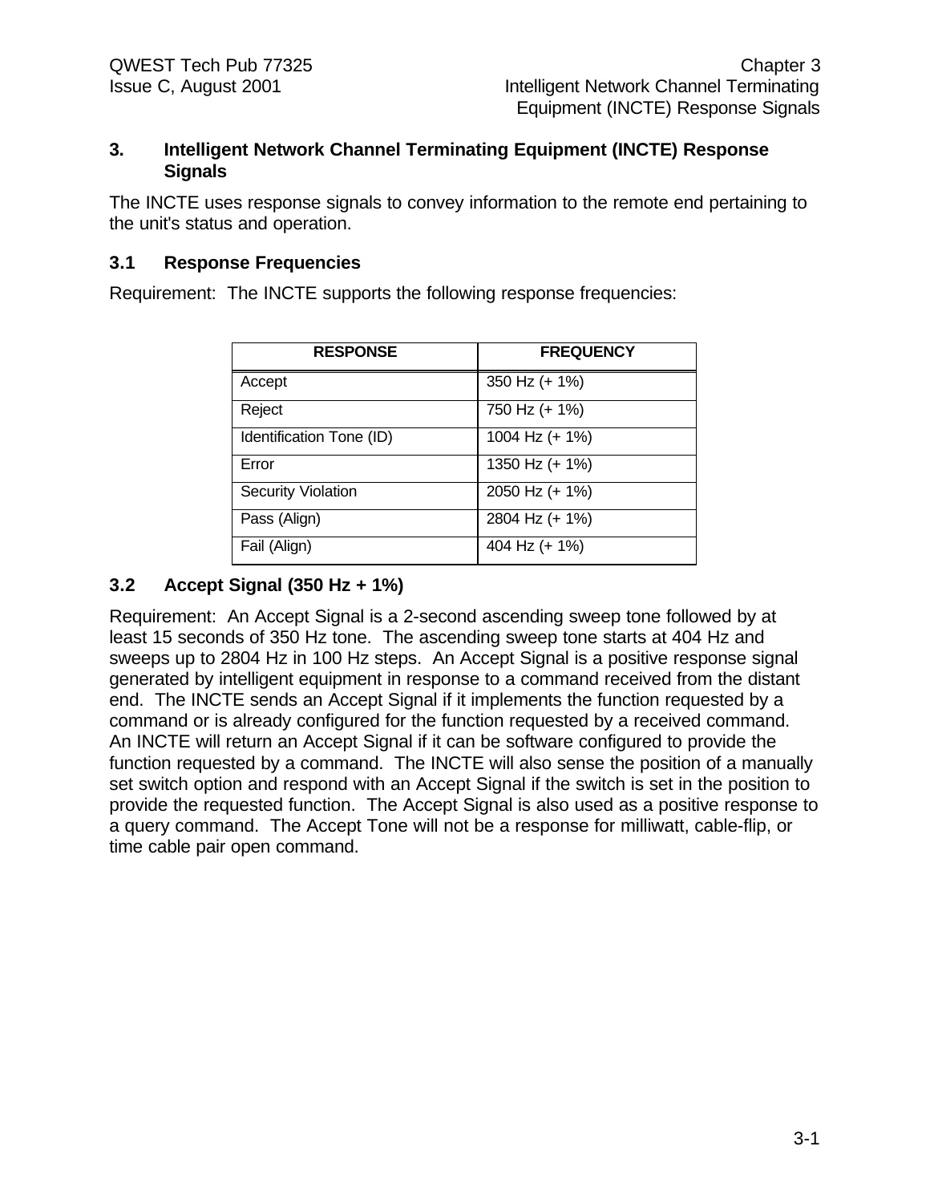## 3. Intelligent Network Channel Terminating Equipment (INCTE) Response Signals

The INCTE uses response signals to convey information to the remote end pertaining to the unit's status and operation.

### 3.1 Response Frequencies

Requirement: The INCTE supports the following response frequencies:

| RESPONSE | FREQUENCY |
|---|---|
| Accept | 350 Hz (+ 1%) |
| Reject | 750 Hz (+ 1%) |
| Identification Tone (ID) | 1004 Hz (+ 1%) |
| Error | 1350 Hz (+ 1%) |
| Security Violation | 2050 Hz (+ 1%) |
| Pass (Align) | 2804 Hz (+ 1%) |
| Fail (Align) | 404 Hz (+ 1%) |

### 3.2 Accept Signal (350 Hz + 1%)

Requirement: An Accept Signal is a 2-second ascending sweep tone followed by at least 15 seconds of 350 Hz tone. The ascending sweep tone starts at 404 Hz and sweeps up to 2804 Hz in 100 Hz steps. An Accept Signal is a positive response signal generated by intelligent equipment in response to a command received from the distant end. The INCTE sends an Accept Signal if it implements the function requested by a command or is already configured for the function requested by a received command. An INCTE will return an Accept Signal if it can be software configured to provide the function requested by a command. The INCTE will also sense the position of a manually set switch option and respond with an Accept Signal if the switch is set in the position to provide the requested function. The Accept Signal is also used as a positive response to a query command. The Accept Tone will not be a response for milliwatt, cable-flip, or time cable pair open command.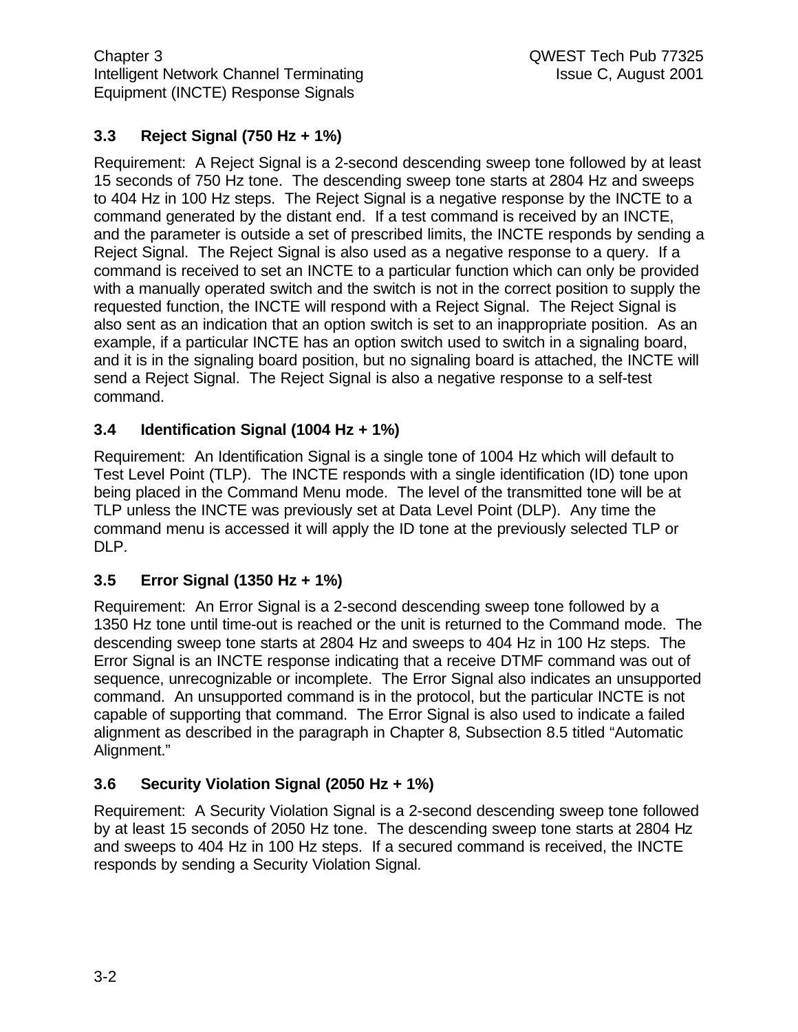### 3.3 Reject Signal (750 Hz + 1%)

Requirement: A Reject Signal is a 2-second descending sweep tone followed by at least 15 seconds of 750 Hz tone. The descending sweep tone starts at 2804 Hz and sweeps to 404 Hz in 100 Hz steps. The Reject Signal is a negative response by the INCTE to a command generated by the distant end. If a test command is received by an INCTE, and the parameter is outside a set of prescribed limits, the INCTE responds by sending a Reject Signal. The Reject Signal is also used as a negative response to a query. If a command is received to set an INCTE to a particular function which can only be provided with a manually operated switch and the switch is not in the correct position to supply the requested function, the INCTE will respond with a Reject Signal. The Reject Signal is also sent as an indication that an option switch is set to an inappropriate position. As an example, if a particular INCTE has an option switch used to switch in a signaling board, and it is in the signaling board position, but no signaling board is attached, the INCTE will send a Reject Signal. The Reject Signal is also a negative response to a self-test command.

### 3.4 Identification Signal (1004 Hz + 1%)

Requirement: An Identification Signal is a single tone of 1004 Hz which will default to Test Level Point (TLP). The INCTE responds with a single identification (ID) tone upon being placed in the Command Menu mode. The level of the transmitted tone will be at TLP unless the INCTE was previously set at Data Level Point (DLP). Any time the command menu is accessed it will apply the ID tone at the previously selected TLP or DLP.

### 3.5 Error Signal (1350 Hz + 1%)

Requirement: An Error Signal is a 2-second descending sweep tone followed by a 1350 Hz tone until time-out is reached or the unit is returned to the Command mode. The descending sweep tone starts at 2804 Hz and sweeps to 404 Hz in 100 Hz steps. The Error Signal is an INCTE response indicating that a receive DTMF command was out of sequence, unrecognizable or incomplete. The Error Signal also indicates an unsupported command. An unsupported command is in the protocol, but the particular INCTE is not capable of supporting that command. The Error Signal is also used to indicate a failed alignment as described in the paragraph in Chapter 8, Subsection 8.5 titled "Automatic Alignment."

### 3.6 Security Violation Signal (2050 Hz + 1%)

Requirement: A Security Violation Signal is a 2-second descending sweep tone followed by at least 15 seconds of 2050 Hz tone. The descending sweep tone starts at 2804 Hz and sweeps to 404 Hz in 100 Hz steps. If a secured command is received, the INCTE responds by sending a Security Violation Signal.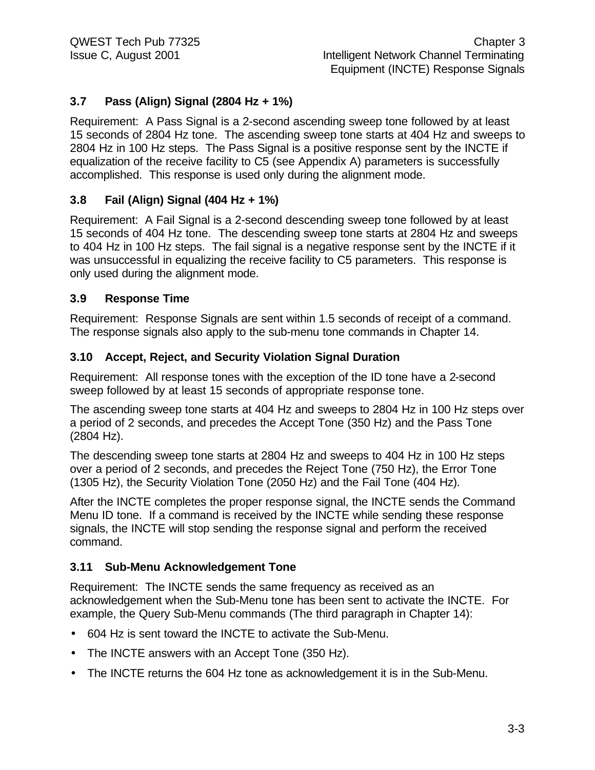### 3.7 Pass (Align) Signal (2804 Hz + 1%)

Requirement: A Pass Signal is a 2-second ascending sweep tone followed by at least 15 seconds of 2804 Hz tone. The ascending sweep tone starts at 404 Hz and sweeps to 2804 Hz in 100 Hz steps. The Pass Signal is a positive response sent by the INCTE if equalization of the receive facility to C5 (see Appendix A) parameters is successfully accomplished. This response is used only during the alignment mode.

### 3.8 Fail (Align) Signal (404 Hz + 1%)

Requirement: A Fail Signal is a 2-second descending sweep tone followed by at least 15 seconds of 404 Hz tone. The descending sweep tone starts at 2804 Hz and sweeps to 404 Hz in 100 Hz steps. The fail signal is a negative response sent by the INCTE if it was unsuccessful in equalizing the receive facility to C5 parameters. This response is only used during the alignment mode.

### 3.9 Response Time

Requirement: Response Signals are sent within 1.5 seconds of receipt of a command. The response signals also apply to the sub-menu tone commands in Chapter 14.

### 3.10 Accept, Reject, and Security Violation Signal Duration

Requirement: All response tones with the exception of the ID tone have a 2-second sweep followed by at least 15 seconds of appropriate response tone.

The ascending sweep tone starts at 404 Hz and sweeps to 2804 Hz in 100 Hz steps over a period of 2 seconds, and precedes the Accept Tone (350 Hz) and the Pass Tone (2804 Hz).

The descending sweep tone starts at 2804 Hz and sweeps to 404 Hz in 100 Hz steps over a period of 2 seconds, and precedes the Reject Tone (750 Hz), the Error Tone (1305 Hz), the Security Violation Tone (2050 Hz) and the Fail Tone (404 Hz).

After the INCTE completes the proper response signal, the INCTE sends the Command Menu ID tone. If a command is received by the INCTE while sending these response signals, the INCTE will stop sending the response signal and perform the received command.

### 3.11 Sub-Menu Acknowledgement Tone

Requirement: The INCTE sends the same frequency as received as an acknowledgement when the Sub-Menu tone has been sent to activate the INCTE. For example, the Query Sub-Menu commands (The third paragraph in Chapter 14):

- 604 Hz is sent toward the INCTE to activate the Sub-Menu.
- The INCTE answers with an Accept Tone (350 Hz).
- The INCTE returns the 604 Hz tone as acknowledgement it is in the Sub-Menu.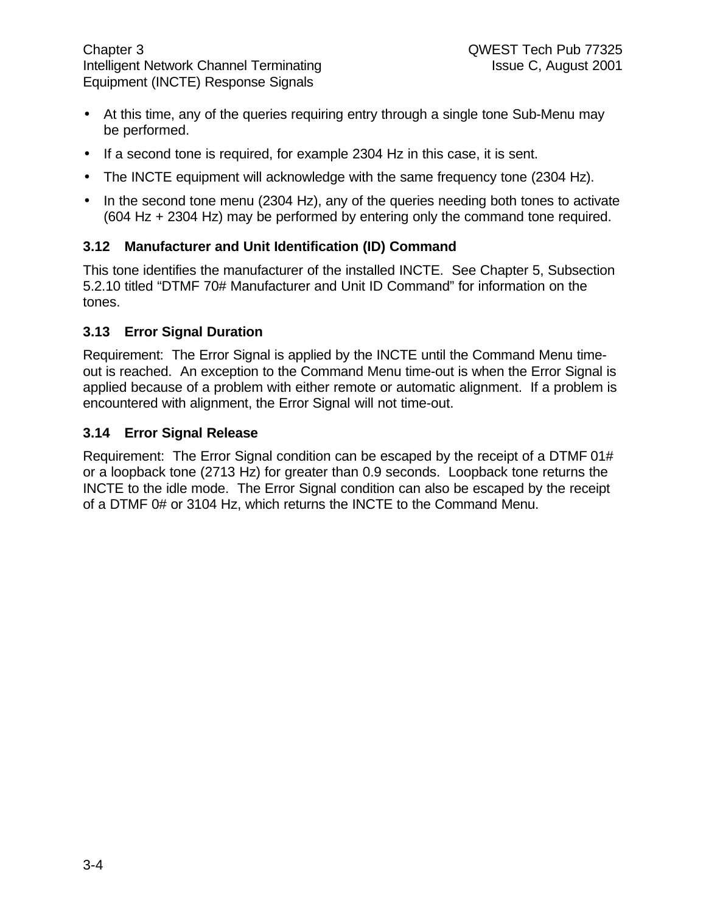- At this time, any of the queries requiring entry through a single tone Sub-Menu may be performed.
- If a second tone is required, for example 2304 Hz in this case, it is sent.
- The INCTE equipment will acknowledge with the same frequency tone (2304 Hz).
- In the second tone menu (2304 Hz), any of the queries needing both tones to activate (604 Hz + 2304 Hz) may be performed by entering only the command tone required.

### 3.12 Manufacturer and Unit Identification (ID) Command

This tone identifies the manufacturer of the installed INCTE. See Chapter 5, Subsection 5.2.10 titled "DTMF 70# Manufacturer and Unit ID Command" for information on the tones.

### 3.13 Error Signal Duration

Requirement: The Error Signal is applied by the INCTE until the Command Menu time-out is reached. An exception to the Command Menu time-out is when the Error Signal is applied because of a problem with either remote or automatic alignment. If a problem is encountered with alignment, the Error Signal will not time-out.

### 3.14 Error Signal Release

Requirement: The Error Signal condition can be escaped by the receipt of a DTMF 01# or a loopback tone (2713 Hz) for greater than 0.9 seconds. Loopback tone returns the INCTE to the idle mode. The Error Signal condition can also be escaped by the receipt of a DTMF 0# or 3104 Hz, which returns the INCTE to the Command Menu.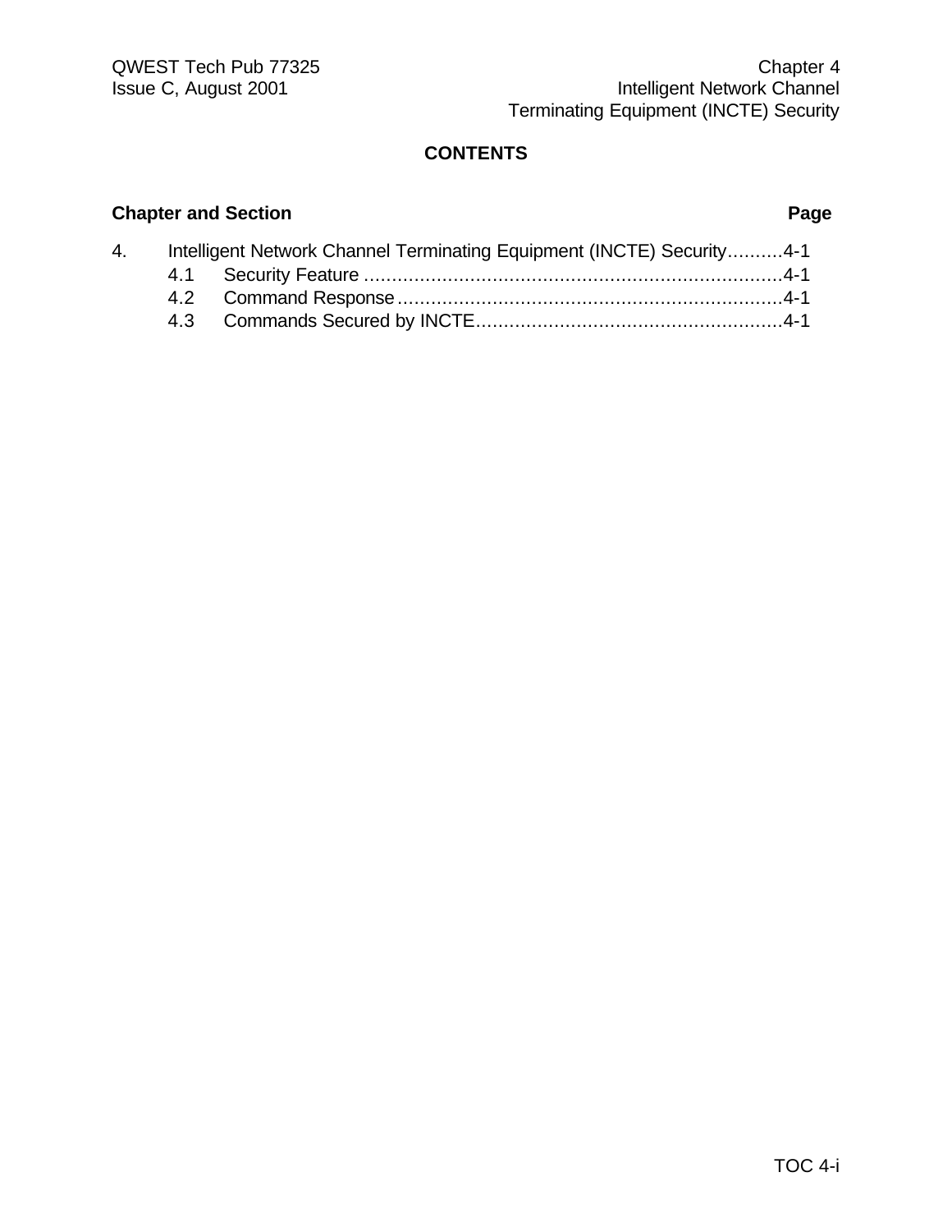# CONTENTS

| Chapter and Section | | Page |
|---|---|---|
| 4. | Intelligent Network Channel Terminating Equipment (INCTE) Security | 4-1 |
| 4.1 | Security Feature | 4-1 |
| 4.2 | Command Response | 4-1 |
| 4.3 | Commands Secured by INCTE | 4-1 |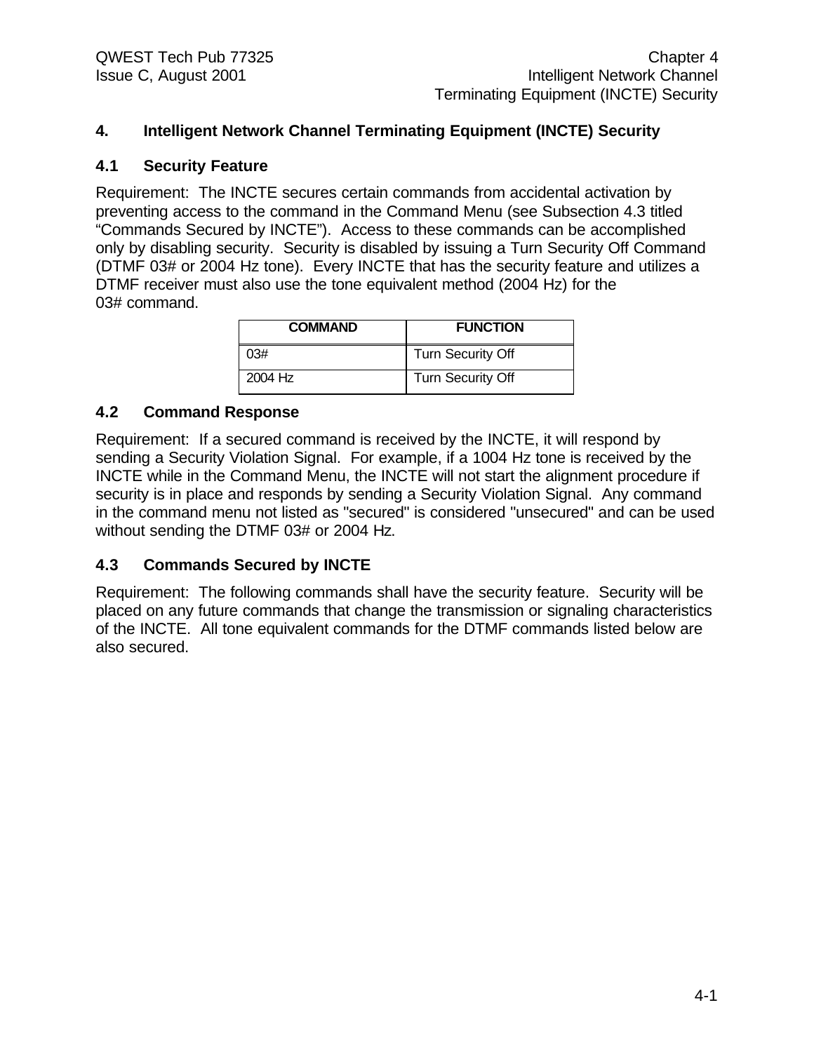# 4. Intelligent Network Channel Terminating Equipment (INCTE) Security

## 4.1 Security Feature

Requirement: The INCTE secures certain commands from accidental activation by preventing access to the command in the Command Menu (see Subsection 4.3 titled "Commands Secured by INCTE"). Access to these commands can be accomplished only by disabling security. Security is disabled by issuing a Turn Security Off Command (DTMF 03# or 2004 Hz tone). Every INCTE that has the security feature and utilizes a DTMF receiver must also use the tone equivalent method (2004 Hz) for the 03# command.

| COMMAND | FUNCTION |
|---|---|
| 03# | Turn Security Off |
| 2004 Hz | Turn Security Off |

## 4.2 Command Response

Requirement: If a secured command is received by the INCTE, it will respond by sending a Security Violation Signal. For example, if a 1004 Hz tone is received by the INCTE while in the Command Menu, the INCTE will not start the alignment procedure if security is in place and responds by sending a Security Violation Signal. Any command in the command menu not listed as "secured" is considered "unsecured" and can be used without sending the DTMF 03# or 2004 Hz.

## 4.3 Commands Secured by INCTE

Requirement: The following commands shall have the security feature. Security will be placed on any future commands that change the transmission or signaling characteristics of the INCTE. All tone equivalent commands for the DTMF commands listed below are also secured.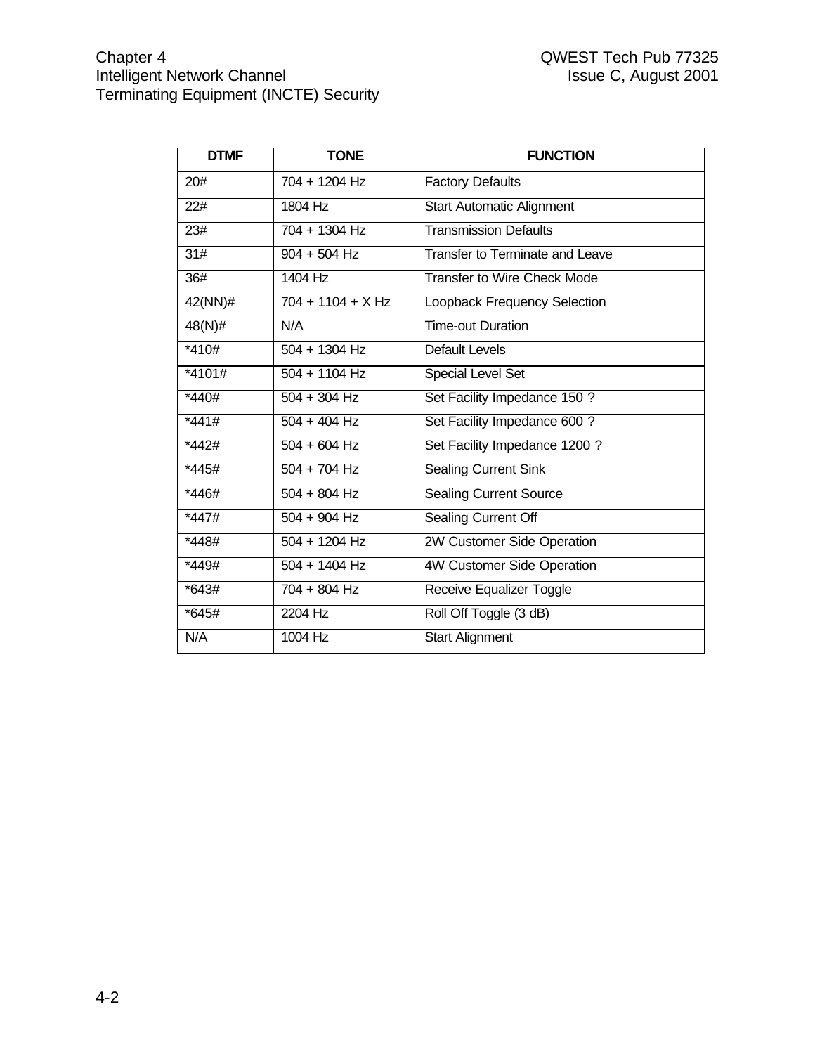| DTMF | TONE | FUNCTION |
|---|---|---|
| 20# | 704 + 1204 Hz | Factory Defaults |
| 22# | 1804 Hz | Start Automatic Alignment |
| 23# | 704 + 1304 Hz | Transmission Defaults |
| 31# | 904 + 504 Hz | Transfer to Terminate and Leave |
| 36# | 1404 Hz | Transfer to Wire Check Mode |
| 42(NN)# | 704 + 1104 + X Hz | Loopback Frequency Selection |
| 48(N)# | N/A | Time-out Duration |
| *410# | 504 + 1304 Hz | Default Levels |
| *4101# | 504 + 1104 Hz | Special Level Set |
| *440# | 504 + 304 Hz | Set Facility Impedance 150 ? |
| *441# | 504 + 404 Hz | Set Facility Impedance 600 ? |
| *442# | 504 + 604 Hz | Set Facility Impedance 1200 ? |
| *445# | 504 + 704 Hz | Sealing Current Sink |
| *446# | 504 + 804 Hz | Sealing Current Source |
| *447# | 504 + 904 Hz | Sealing Current Off |
| *448# | 504 + 1204 Hz | 2W Customer Side Operation |
| *449# | 504 + 1404 Hz | 4W Customer Side Operation |
| *643# | 704 + 804 Hz | Receive Equalizer Toggle |
| *645# | 2204 Hz | Roll Off Toggle (3 dB) |
| N/A | 1004 Hz | Start Alignment |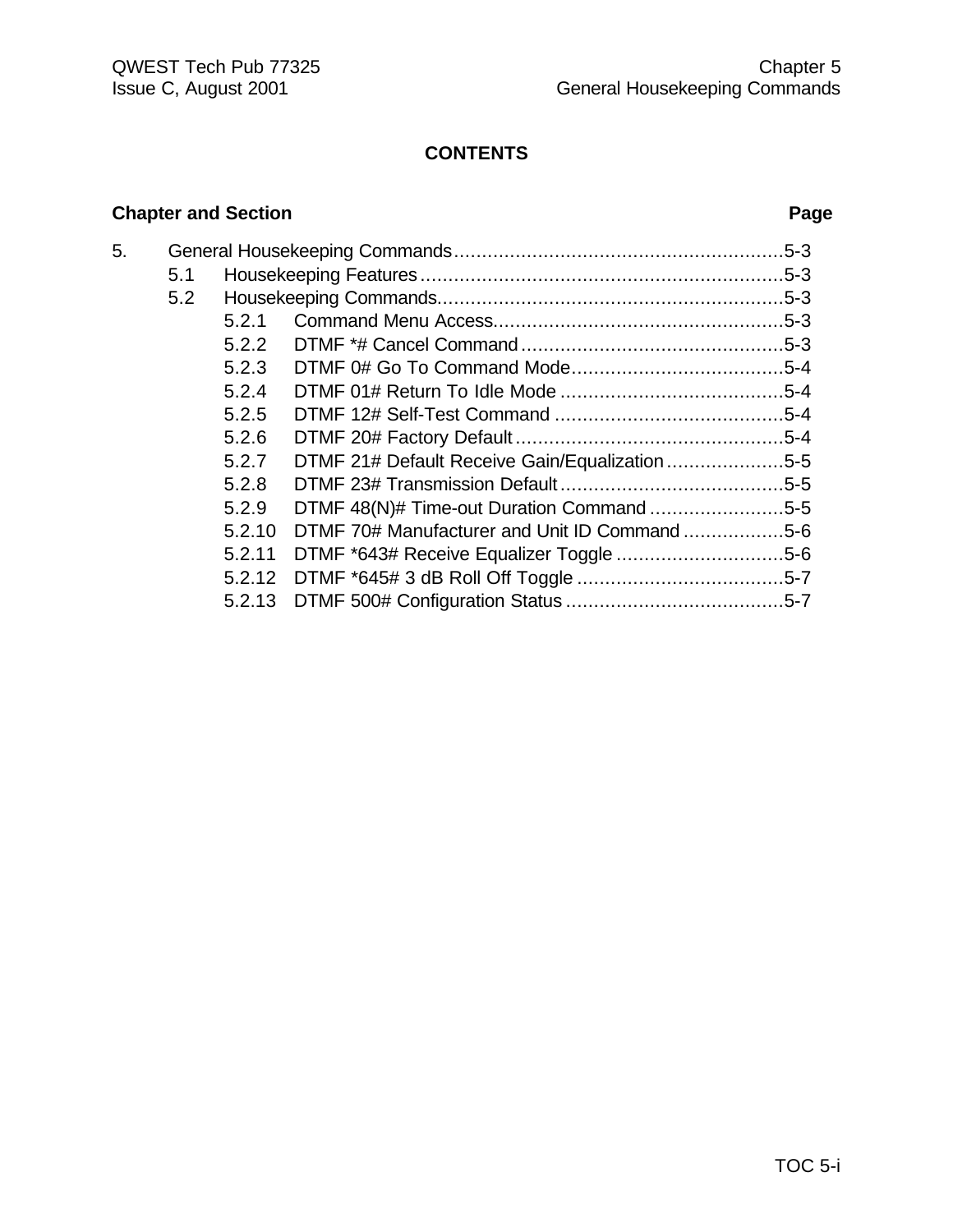# CONTENTS

**Chapter and Section** **Page**

5. General Housekeeping Commands...........................................................5-3
    - 5.1 Housekeeping Features.................................................................5-3
    - 5.2 Housekeeping Commands..............................................................5-3
        - 5.2.1 Command Menu Access....................................................5-3
        - 5.2.2 DTMF *# Cancel Command...............................................5-3
        - 5.2.3 DTMF 0# Go To Command Mode......................................5-4
        - 5.2.4 DTMF 01# Return To Idle Mode ........................................5-4
        - 5.2.5 DTMF 12# Self-Test Command .........................................5-4
        - 5.2.6 DTMF 20# Factory Default................................................5-4
        - 5.2.7 DTMF 21# Default Receive Gain/Equalization.....................5-5
        - 5.2.8 DTMF 23# Transmission Default........................................5-5
        - 5.2.9 DTMF 48(N)# Time-out Duration Command........................5-5
        - 5.2.10 DTMF 70# Manufacturer and Unit ID Command..................5-6
        - 5.2.11 DTMF *643# Receive Equalizer Toggle ..............................5-6
        - 5.2.12 DTMF *645# 3 dB Roll Off Toggle .....................................5-7
        - 5.2.13 DTMF 500# Configuration Status .......................................5-7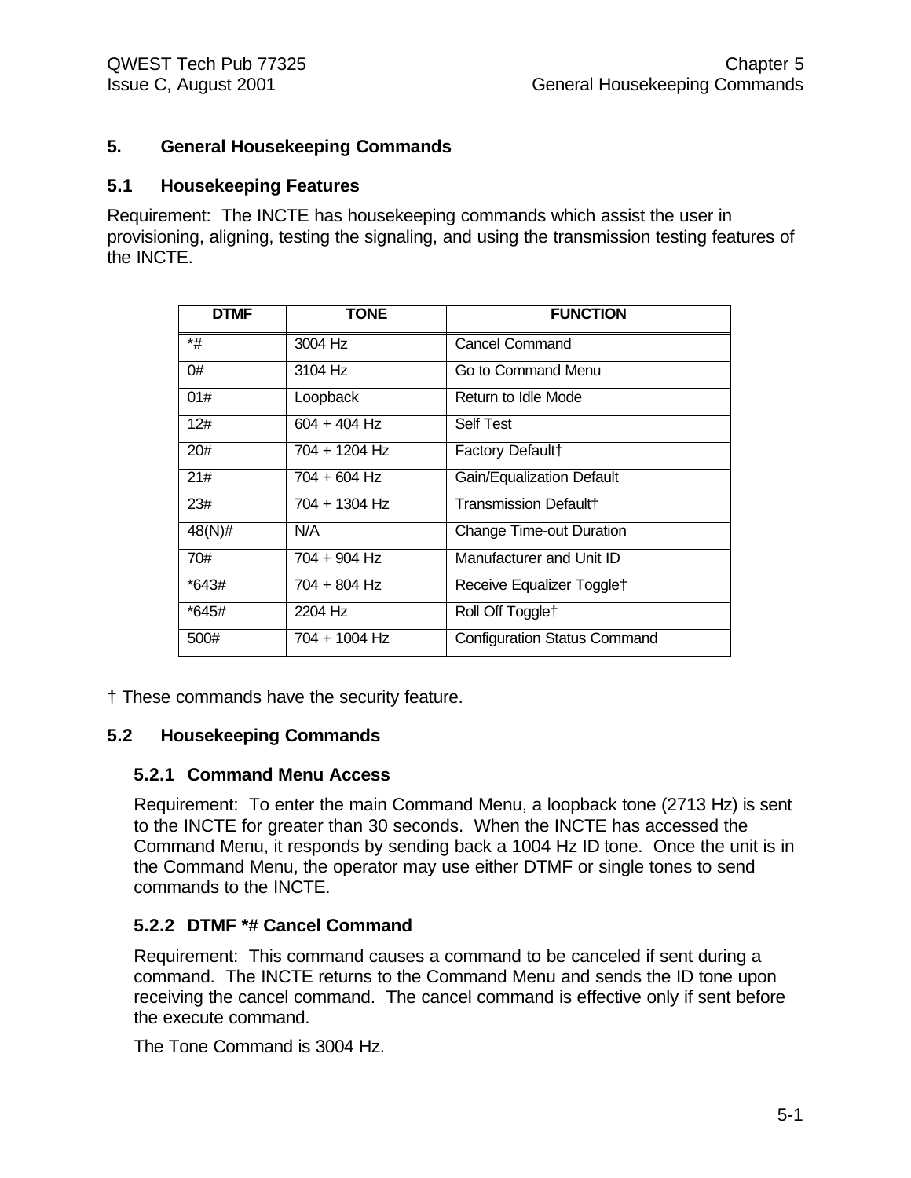# 5. General Housekeeping Commands

## 5.1 Housekeeping Features

Requirement: The INCTE has housekeeping commands which assist the user in provisioning, aligning, testing the signaling, and using the transmission testing features of the INCTE.

| DTMF | TONE | FUNCTION |
|---|---|---|
| *# | 3004 Hz | Cancel Command |
| 0# | 3104 Hz | Go to Command Menu |
| 01# | Loopback | Return to Idle Mode |
| 12# | 604 + 404 Hz | Self Test |
| 20# | 704 + 1204 Hz | Factory Default† |
| 21# | 704 + 604 Hz | Gain/Equalization Default |
| 23# | 704 + 1304 Hz | Transmission Default† |
| 48(N)# | N/A | Change Time-out Duration |
| 70# | 704 + 904 Hz | Manufacturer and Unit ID |
| *643# | 704 + 804 Hz | Receive Equalizer Toggle† |
| *645# | 2204 Hz | Roll Off Toggle† |
| 500# | 704 + 1004 Hz | Configuration Status Command |

† These commands have the security feature.

## 5.2 Housekeeping Commands

### 5.2.1 Command Menu Access

Requirement: To enter the main Command Menu, a loopback tone (2713 Hz) is sent to the INCTE for greater than 30 seconds. When the INCTE has accessed the Command Menu, it responds by sending back a 1004 Hz ID tone. Once the unit is in the Command Menu, the operator may use either DTMF or single tones to send commands to the INCTE.

### 5.2.2 DTMF *# Cancel Command

Requirement: This command causes a command to be canceled if sent during a command. The INCTE returns to the Command Menu and sends the ID tone upon receiving the cancel command. The cancel command is effective only if sent before the execute command.

The Tone Command is 3004 Hz.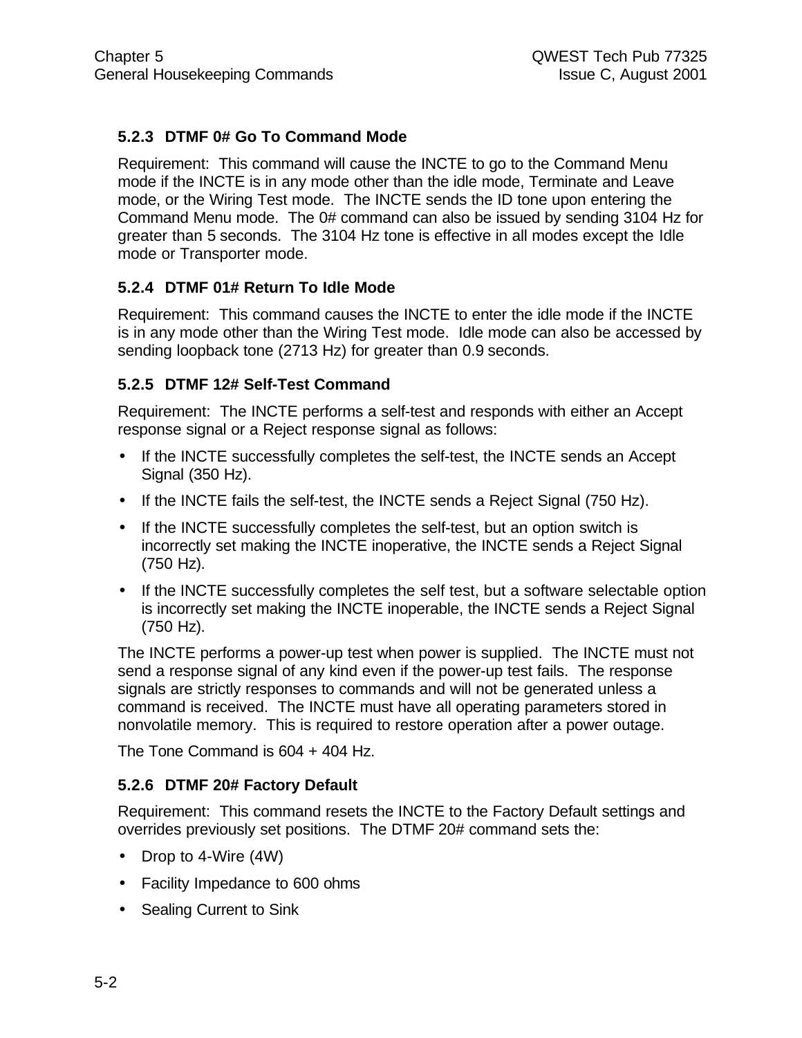### 5.2.3 DTMF 0# Go To Command Mode

Requirement: This command will cause the INCTE to go to the Command Menu mode if the INCTE is in any mode other than the idle mode, Terminate and Leave mode, or the Wiring Test mode. The INCTE sends the ID tone upon entering the Command Menu mode. The 0# command can also be issued by sending 3104 Hz for greater than 5 seconds. The 3104 Hz tone is effective in all modes except the Idle mode or Transporter mode.

### 5.2.4 DTMF 01# Return To Idle Mode

Requirement: This command causes the INCTE to enter the idle mode if the INCTE is in any mode other than the Wiring Test mode. Idle mode can also be accessed by sending loopback tone (2713 Hz) for greater than 0.9 seconds.

### 5.2.5 DTMF 12# Self-Test Command

Requirement: The INCTE performs a self-test and responds with either an Accept response signal or a Reject response signal as follows:

- If the INCTE successfully completes the self-test, the INCTE sends an Accept Signal (350 Hz).
- If the INCTE fails the self-test, the INCTE sends a Reject Signal (750 Hz).
- If the INCTE successfully completes the self-test, but an option switch is incorrectly set making the INCTE inoperative, the INCTE sends a Reject Signal (750 Hz).
- If the INCTE successfully completes the self test, but a software selectable option is incorrectly set making the INCTE inoperable, the INCTE sends a Reject Signal (750 Hz).

The INCTE performs a power-up test when power is supplied. The INCTE must not send a response signal of any kind even if the power-up test fails. The response signals are strictly responses to commands and will not be generated unless a command is received. The INCTE must have all operating parameters stored in nonvolatile memory. This is required to restore operation after a power outage.

The Tone Command is 604 + 404 Hz.

### 5.2.6 DTMF 20# Factory Default

Requirement: This command resets the INCTE to the Factory Default settings and overrides previously set positions. The DTMF 20# command sets the:

- Drop to 4-Wire (4W)
- Facility Impedance to 600 ohms
- Sealing Current to Sink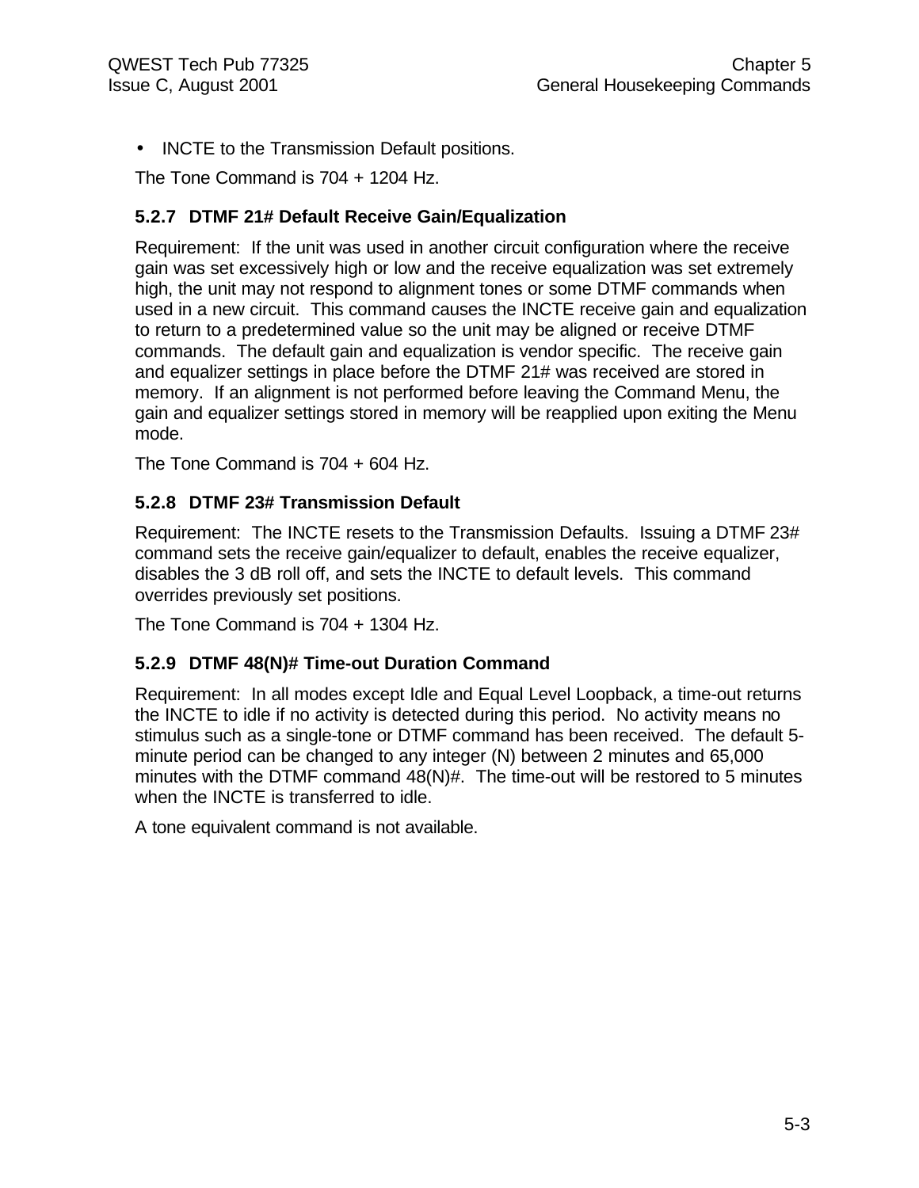- INCTE to the Transmission Default positions.

The Tone Command is 704 + 1204 Hz.

### 5.2.7 DTMF 21# Default Receive Gain/Equalization

Requirement: If the unit was used in another circuit configuration where the receive gain was set excessively high or low and the receive equalization was set extremely high, the unit may not respond to alignment tones or some DTMF commands when used in a new circuit. This command causes the INCTE receive gain and equalization to return to a predetermined value so the unit may be aligned or receive DTMF commands. The default gain and equalization is vendor specific. The receive gain and equalizer settings in place before the DTMF 21# was received are stored in memory. If an alignment is not performed before leaving the Command Menu, the gain and equalizer settings stored in memory will be reapplied upon exiting the Menu mode.

The Tone Command is 704 + 604 Hz.

### 5.2.8 DTMF 23# Transmission Default

Requirement: The INCTE resets to the Transmission Defaults. Issuing a DTMF 23# command sets the receive gain/equalizer to default, enables the receive equalizer, disables the 3 dB roll off, and sets the INCTE to default levels. This command overrides previously set positions.

The Tone Command is 704 + 1304 Hz.

### 5.2.9 DTMF 48(N)# Time-out Duration Command

Requirement: In all modes except Idle and Equal Level Loopback, a time-out returns the INCTE to idle if no activity is detected during this period. No activity means no stimulus such as a single-tone or DTMF command has been received. The default 5-minute period can be changed to any integer (N) between 2 minutes and 65,000 minutes with the DTMF command 48(N)#. The time-out will be restored to 5 minutes when the INCTE is transferred to idle.

A tone equivalent command is not available.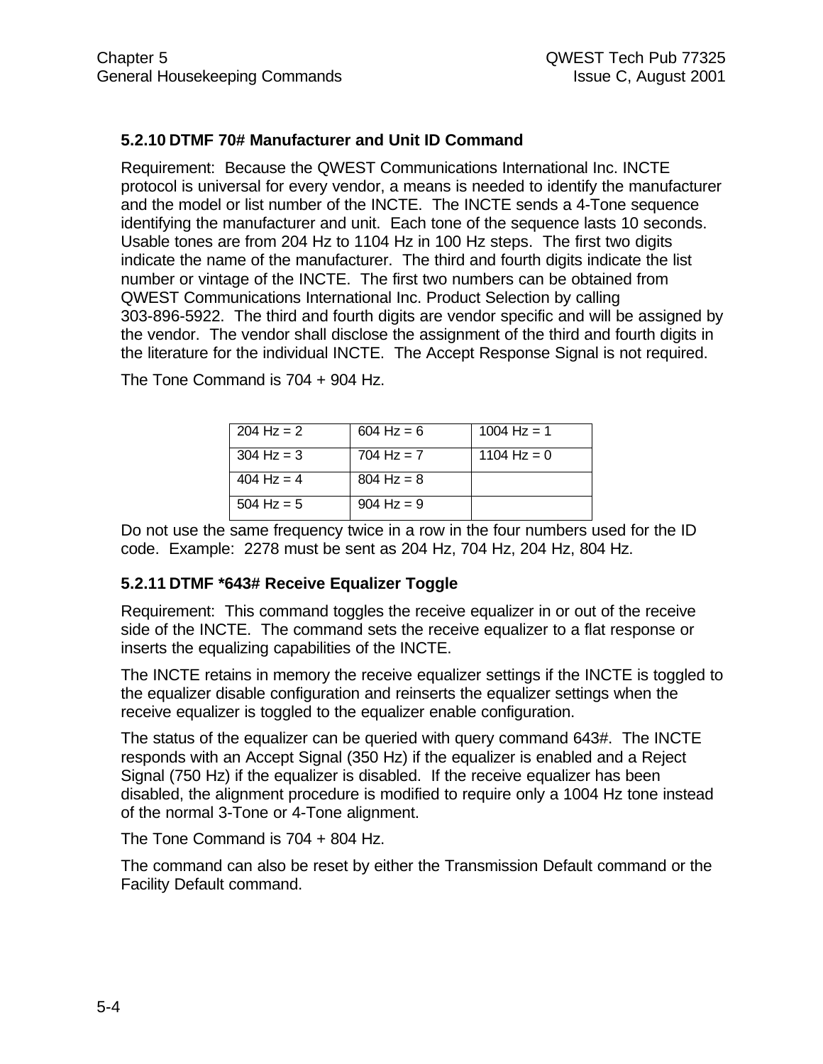### 5.2.10 DTMF 70# Manufacturer and Unit ID Command

Requirement: Because the QWEST Communications International Inc. INCTE protocol is universal for every vendor, a means is needed to identify the manufacturer and the model or list number of the INCTE. The INCTE sends a 4-Tone sequence identifying the manufacturer and unit. Each tone of the sequence lasts 10 seconds. Usable tones are from 204 Hz to 1104 Hz in 100 Hz steps. The first two digits indicate the name of the manufacturer. The third and fourth digits indicate the list number or vintage of the INCTE. The first two numbers can be obtained from QWEST Communications International Inc. Product Selection by calling 303-896-5922. The third and fourth digits are vendor specific and will be assigned by the vendor. The vendor shall disclose the assignment of the third and fourth digits in the literature for the individual INCTE. The Accept Response Signal is not required.

The Tone Command is 704 + 904 Hz.

| | | |
|---|---|---|
| 204 Hz = 2 | 604 Hz = 6 | 1004 Hz = 1 |
| 304 Hz = 3 | 704 Hz = 7 | 1104 Hz = 0 |
| 404 Hz = 4 | 804 Hz = 8 | |
| 504 Hz = 5 | 904 Hz = 9 | |

Do not use the same frequency twice in a row in the four numbers used for the ID code. Example: 2278 must be sent as 204 Hz, 704 Hz, 204 Hz, 804 Hz.

### 5.2.11 DTMF *643# Receive Equalizer Toggle

Requirement: This command toggles the receive equalizer in or out of the receive side of the INCTE. The command sets the receive equalizer to a flat response or inserts the equalizing capabilities of the INCTE.

The INCTE retains in memory the receive equalizer settings if the INCTE is toggled to the equalizer disable configuration and reinserts the equalizer settings when the receive equalizer is toggled to the equalizer enable configuration.

The status of the equalizer can be queried with query command 643#. The INCTE responds with an Accept Signal (350 Hz) if the equalizer is enabled and a Reject Signal (750 Hz) if the equalizer is disabled. If the receive equalizer has been disabled, the alignment procedure is modified to require only a 1004 Hz tone instead of the normal 3-Tone or 4-Tone alignment.

The Tone Command is 704 + 804 Hz.

The command can also be reset by either the Transmission Default command or the Facility Default command.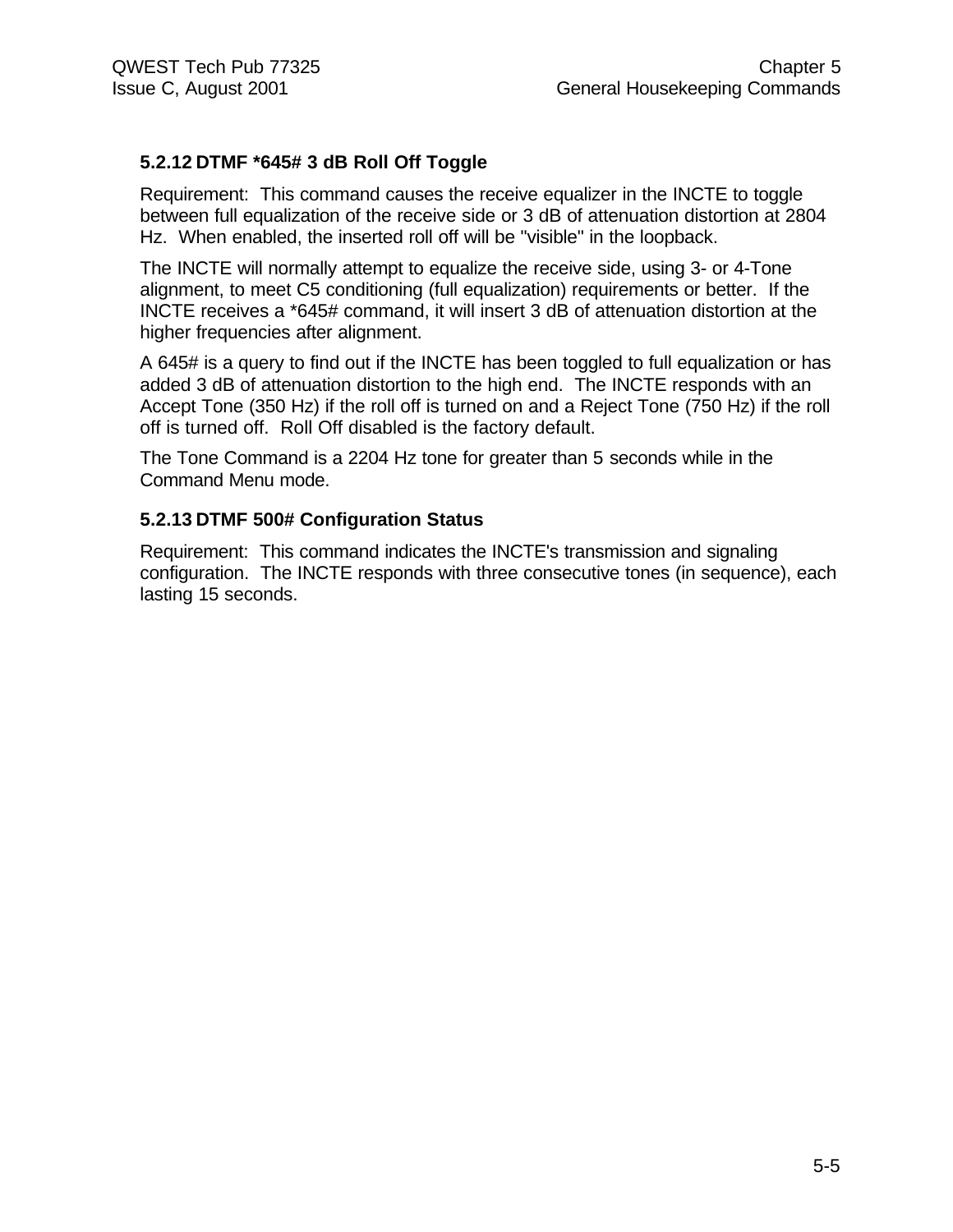### 5.2.12 DTMF *645# 3 dB Roll Off Toggle

Requirement: This command causes the receive equalizer in the INCTE to toggle between full equalization of the receive side or 3 dB of attenuation distortion at 2804 Hz. When enabled, the inserted roll off will be "visible" in the loopback.

The INCTE will normally attempt to equalize the receive side, using 3- or 4-Tone alignment, to meet C5 conditioning (full equalization) requirements or better. If the INCTE receives a *645# command, it will insert 3 dB of attenuation distortion at the higher frequencies after alignment.

A 645# is a query to find out if the INCTE has been toggled to full equalization or has added 3 dB of attenuation distortion to the high end. The INCTE responds with an Accept Tone (350 Hz) if the roll off is turned on and a Reject Tone (750 Hz) if the roll off is turned off. Roll Off disabled is the factory default.

The Tone Command is a 2204 Hz tone for greater than 5 seconds while in the Command Menu mode.

### 5.2.13 DTMF 500# Configuration Status

Requirement: This command indicates the INCTE's transmission and signaling configuration. The INCTE responds with three consecutive tones (in sequence), each lasting 15 seconds.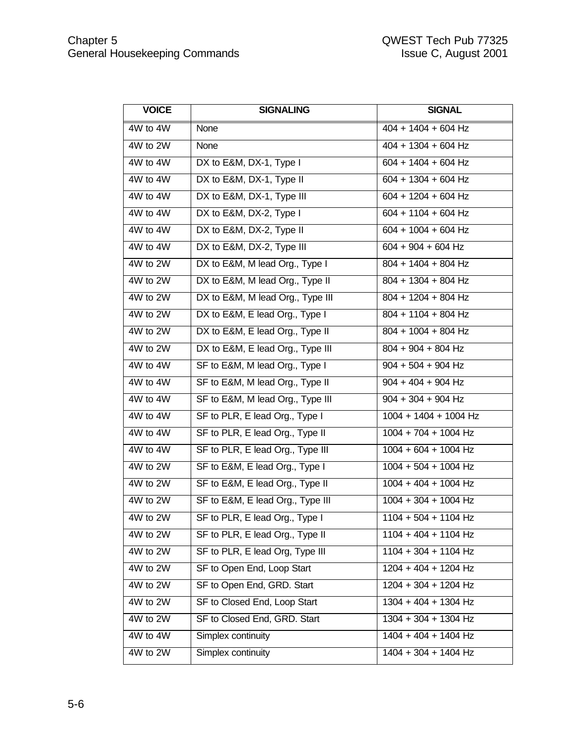| VOICE | SIGNALING | SIGNAL |
| --- | --- | --- |
| 4W to 4W | None | 404 + 1404 + 604 Hz |
| 4W to 2W | None | 404 + 1304 + 604 Hz |
| 4W to 4W | DX to E&M, DX-1, Type I | 604 + 1404 + 604 Hz |
| 4W to 4W | DX to E&M, DX-1, Type II | 604 + 1304 + 604 Hz |
| 4W to 4W | DX to E&M, DX-1, Type III | 604 + 1204 + 604 Hz |
| 4W to 4W | DX to E&M, DX-2, Type I | 604 + 1104 + 604 Hz |
| 4W to 4W | DX to E&M, DX-2, Type II | 604 + 1004 + 604 Hz |
| 4W to 4W | DX to E&M, DX-2, Type III | 604 + 904 + 604 Hz |
| 4W to 2W | DX to E&M, M lead Org., Type I | 804 + 1404 + 804 Hz |
| 4W to 2W | DX to E&M, M lead Org., Type II | 804 + 1304 + 804 Hz |
| 4W to 2W | DX to E&M, M lead Org., Type III | 804 + 1204 + 804 Hz |
| 4W to 2W | DX to E&M, E lead Org., Type I | 804 + 1104 + 804 Hz |
| 4W to 2W | DX to E&M, E lead Org., Type II | 804 + 1004 + 804 Hz |
| 4W to 2W | DX to E&M, E lead Org., Type III | 804 + 904 + 804 Hz |
| 4W to 4W | SF to E&M, M lead Org., Type I | 904 + 504 + 904 Hz |
| 4W to 4W | SF to E&M, M lead Org., Type II | 904 + 404 + 904 Hz |
| 4W to 4W | SF to E&M, M lead Org., Type III | 904 + 304 + 904 Hz |
| 4W to 4W | SF to PLR, E lead Org., Type I | 1004 + 1404 + 1004 Hz |
| 4W to 4W | SF to PLR, E lead Org., Type II | 1004 + 704 + 1004 Hz |
| 4W to 4W | SF to PLR, E lead Org., Type III | 1004 + 604 + 1004 Hz |
| 4W to 2W | SF to E&M, E lead Org., Type I | 1004 + 504 + 1004 Hz |
| 4W to 2W | SF to E&M, E lead Org., Type II | 1004 + 404 + 1004 Hz |
| 4W to 2W | SF to E&M, E lead Org., Type III | 1004 + 304 + 1004 Hz |
| 4W to 2W | SF to PLR, E lead Org., Type I | 1104 + 504 + 1104 Hz |
| 4W to 2W | SF to PLR, E lead Org., Type II | 1104 + 404 + 1104 Hz |
| 4W to 2W | SF to PLR, E lead Org, Type III | 1104 + 304 + 1104 Hz |
| 4W to 2W | SF to Open End, Loop Start | 1204 + 404 + 1204 Hz |
| 4W to 2W | SF to Open End, GRD. Start | 1204 + 304 + 1204 Hz |
| 4W to 2W | SF to Closed End, Loop Start | 1304 + 404 + 1304 Hz |
| 4W to 2W | SF to Closed End, GRD. Start | 1304 + 304 + 1304 Hz |
| 4W to 4W | Simplex continuity | 1404 + 404 + 1404 Hz |
| 4W to 2W | Simplex continuity | 1404 + 304 + 1404 Hz |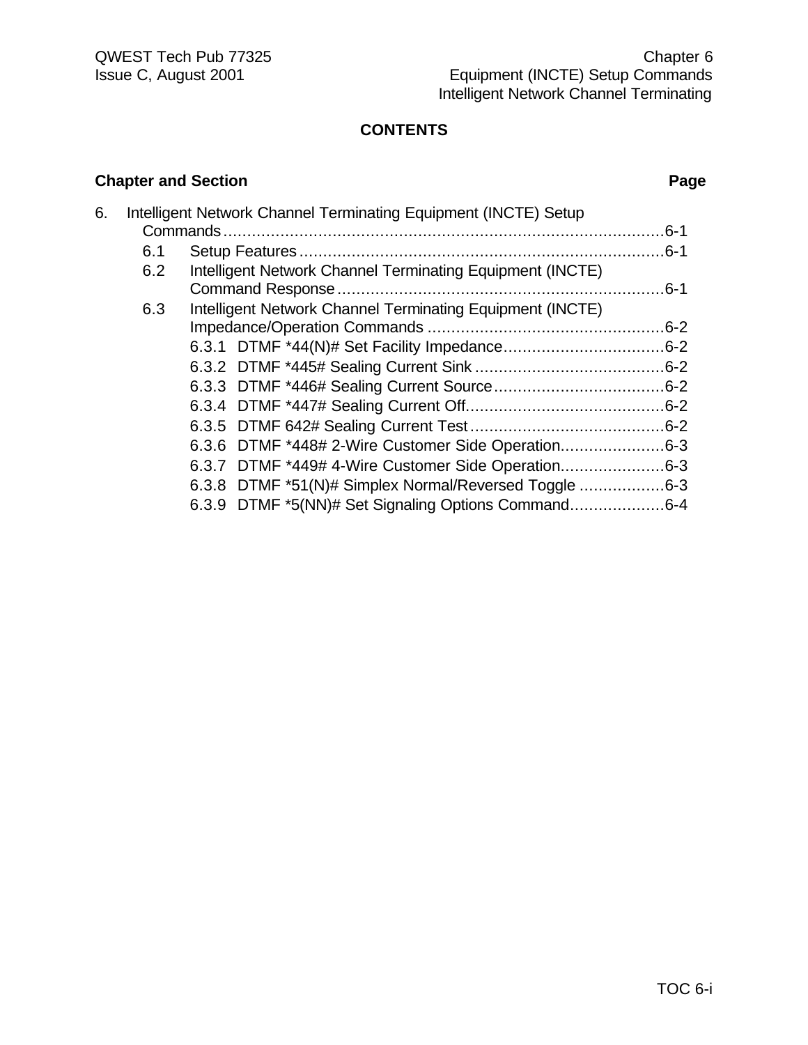# CONTENTS

| Chapter and Section | Page |
|---|---|
| 6. Intelligent Network Channel Terminating Equipment (INCTE) Setup Commands | 6-1 |
| 6.1 Setup Features | 6-1 |
| 6.2 Intelligent Network Channel Terminating Equipment (INCTE) Command Response | 6-1 |
| 6.3 Intelligent Network Channel Terminating Equipment (INCTE) Impedance/Operation Commands | 6-2 |
| 6.3.1 DTMF *44(N)# Set Facility Impedance | 6-2 |
| 6.3.2 DTMF *445# Sealing Current Sink | 6-2 |
| 6.3.3 DTMF *446# Sealing Current Source | 6-2 |
| 6.3.4 DTMF *447# Sealing Current Off | 6-2 |
| 6.3.5 DTMF 642# Sealing Current Test | 6-2 |
| 6.3.6 DTMF *448# 2-Wire Customer Side Operation | 6-3 |
| 6.3.7 DTMF *449# 4-Wire Customer Side Operation | 6-3 |
| 6.3.8 DTMF *51(N)# Simplex Normal/Reversed Toggle | 6-3 |
| 6.3.9 DTMF *5(NN)# Set Signaling Options Command | 6-4 |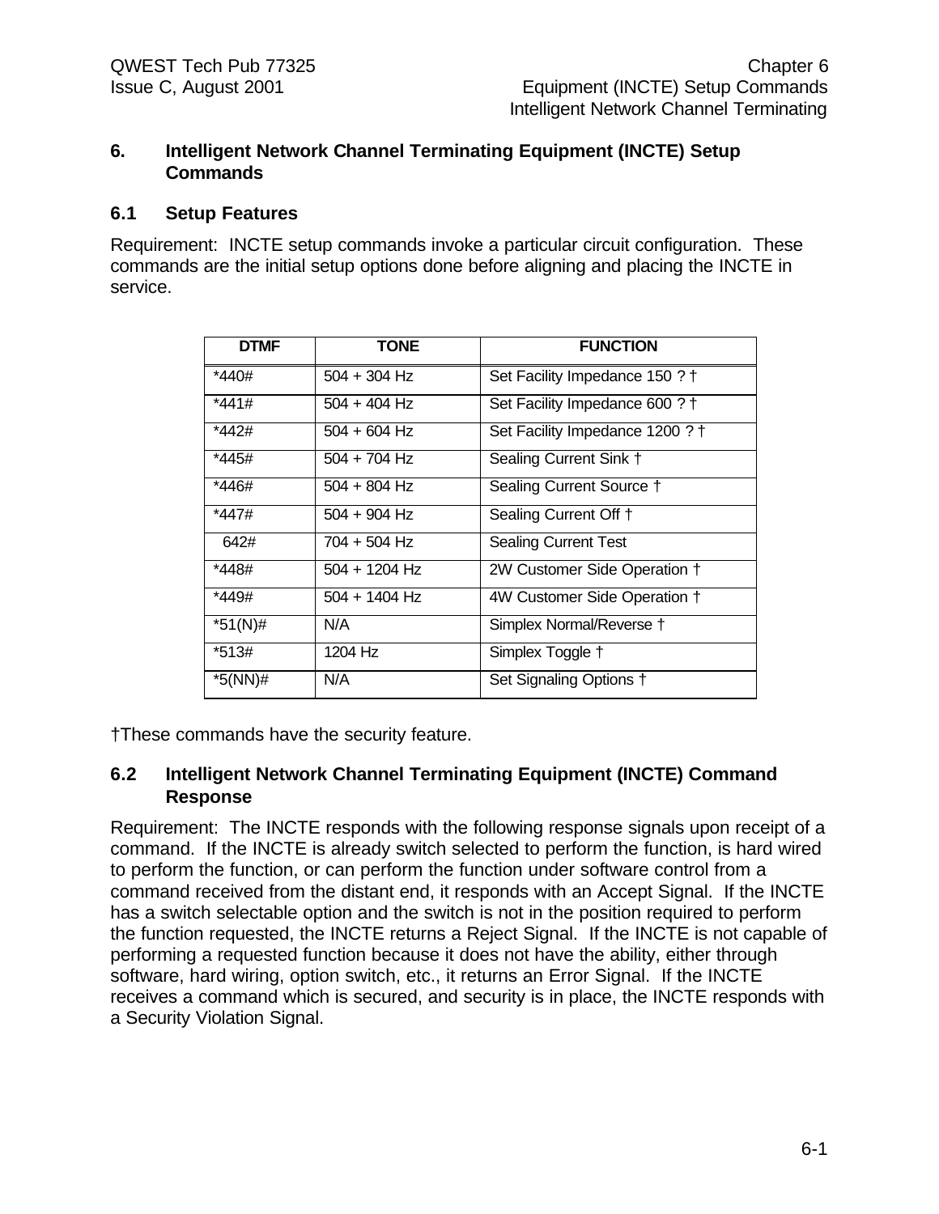## 6. Intelligent Network Channel Terminating Equipment (INCTE) Setup Commands

### 6.1 Setup Features

Requirement: INCTE setup commands invoke a particular circuit configuration. These commands are the initial setup options done before aligning and placing the INCTE in service.

| DTMF | TONE | FUNCTION |
|---|---|---|
| *440# | 504 + 304 Hz | Set Facility Impedance 150 ? † |
| *441# | 504 + 404 Hz | Set Facility Impedance 600 ? † |
| *442# | 504 + 604 Hz | Set Facility Impedance 1200 ? † |
| *445# | 504 + 704 Hz | Sealing Current Sink † |
| *446# | 504 + 804 Hz | Sealing Current Source † |
| *447# | 504 + 904 Hz | Sealing Current Off † |
| 642# | 704 + 504 Hz | Sealing Current Test |
| *448# | 504 + 1204 Hz | 2W Customer Side Operation † |
| *449# | 504 + 1404 Hz | 4W Customer Side Operation † |
| *51(N)# | N/A | Simplex Normal/Reverse † |
| *513# | 1204 Hz | Simplex Toggle † |
| *5(NN)# | N/A | Set Signaling Options † |

†These commands have the security feature.

### 6.2 Intelligent Network Channel Terminating Equipment (INCTE) Command Response

Requirement: The INCTE responds with the following response signals upon receipt of a command. If the INCTE is already switch selected to perform the function, is hard wired to perform the function, or can perform the function under software control from a command received from the distant end, it responds with an Accept Signal. If the INCTE has a switch selectable option and the switch is not in the position required to perform the function requested, the INCTE returns a Reject Signal. If the INCTE is not capable of performing a requested function because it does not have the ability, either through software, hard wiring, option switch, etc., it returns an Error Signal. If the INCTE receives a command which is secured, and security is in place, the INCTE responds with a Security Violation Signal.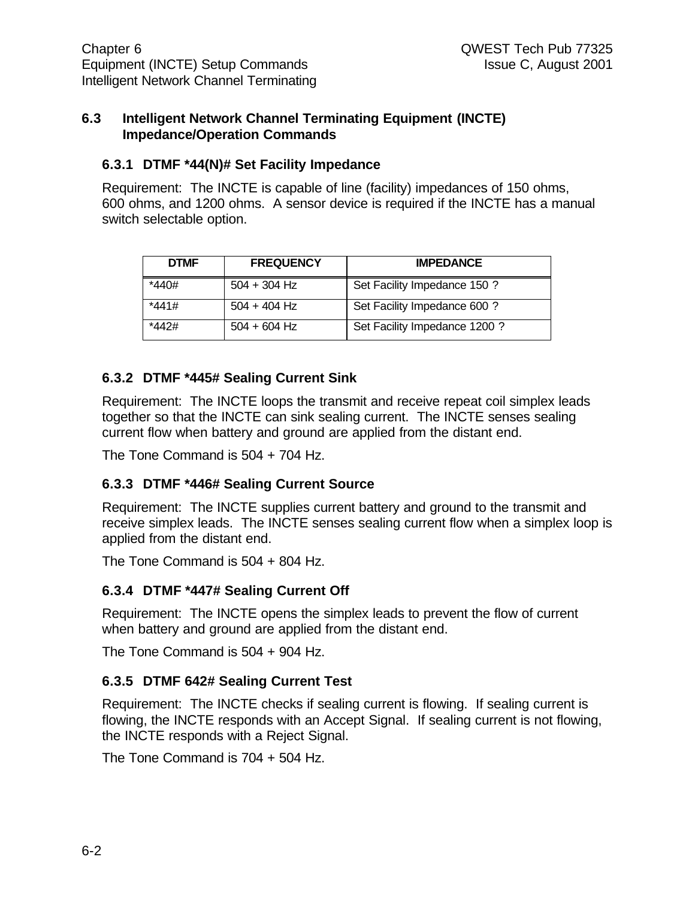## 6.3 Intelligent Network Channel Terminating Equipment (INCTE) Impedance/Operation Commands

### 6.3.1 DTMF *44(N)# Set Facility Impedance

Requirement: The INCTE is capable of line (facility) impedances of 150 ohms, 600 ohms, and 1200 ohms. A sensor device is required if the INCTE has a manual switch selectable option.

| DTMF | FREQUENCY | IMPEDANCE |
|---|---|---|
| *440# | 504 + 304 Hz | Set Facility Impedance 150 ? |
| *441# | 504 + 404 Hz | Set Facility Impedance 600 ? |
| *442# | 504 + 604 Hz | Set Facility Impedance 1200 ? |

### 6.3.2 DTMF *445# Sealing Current Sink

Requirement: The INCTE loops the transmit and receive repeat coil simplex leads together so that the INCTE can sink sealing current. The INCTE senses sealing current flow when battery and ground are applied from the distant end.

The Tone Command is 504 + 704 Hz.

### 6.3.3 DTMF *446# Sealing Current Source

Requirement: The INCTE supplies current battery and ground to the transmit and receive simplex leads. The INCTE senses sealing current flow when a simplex loop is applied from the distant end.

The Tone Command is 504 + 804 Hz.

### 6.3.4 DTMF *447# Sealing Current Off

Requirement: The INCTE opens the simplex leads to prevent the flow of current when battery and ground are applied from the distant end.

The Tone Command is 504 + 904 Hz.

### 6.3.5 DTMF 642# Sealing Current Test

Requirement: The INCTE checks if sealing current is flowing. If sealing current is flowing, the INCTE responds with an Accept Signal. If sealing current is not flowing, the INCTE responds with a Reject Signal.

The Tone Command is 704 + 504 Hz.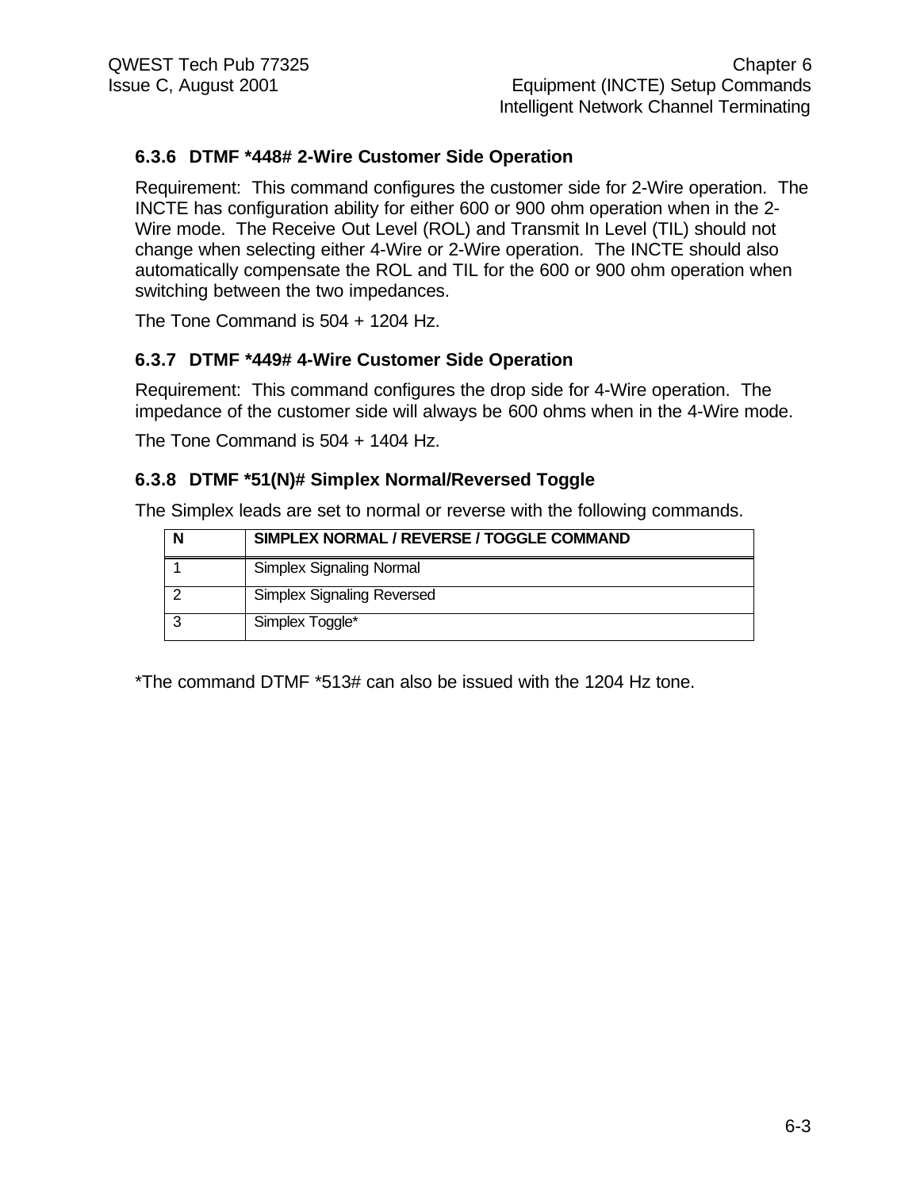### 6.3.6 DTMF *448# 2-Wire Customer Side Operation

Requirement: This command configures the customer side for 2-Wire operation. The INCTE has configuration ability for either 600 or 900 ohm operation when in the 2-Wire mode. The Receive Out Level (ROL) and Transmit In Level (TIL) should not change when selecting either 4-Wire or 2-Wire operation. The INCTE should also automatically compensate the ROL and TIL for the 600 or 900 ohm operation when switching between the two impedances.

The Tone Command is 504 + 1204 Hz.

### 6.3.7 DTMF *449# 4-Wire Customer Side Operation

Requirement: This command configures the drop side for 4-Wire operation. The impedance of the customer side will always be 600 ohms when in the 4-Wire mode.

The Tone Command is 504 + 1404 Hz.

### 6.3.8 DTMF *51(N)# Simplex Normal/Reversed Toggle

The Simplex leads are set to normal or reverse with the following commands.

| N | SIMPLEX NORMAL / REVERSE / TOGGLE COMMAND |
|---|---|
| 1 | Simplex Signaling Normal |
| 2 | Simplex Signaling Reversed |
| 3 | Simplex Toggle* |

*The command DTMF *513# can also be issued with the 1204 Hz tone.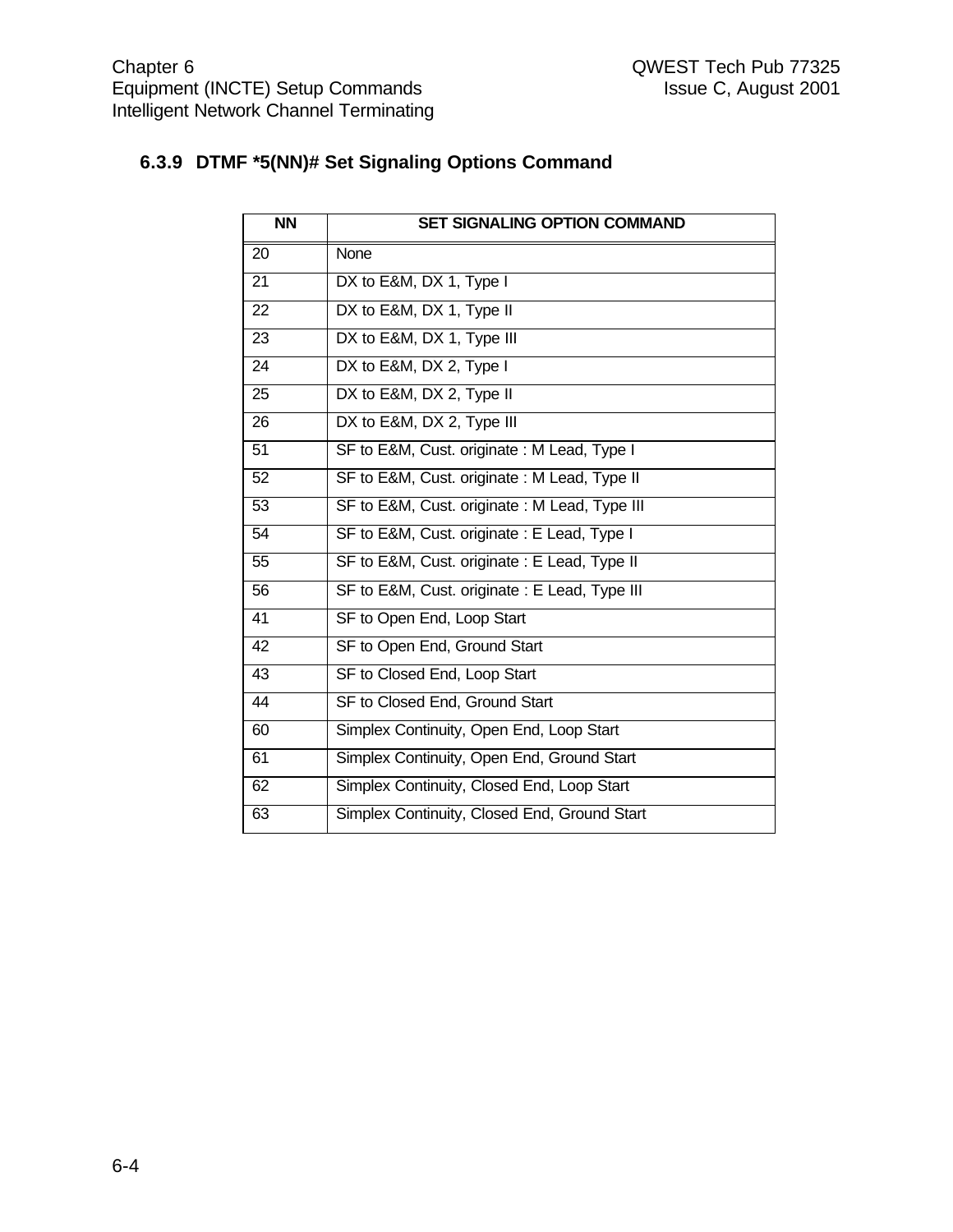### 6.3.9 DTMF *5(NN)# Set Signaling Options Command

| NN | SET SIGNALING OPTION COMMAND |
|---|---|
| 20 | None |
| 21 | DX to E&M, DX 1, Type I |
| 22 | DX to E&M, DX 1, Type II |
| 23 | DX to E&M, DX 1, Type III |
| 24 | DX to E&M, DX 2, Type I |
| 25 | DX to E&M, DX 2, Type II |
| 26 | DX to E&M, DX 2, Type III |
| 51 | SF to E&M, Cust. originate : M Lead, Type I |
| 52 | SF to E&M, Cust. originate : M Lead, Type II |
| 53 | SF to E&M, Cust. originate : M Lead, Type III |
| 54 | SF to E&M, Cust. originate : E Lead, Type I |
| 55 | SF to E&M, Cust. originate : E Lead, Type II |
| 56 | SF to E&M, Cust. originate : E Lead, Type III |
| 41 | SF to Open End, Loop Start |
| 42 | SF to Open End, Ground Start |
| 43 | SF to Closed End, Loop Start |
| 44 | SF to Closed End, Ground Start |
| 60 | Simplex Continuity, Open End, Loop Start |
| 61 | Simplex Continuity, Open End, Ground Start |
| 62 | Simplex Continuity, Closed End, Loop Start |
| 63 | Simplex Continuity, Closed End, Ground Start |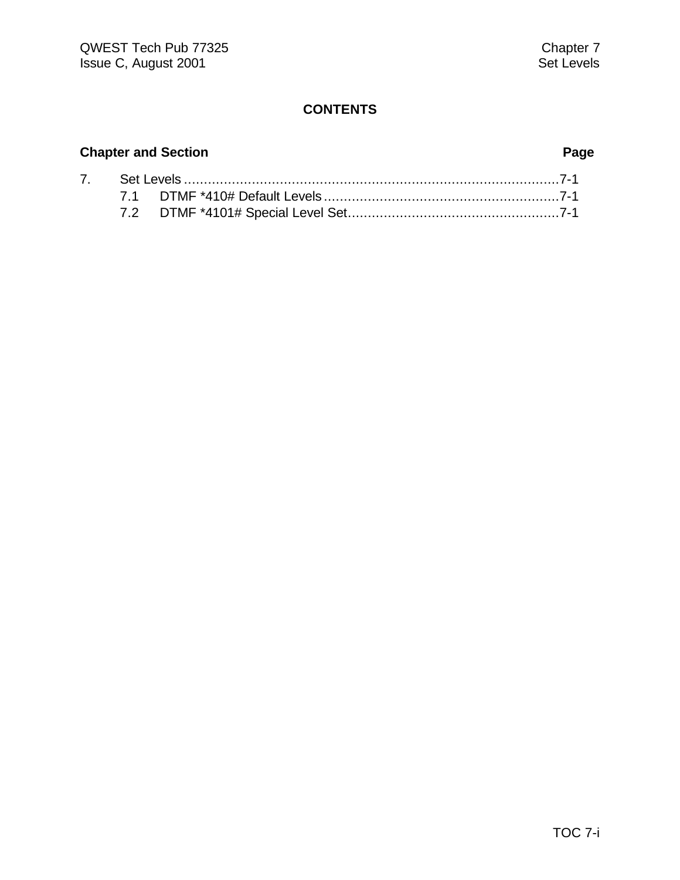# CONTENTS

**Chapter and Section** **Page**

7. Set Levels ............................................................................................7-1
    - 7.1 DTMF *410# Default Levels...........................................................7-1
    - 7.2 DTMF *4101# Special Level Set.....................................................7-1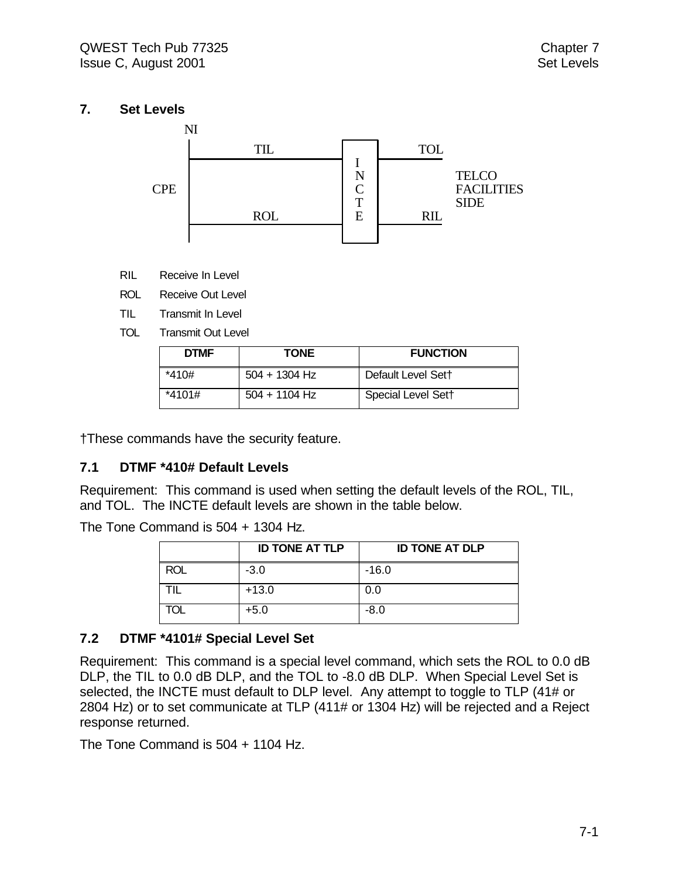## 7. Set Levels

NI

CPE — TIL / ROL — INCTE — TOL / RIL — TELCO FACILITIES SIDE

RIL Receive In Level

ROL Receive Out Level

TIL Transmit In Level

TOL Transmit Out Level

| DTMF | TONE | FUNCTION |
|---|---|---|
| *410# | 504 + 1304 Hz | Default Level Set† |
| *4101# | 504 + 1104 Hz | Special Level Set† |

†These commands have the security feature.

### 7.1 DTMF *410# Default Levels

Requirement: This command is used when setting the default levels of the ROL, TIL, and TOL. The INCTE default levels are shown in the table below.

The Tone Command is 504 + 1304 Hz.

| | ID TONE AT TLP | ID TONE AT DLP |
|---|---|---|
| ROL | -3.0 | -16.0 |
| TIL | +13.0 | 0.0 |
| TOL | +5.0 | -8.0 |

### 7.2 DTMF *4101# Special Level Set

Requirement: This command is a special level command, which sets the ROL to 0.0 dB DLP, the TIL to 0.0 dB DLP, and the TOL to -8.0 dB DLP. When Special Level Set is selected, the INCTE must default to DLP level. Any attempt to toggle to TLP (41# or 2804 Hz) or to set communicate at TLP (411# or 1304 Hz) will be rejected and a Reject response returned.

The Tone Command is 504 + 1104 Hz.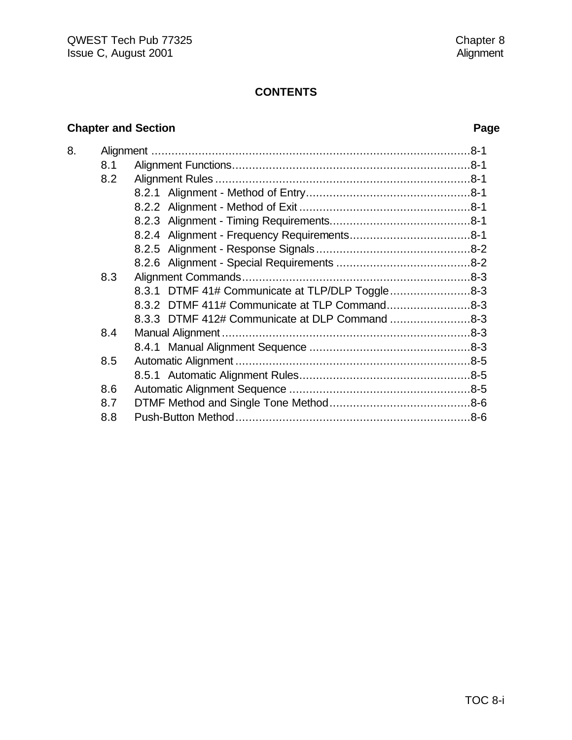# CONTENTS

| Chapter and Section | | | Page |
|---|---|---|---|
| 8. | Alignment | | 8-1 |
| | 8.1 | Alignment Functions | 8-1 |
| | 8.2 | Alignment Rules | 8-1 |
| | | 8.2.1 Alignment - Method of Entry | 8-1 |
| | | 8.2.2 Alignment - Method of Exit | 8-1 |
| | | 8.2.3 Alignment - Timing Requirements | 8-1 |
| | | 8.2.4 Alignment - Frequency Requirements | 8-1 |
| | | 8.2.5 Alignment - Response Signals | 8-2 |
| | | 8.2.6 Alignment - Special Requirements | 8-2 |
| | 8.3 | Alignment Commands | 8-3 |
| | | 8.3.1 DTMF 41# Communicate at TLP/DLP Toggle | 8-3 |
| | | 8.3.2 DTMF 411# Communicate at TLP Command | 8-3 |
| | | 8.3.3 DTMF 412# Communicate at DLP Command | 8-3 |
| | 8.4 | Manual Alignment | 8-3 |
| | | 8.4.1 Manual Alignment Sequence | 8-3 |
| | 8.5 | Automatic Alignment | 8-5 |
| | | 8.5.1 Automatic Alignment Rules | 8-5 |
| | 8.6 | Automatic Alignment Sequence | 8-5 |
| | 8.7 | DTMF Method and Single Tone Method | 8-6 |
| | 8.8 | Push-Button Method | 8-6 |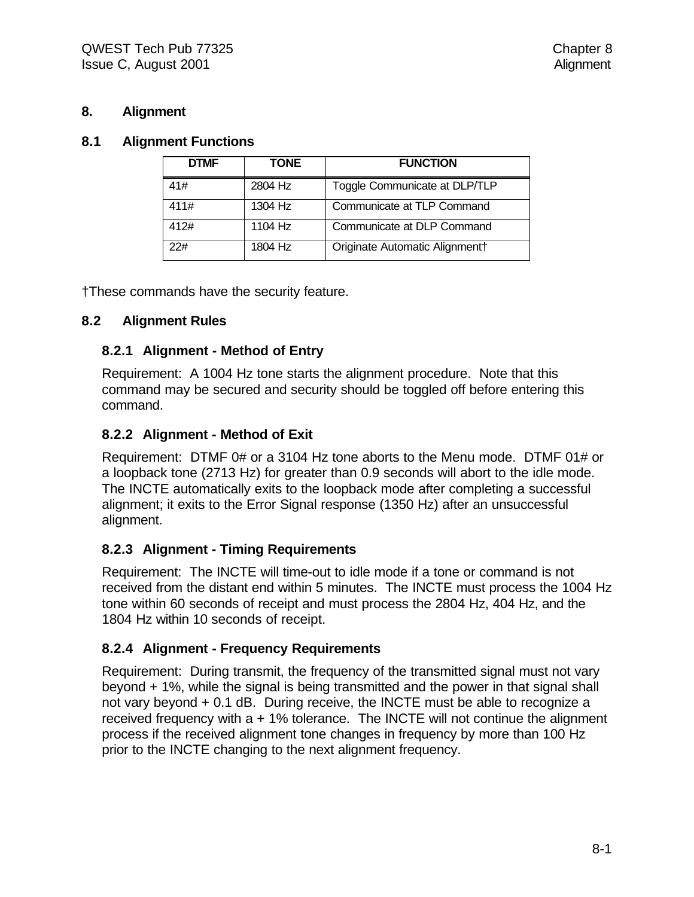# 8. Alignment

## 8.1 Alignment Functions

| DTMF | TONE | FUNCTION |
|---|---|---|
| 41# | 2804 Hz | Toggle Communicate at DLP/TLP |
| 411# | 1304 Hz | Communicate at TLP Command |
| 412# | 1104 Hz | Communicate at DLP Command |
| 22# | 1804 Hz | Originate Automatic Alignment† |

†These commands have the security feature.

## 8.2 Alignment Rules

### 8.2.1 Alignment - Method of Entry

Requirement: A 1004 Hz tone starts the alignment procedure. Note that this command may be secured and security should be toggled off before entering this command.

### 8.2.2 Alignment - Method of Exit

Requirement: DTMF 0# or a 3104 Hz tone aborts to the Menu mode. DTMF 01# or a loopback tone (2713 Hz) for greater than 0.9 seconds will abort to the idle mode. The INCTE automatically exits to the loopback mode after completing a successful alignment; it exits to the Error Signal response (1350 Hz) after an unsuccessful alignment.

### 8.2.3 Alignment - Timing Requirements

Requirement: The INCTE will time-out to idle mode if a tone or command is not received from the distant end within 5 minutes. The INCTE must process the 1004 Hz tone within 60 seconds of receipt and must process the 2804 Hz, 404 Hz, and the 1804 Hz within 10 seconds of receipt.

### 8.2.4 Alignment - Frequency Requirements

Requirement: During transmit, the frequency of the transmitted signal must not vary beyond + 1%, while the signal is being transmitted and the power in that signal shall not vary beyond + 0.1 dB. During receive, the INCTE must be able to recognize a received frequency with a + 1% tolerance. The INCTE will not continue the alignment process if the received alignment tone changes in frequency by more than 100 Hz prior to the INCTE changing to the next alignment frequency.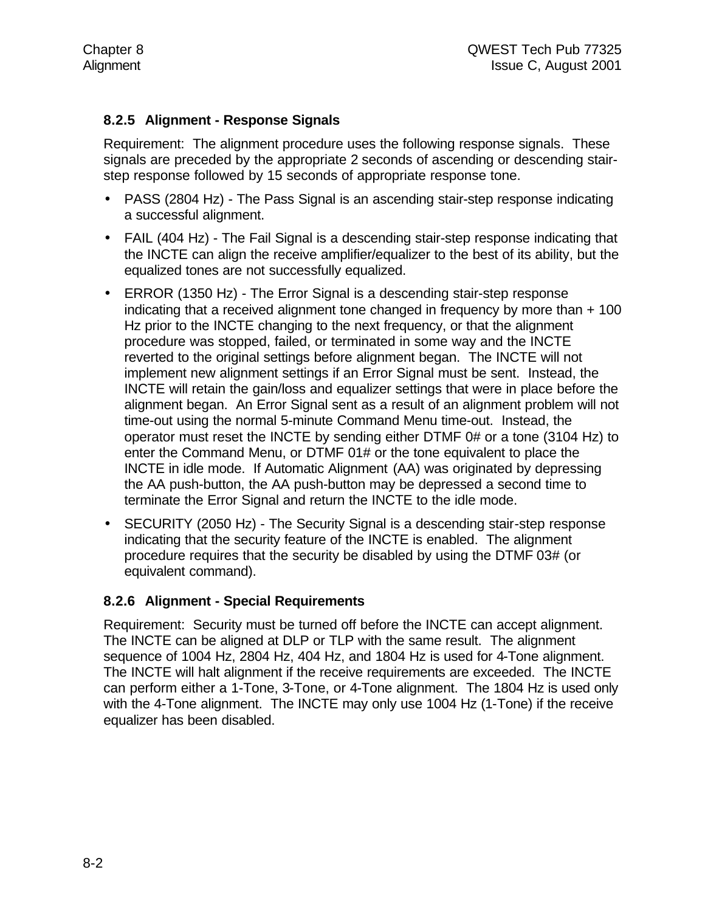### 8.2.5 Alignment - Response Signals

Requirement: The alignment procedure uses the following response signals. These signals are preceded by the appropriate 2 seconds of ascending or descending stair-step response followed by 15 seconds of appropriate response tone.

- PASS (2804 Hz) - The Pass Signal is an ascending stair-step response indicating a successful alignment.
- FAIL (404 Hz) - The Fail Signal is a descending stair-step response indicating that the INCTE can align the receive amplifier/equalizer to the best of its ability, but the equalized tones are not successfully equalized.
- ERROR (1350 Hz) - The Error Signal is a descending stair-step response indicating that a received alignment tone changed in frequency by more than + 100 Hz prior to the INCTE changing to the next frequency, or that the alignment procedure was stopped, failed, or terminated in some way and the INCTE reverted to the original settings before alignment began. The INCTE will not implement new alignment settings if an Error Signal must be sent. Instead, the INCTE will retain the gain/loss and equalizer settings that were in place before the alignment began. An Error Signal sent as a result of an alignment problem will not time-out using the normal 5-minute Command Menu time-out. Instead, the operator must reset the INCTE by sending either DTMF 0# or a tone (3104 Hz) to enter the Command Menu, or DTMF 01# or the tone equivalent to place the INCTE in idle mode. If Automatic Alignment (AA) was originated by depressing the AA push-button, the AA push-button may be depressed a second time to terminate the Error Signal and return the INCTE to the idle mode.
- SECURITY (2050 Hz) - The Security Signal is a descending stair-step response indicating that the security feature of the INCTE is enabled. The alignment procedure requires that the security be disabled by using the DTMF 03# (or equivalent command).

### 8.2.6 Alignment - Special Requirements

Requirement: Security must be turned off before the INCTE can accept alignment. The INCTE can be aligned at DLP or TLP with the same result. The alignment sequence of 1004 Hz, 2804 Hz, 404 Hz, and 1804 Hz is used for 4-Tone alignment. The INCTE will halt alignment if the receive requirements are exceeded. The INCTE can perform either a 1-Tone, 3-Tone, or 4-Tone alignment. The 1804 Hz is used only with the 4-Tone alignment. The INCTE may only use 1004 Hz (1-Tone) if the receive equalizer has been disabled.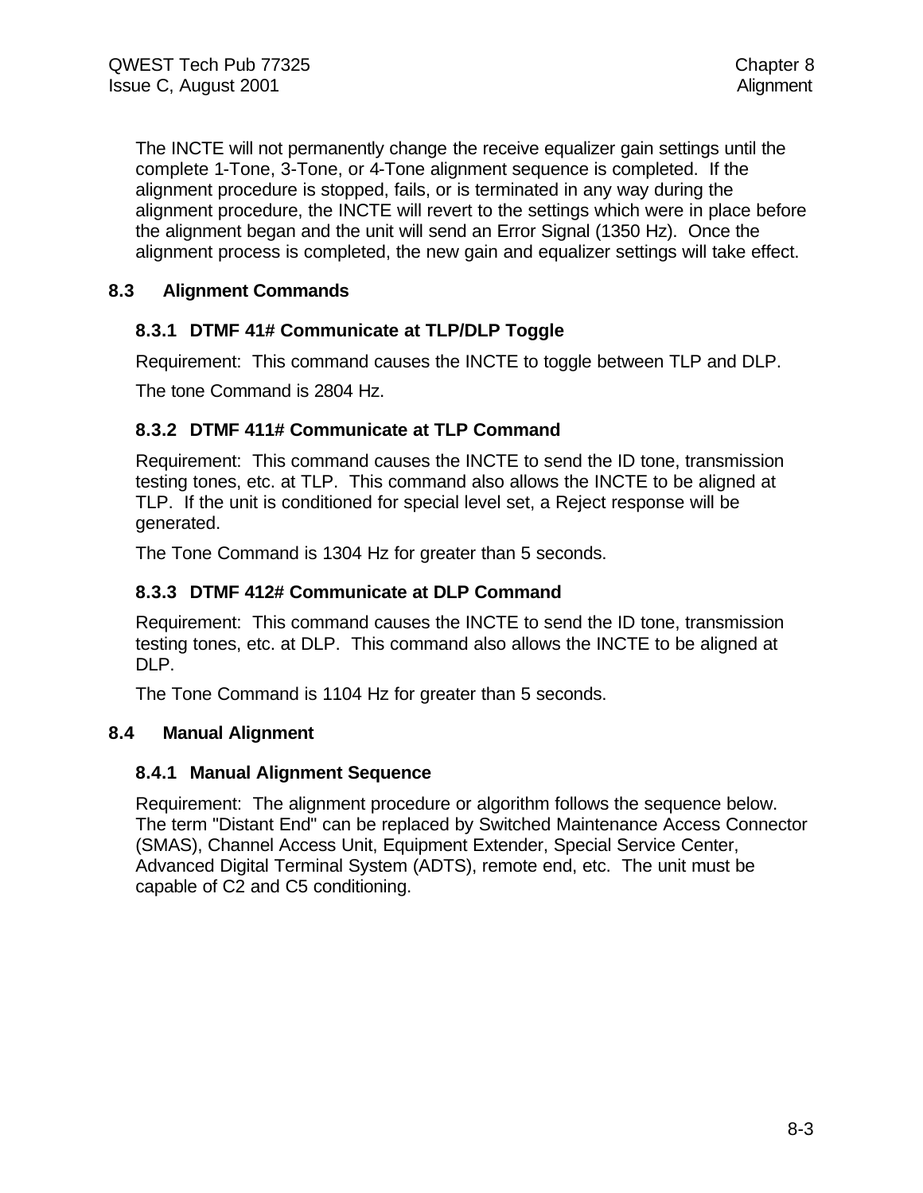The INCTE will not permanently change the receive equalizer gain settings until the complete 1-Tone, 3-Tone, or 4-Tone alignment sequence is completed. If the alignment procedure is stopped, fails, or is terminated in any way during the alignment procedure, the INCTE will revert to the settings which were in place before the alignment began and the unit will send an Error Signal (1350 Hz). Once the alignment process is completed, the new gain and equalizer settings will take effect.

## 8.3 Alignment Commands

### 8.3.1 DTMF 41# Communicate at TLP/DLP Toggle

Requirement: This command causes the INCTE to toggle between TLP and DLP.

The tone Command is 2804 Hz.

### 8.3.2 DTMF 411# Communicate at TLP Command

Requirement: This command causes the INCTE to send the ID tone, transmission testing tones, etc. at TLP. This command also allows the INCTE to be aligned at TLP. If the unit is conditioned for special level set, a Reject response will be generated.

The Tone Command is 1304 Hz for greater than 5 seconds.

### 8.3.3 DTMF 412# Communicate at DLP Command

Requirement: This command causes the INCTE to send the ID tone, transmission testing tones, etc. at DLP. This command also allows the INCTE to be aligned at DLP.

The Tone Command is 1104 Hz for greater than 5 seconds.

## 8.4 Manual Alignment

### 8.4.1 Manual Alignment Sequence

Requirement: The alignment procedure or algorithm follows the sequence below. The term "Distant End" can be replaced by Switched Maintenance Access Connector (SMAS), Channel Access Unit, Equipment Extender, Special Service Center, Advanced Digital Terminal System (ADTS), remote end, etc. The unit must be capable of C2 and C5 conditioning.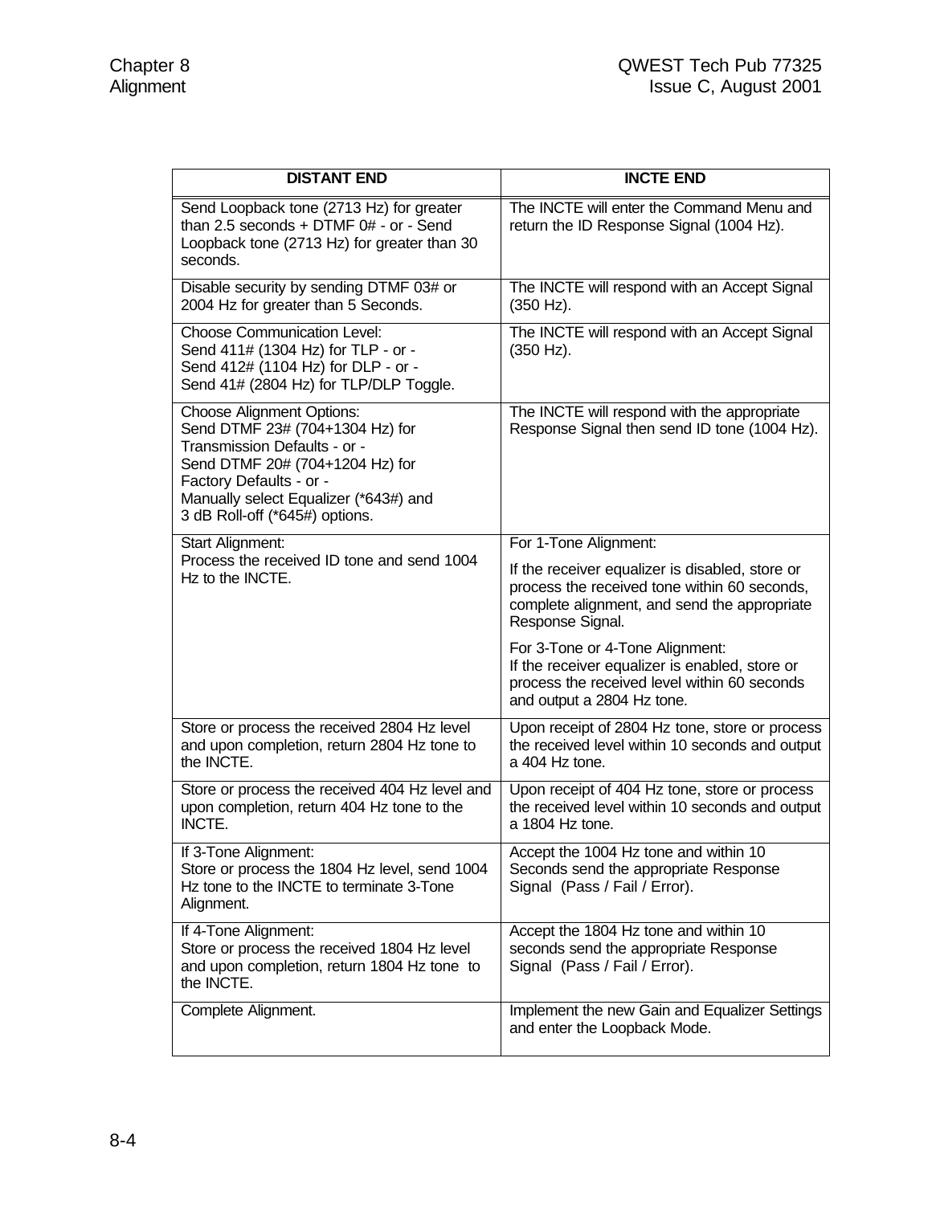| DISTANT END | INCTE END |
|---|---|
| Send Loopback tone (2713 Hz) for greater than 2.5 seconds + DTMF 0# - or - Send Loopback tone (2713 Hz) for greater than 30 seconds. | The INCTE will enter the Command Menu and return the ID Response Signal (1004 Hz). |
| Disable security by sending DTMF 03# or 2004 Hz for greater than 5 Seconds. | The INCTE will respond with an Accept Signal (350 Hz). |
| Choose Communication Level:<br>Send 411# (1304 Hz) for TLP - or -<br>Send 412# (1104 Hz) for DLP - or -<br>Send 41# (2804 Hz) for TLP/DLP Toggle. | The INCTE will respond with an Accept Signal (350 Hz). |
| Choose Alignment Options:<br>Send DTMF 23# (704+1304 Hz) for Transmission Defaults - or -<br>Send DTMF 20# (704+1204 Hz) for Factory Defaults - or -<br>Manually select Equalizer (*643#) and 3 dB Roll-off (*645#) options. | The INCTE will respond with the appropriate Response Signal then send ID tone (1004 Hz). |
| Start Alignment:<br>Process the received ID tone and send 1004 Hz to the INCTE. | For 1-Tone Alignment:<br>If the receiver equalizer is disabled, store or process the received tone within 60 seconds, complete alignment, and send the appropriate Response Signal.<br>For 3-Tone or 4-Tone Alignment:<br>If the receiver equalizer is enabled, store or process the received level within 60 seconds and output a 2804 Hz tone. |
| Store or process the received 2804 Hz level and upon completion, return 2804 Hz tone to the INCTE. | Upon receipt of 2804 Hz tone, store or process the received level within 10 seconds and output a 404 Hz tone. |
| Store or process the received 404 Hz level and upon completion, return 404 Hz tone to the INCTE. | Upon receipt of 404 Hz tone, store or process the received level within 10 seconds and output a 1804 Hz tone. |
| If 3-Tone Alignment:<br>Store or process the 1804 Hz level, send 1004 Hz tone to the INCTE to terminate 3-Tone Alignment. | Accept the 1004 Hz tone and within 10 Seconds send the appropriate Response Signal (Pass / Fail / Error). |
| If 4-Tone Alignment:<br>Store or process the received 1804 Hz level and upon completion, return 1804 Hz tone to the INCTE. | Accept the 1804 Hz tone and within 10 seconds send the appropriate Response Signal (Pass / Fail / Error). |
| Complete Alignment. | Implement the new Gain and Equalizer Settings and enter the Loopback Mode. |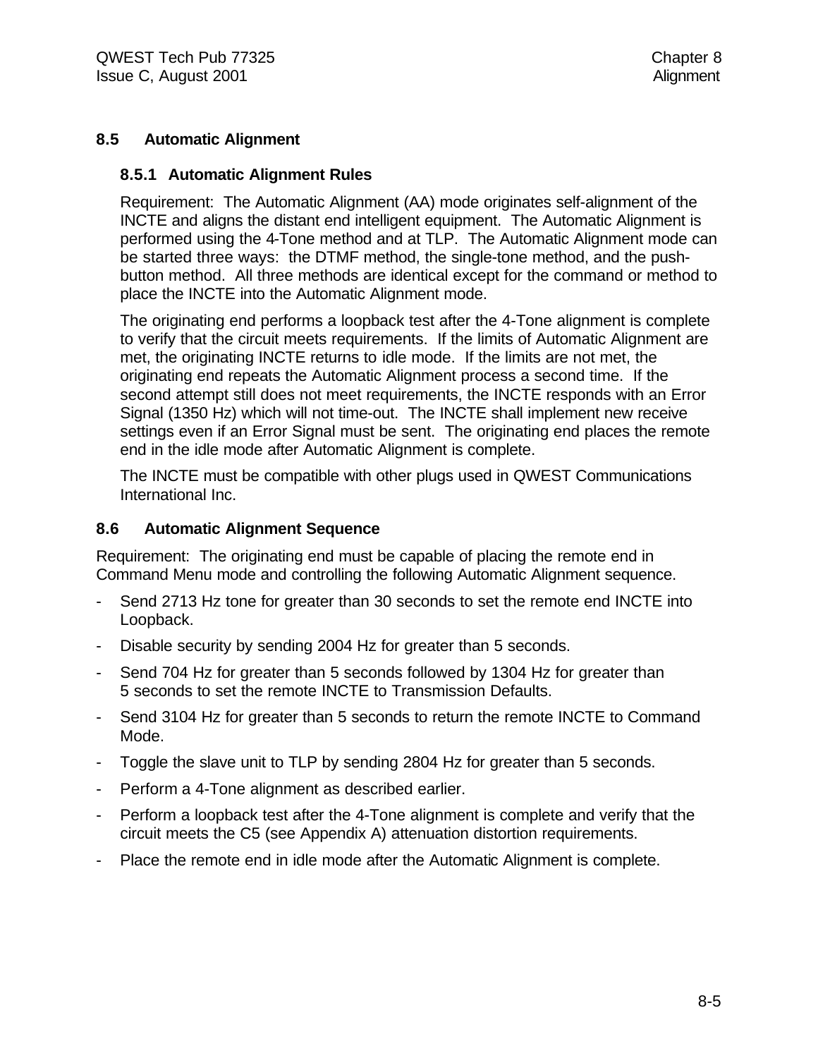## 8.5 Automatic Alignment

### 8.5.1 Automatic Alignment Rules

Requirement: The Automatic Alignment (AA) mode originates self-alignment of the INCTE and aligns the distant end intelligent equipment. The Automatic Alignment is performed using the 4-Tone method and at TLP. The Automatic Alignment mode can be started three ways: the DTMF method, the single-tone method, and the push-button method. All three methods are identical except for the command or method to place the INCTE into the Automatic Alignment mode.

The originating end performs a loopback test after the 4-Tone alignment is complete to verify that the circuit meets requirements. If the limits of Automatic Alignment are met, the originating INCTE returns to idle mode. If the limits are not met, the originating end repeats the Automatic Alignment process a second time. If the second attempt still does not meet requirements, the INCTE responds with an Error Signal (1350 Hz) which will not time-out. The INCTE shall implement new receive settings even if an Error Signal must be sent. The originating end places the remote end in the idle mode after Automatic Alignment is complete.

The INCTE must be compatible with other plugs used in QWEST Communications International Inc.

## 8.6 Automatic Alignment Sequence

Requirement: The originating end must be capable of placing the remote end in Command Menu mode and controlling the following Automatic Alignment sequence.

- Send 2713 Hz tone for greater than 30 seconds to set the remote end INCTE into Loopback.
- Disable security by sending 2004 Hz for greater than 5 seconds.
- Send 704 Hz for greater than 5 seconds followed by 1304 Hz for greater than 5 seconds to set the remote INCTE to Transmission Defaults.
- Send 3104 Hz for greater than 5 seconds to return the remote INCTE to Command Mode.
- Toggle the slave unit to TLP by sending 2804 Hz for greater than 5 seconds.
- Perform a 4-Tone alignment as described earlier.
- Perform a loopback test after the 4-Tone alignment is complete and verify that the circuit meets the C5 (see Appendix A) attenuation distortion requirements.
- Place the remote end in idle mode after the Automatic Alignment is complete.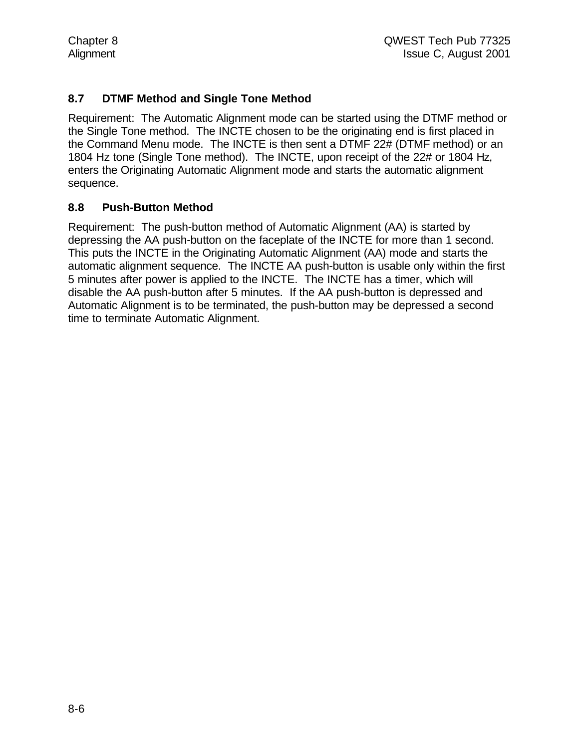### 8.7 DTMF Method and Single Tone Method

Requirement: The Automatic Alignment mode can be started using the DTMF method or the Single Tone method. The INCTE chosen to be the originating end is first placed in the Command Menu mode. The INCTE is then sent a DTMF 22# (DTMF method) or an 1804 Hz tone (Single Tone method). The INCTE, upon receipt of the 22# or 1804 Hz, enters the Originating Automatic Alignment mode and starts the automatic alignment sequence.

### 8.8 Push-Button Method

Requirement: The push-button method of Automatic Alignment (AA) is started by depressing the AA push-button on the faceplate of the INCTE for more than 1 second. This puts the INCTE in the Originating Automatic Alignment (AA) mode and starts the automatic alignment sequence. The INCTE AA push-button is usable only within the first 5 minutes after power is applied to the INCTE. The INCTE has a timer, which will disable the AA push-button after 5 minutes. If the AA push-button is depressed and Automatic Alignment is to be terminated, the push-button may be depressed a second time to terminate Automatic Alignment.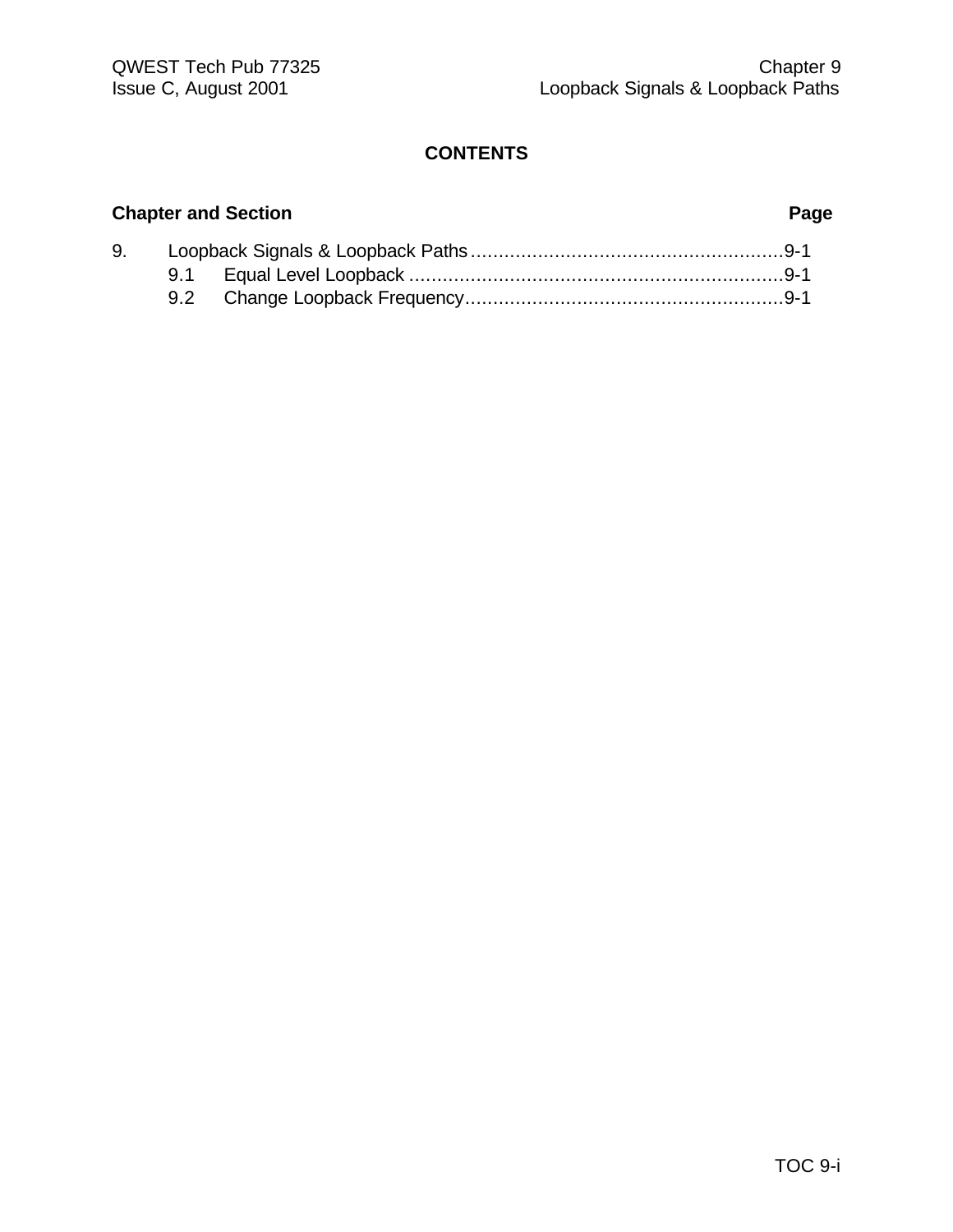# CONTENTS

**Chapter and Section** **Page**

9. Loopback Signals & Loopback Paths........................................................9-1
   - 9.1 Equal Level Loopback ...................................................................9-1
   - 9.2 Change Loopback Frequency.........................................................9-1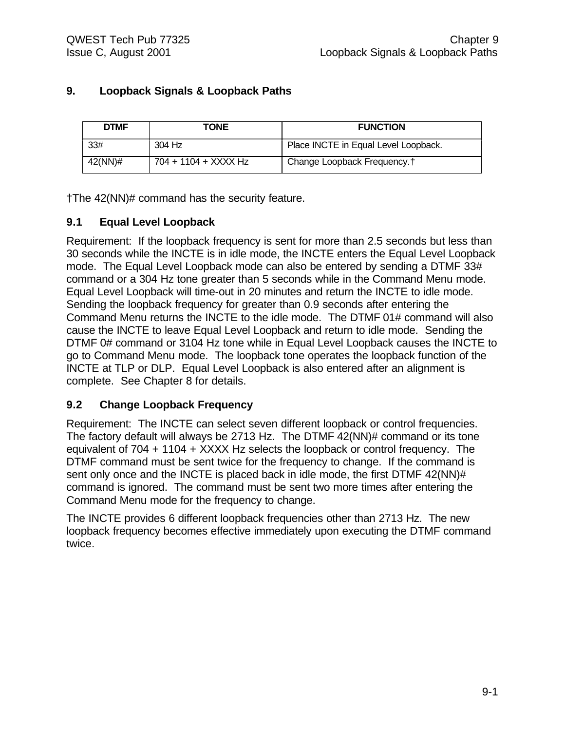# 9. Loopback Signals & Loopback Paths

| DTMF | TONE | FUNCTION |
|---|---|---|
| 33# | 304 Hz | Place INCTE in Equal Level Loopback. |
| 42(NN)# | 704 + 1104 + XXXX Hz | Change Loopback Frequency.† |

†The 42(NN)# command has the security feature.

## 9.1 Equal Level Loopback

Requirement: If the loopback frequency is sent for more than 2.5 seconds but less than 30 seconds while the INCTE is in idle mode, the INCTE enters the Equal Level Loopback mode. The Equal Level Loopback mode can also be entered by sending a DTMF 33# command or a 304 Hz tone greater than 5 seconds while in the Command Menu mode. Equal Level Loopback will time-out in 20 minutes and return the INCTE to idle mode. Sending the loopback frequency for greater than 0.9 seconds after entering the Command Menu returns the INCTE to the idle mode. The DTMF 01# command will also cause the INCTE to leave Equal Level Loopback and return to idle mode. Sending the DTMF 0# command or 3104 Hz tone while in Equal Level Loopback causes the INCTE to go to Command Menu mode. The loopback tone operates the loopback function of the INCTE at TLP or DLP. Equal Level Loopback is also entered after an alignment is complete. See Chapter 8 for details.

## 9.2 Change Loopback Frequency

Requirement: The INCTE can select seven different loopback or control frequencies. The factory default will always be 2713 Hz. The DTMF 42(NN)# command or its tone equivalent of 704 + 1104 + XXXX Hz selects the loopback or control frequency. The DTMF command must be sent twice for the frequency to change. If the command is sent only once and the INCTE is placed back in idle mode, the first DTMF 42(NN)# command is ignored. The command must be sent two more times after entering the Command Menu mode for the frequency to change.

The INCTE provides 6 different loopback frequencies other than 2713 Hz. The new loopback frequency becomes effective immediately upon executing the DTMF command twice.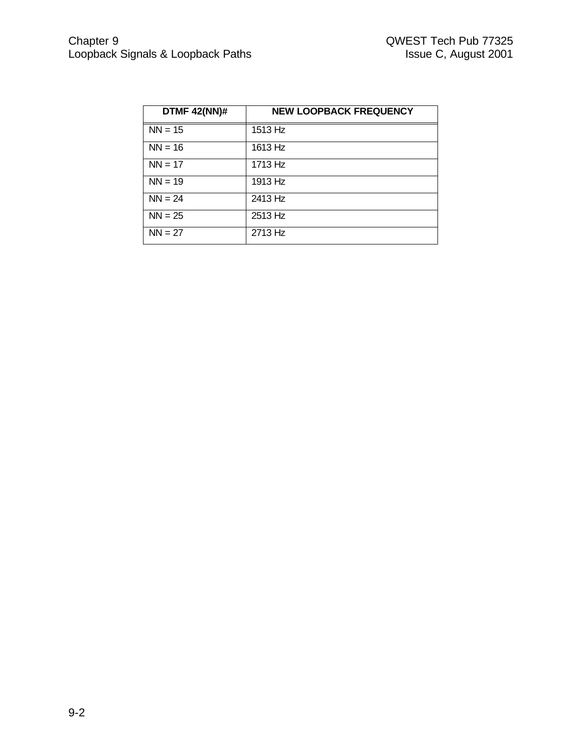| DTMF 42(NN)# | NEW LOOPBACK FREQUENCY |
|---|---|
| NN = 15 | 1513 Hz |
| NN = 16 | 1613 Hz |
| NN = 17 | 1713 Hz |
| NN = 19 | 1913 Hz |
| NN = 24 | 2413 Hz |
| NN = 25 | 2513 Hz |
| NN = 27 | 2713 Hz |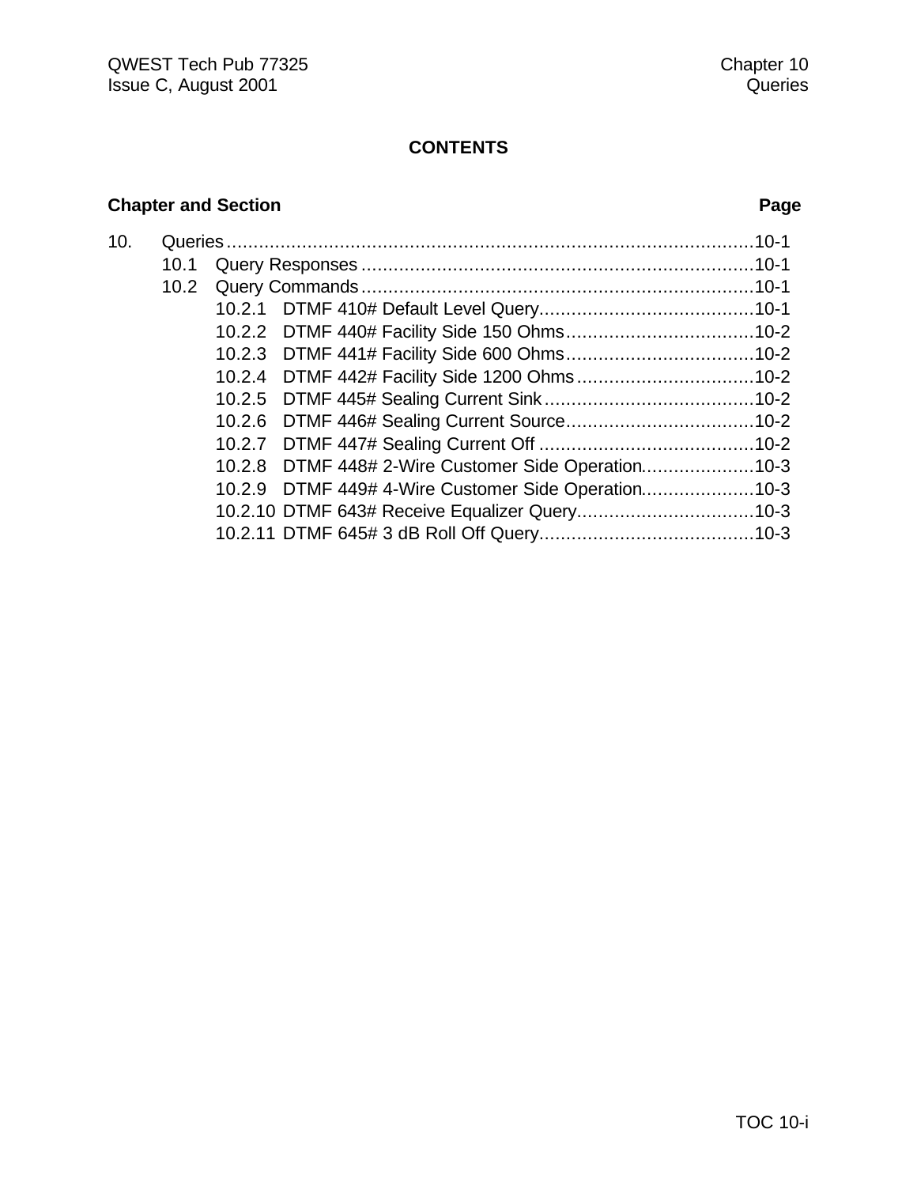# CONTENTS

| Chapter and Section | | | Page |
|---|---|---|---|
| 10. | Queries | | 10-1 |
| | 10.1 | Query Responses | 10-1 |
| | 10.2 | Query Commands | 10-1 |
| | | 10.2.1 DTMF 410# Default Level Query | 10-1 |
| | | 10.2.2 DTMF 440# Facility Side 150 Ohms | 10-2 |
| | | 10.2.3 DTMF 441# Facility Side 600 Ohms | 10-2 |
| | | 10.2.4 DTMF 442# Facility Side 1200 Ohms | 10-2 |
| | | 10.2.5 DTMF 445# Sealing Current Sink | 10-2 |
| | | 10.2.6 DTMF 446# Sealing Current Source | 10-2 |
| | | 10.2.7 DTMF 447# Sealing Current Off | 10-2 |
| | | 10.2.8 DTMF 448# 2-Wire Customer Side Operation | 10-3 |
| | | 10.2.9 DTMF 449# 4-Wire Customer Side Operation | 10-3 |
| | | 10.2.10 DTMF 643# Receive Equalizer Query | 10-3 |
| | | 10.2.11 DTMF 645# 3 dB Roll Off Query | 10-3 |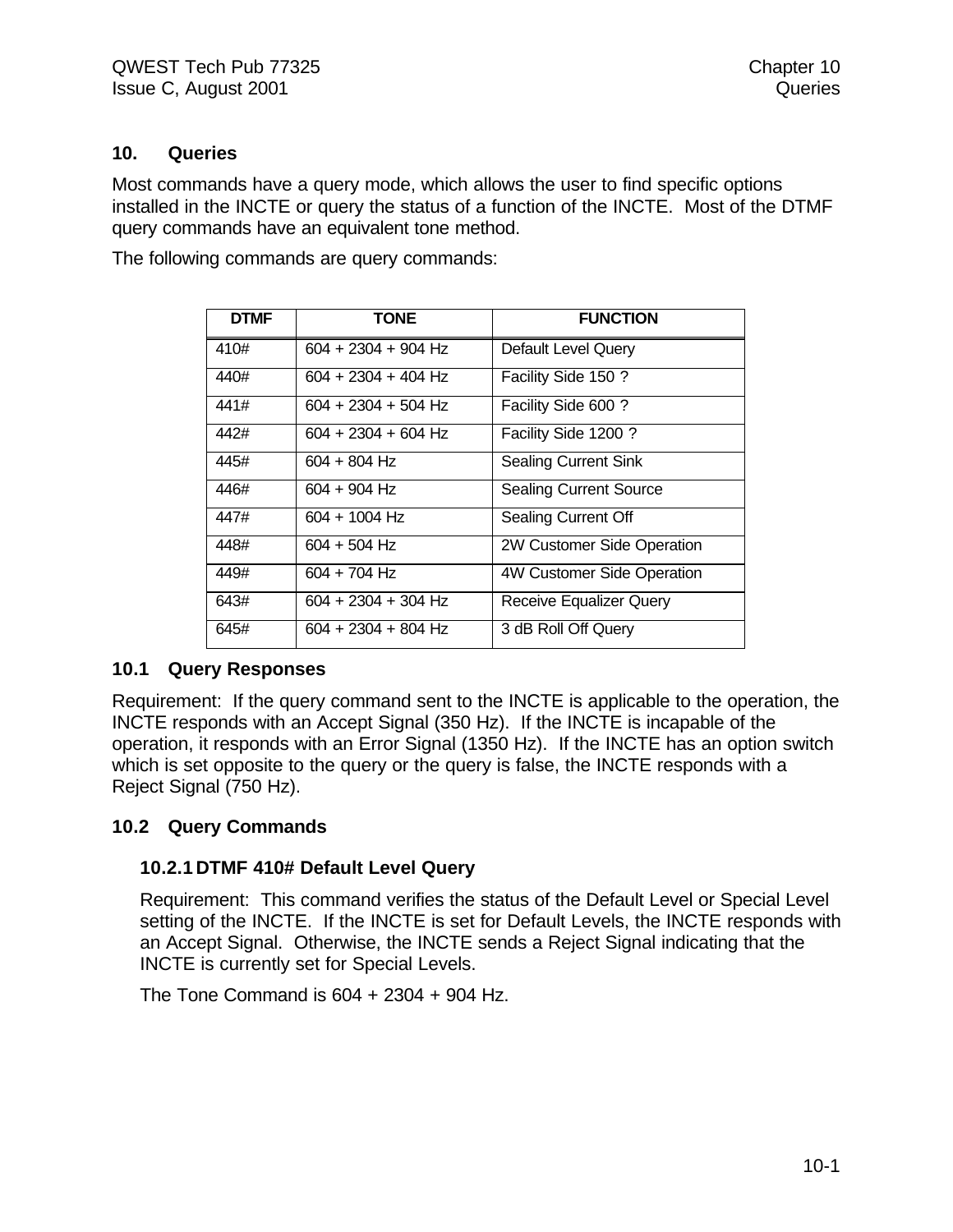## 10. Queries

Most commands have a query mode, which allows the user to find specific options installed in the INCTE or query the status of a function of the INCTE. Most of the DTMF query commands have an equivalent tone method.

The following commands are query commands:

| DTMF | TONE | FUNCTION |
|---|---|---|
| 410# | 604 + 2304 + 904 Hz | Default Level Query |
| 440# | 604 + 2304 + 404 Hz | Facility Side 150 ? |
| 441# | 604 + 2304 + 504 Hz | Facility Side 600 ? |
| 442# | 604 + 2304 + 604 Hz | Facility Side 1200 ? |
| 445# | 604 + 804 Hz | Sealing Current Sink |
| 446# | 604 + 904 Hz | Sealing Current Source |
| 447# | 604 + 1004 Hz | Sealing Current Off |
| 448# | 604 + 504 Hz | 2W Customer Side Operation |
| 449# | 604 + 704 Hz | 4W Customer Side Operation |
| 643# | 604 + 2304 + 304 Hz | Receive Equalizer Query |
| 645# | 604 + 2304 + 804 Hz | 3 dB Roll Off Query |

### 10.1 Query Responses

Requirement: If the query command sent to the INCTE is applicable to the operation, the INCTE responds with an Accept Signal (350 Hz). If the INCTE is incapable of the operation, it responds with an Error Signal (1350 Hz). If the INCTE has an option switch which is set opposite to the query or the query is false, the INCTE responds with a Reject Signal (750 Hz).

### 10.2 Query Commands

#### 10.2.1 DTMF 410# Default Level Query

Requirement: This command verifies the status of the Default Level or Special Level setting of the INCTE. If the INCTE is set for Default Levels, the INCTE responds with an Accept Signal. Otherwise, the INCTE sends a Reject Signal indicating that the INCTE is currently set for Special Levels.

The Tone Command is 604 + 2304 + 904 Hz.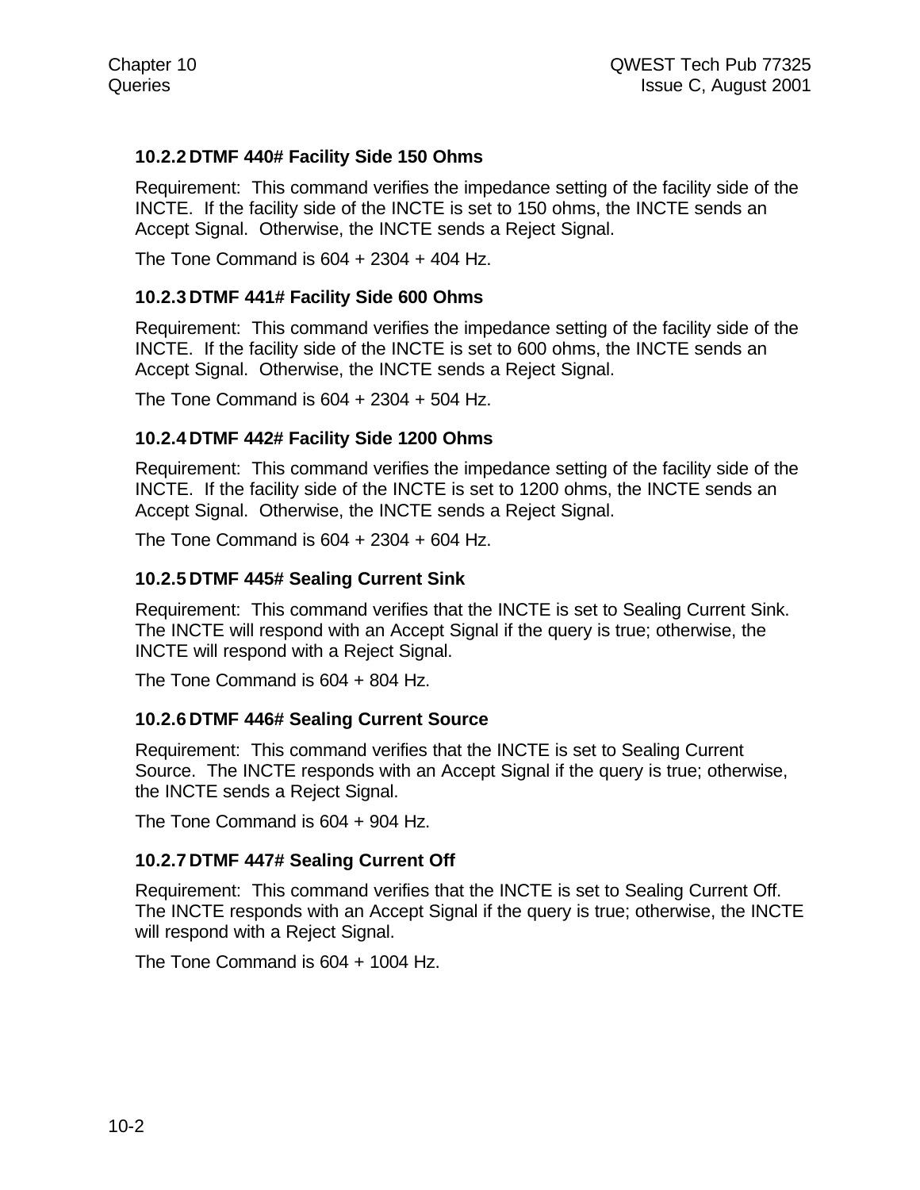### 10.2.2 DTMF 440# Facility Side 150 Ohms

Requirement: This command verifies the impedance setting of the facility side of the INCTE. If the facility side of the INCTE is set to 150 ohms, the INCTE sends an Accept Signal. Otherwise, the INCTE sends a Reject Signal.

The Tone Command is 604 + 2304 + 404 Hz.

### 10.2.3 DTMF 441# Facility Side 600 Ohms

Requirement: This command verifies the impedance setting of the facility side of the INCTE. If the facility side of the INCTE is set to 600 ohms, the INCTE sends an Accept Signal. Otherwise, the INCTE sends a Reject Signal.

The Tone Command is 604 + 2304 + 504 Hz.

### 10.2.4 DTMF 442# Facility Side 1200 Ohms

Requirement: This command verifies the impedance setting of the facility side of the INCTE. If the facility side of the INCTE is set to 1200 ohms, the INCTE sends an Accept Signal. Otherwise, the INCTE sends a Reject Signal.

The Tone Command is 604 + 2304 + 604 Hz.

### 10.2.5 DTMF 445# Sealing Current Sink

Requirement: This command verifies that the INCTE is set to Sealing Current Sink. The INCTE will respond with an Accept Signal if the query is true; otherwise, the INCTE will respond with a Reject Signal.

The Tone Command is 604 + 804 Hz.

### 10.2.6 DTMF 446# Sealing Current Source

Requirement: This command verifies that the INCTE is set to Sealing Current Source. The INCTE responds with an Accept Signal if the query is true; otherwise, the INCTE sends a Reject Signal.

The Tone Command is 604 + 904 Hz.

### 10.2.7 DTMF 447# Sealing Current Off

Requirement: This command verifies that the INCTE is set to Sealing Current Off. The INCTE responds with an Accept Signal if the query is true; otherwise, the INCTE will respond with a Reject Signal.

The Tone Command is 604 + 1004 Hz.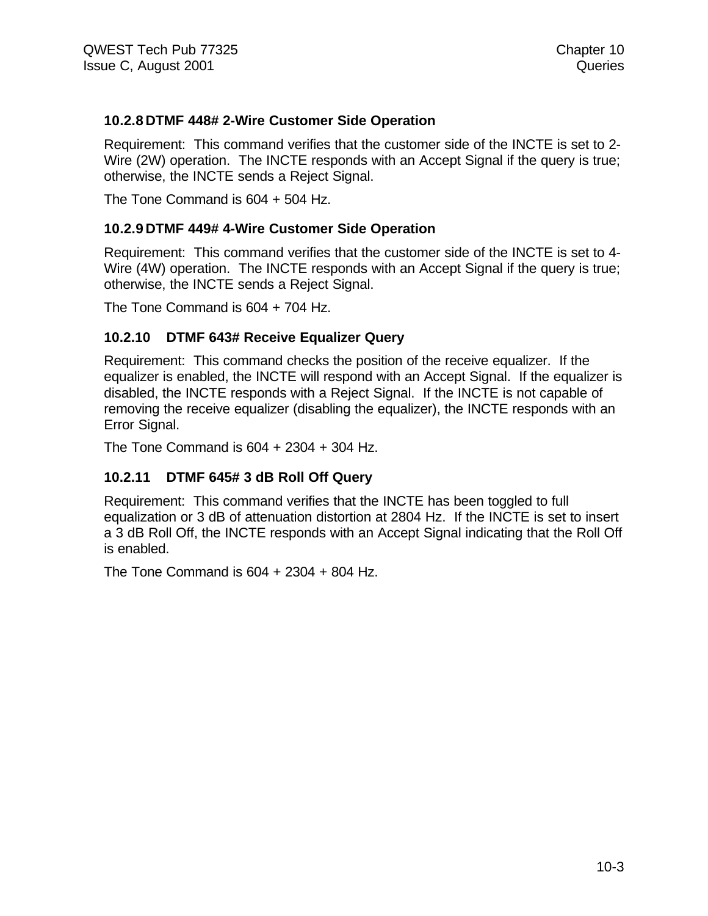### 10.2.8 DTMF 448# 2-Wire Customer Side Operation

Requirement: This command verifies that the customer side of the INCTE is set to 2-Wire (2W) operation. The INCTE responds with an Accept Signal if the query is true; otherwise, the INCTE sends a Reject Signal.

The Tone Command is 604 + 504 Hz.

### 10.2.9 DTMF 449# 4-Wire Customer Side Operation

Requirement: This command verifies that the customer side of the INCTE is set to 4-Wire (4W) operation. The INCTE responds with an Accept Signal if the query is true; otherwise, the INCTE sends a Reject Signal.

The Tone Command is 604 + 704 Hz.

### 10.2.10 DTMF 643# Receive Equalizer Query

Requirement: This command checks the position of the receive equalizer. If the equalizer is enabled, the INCTE will respond with an Accept Signal. If the equalizer is disabled, the INCTE responds with a Reject Signal. If the INCTE is not capable of removing the receive equalizer (disabling the equalizer), the INCTE responds with an Error Signal.

The Tone Command is 604 + 2304 + 304 Hz.

### 10.2.11 DTMF 645# 3 dB Roll Off Query

Requirement: This command verifies that the INCTE has been toggled to full equalization or 3 dB of attenuation distortion at 2804 Hz. If the INCTE is set to insert a 3 dB Roll Off, the INCTE responds with an Accept Signal indicating that the Roll Off is enabled.

The Tone Command is 604 + 2304 + 804 Hz.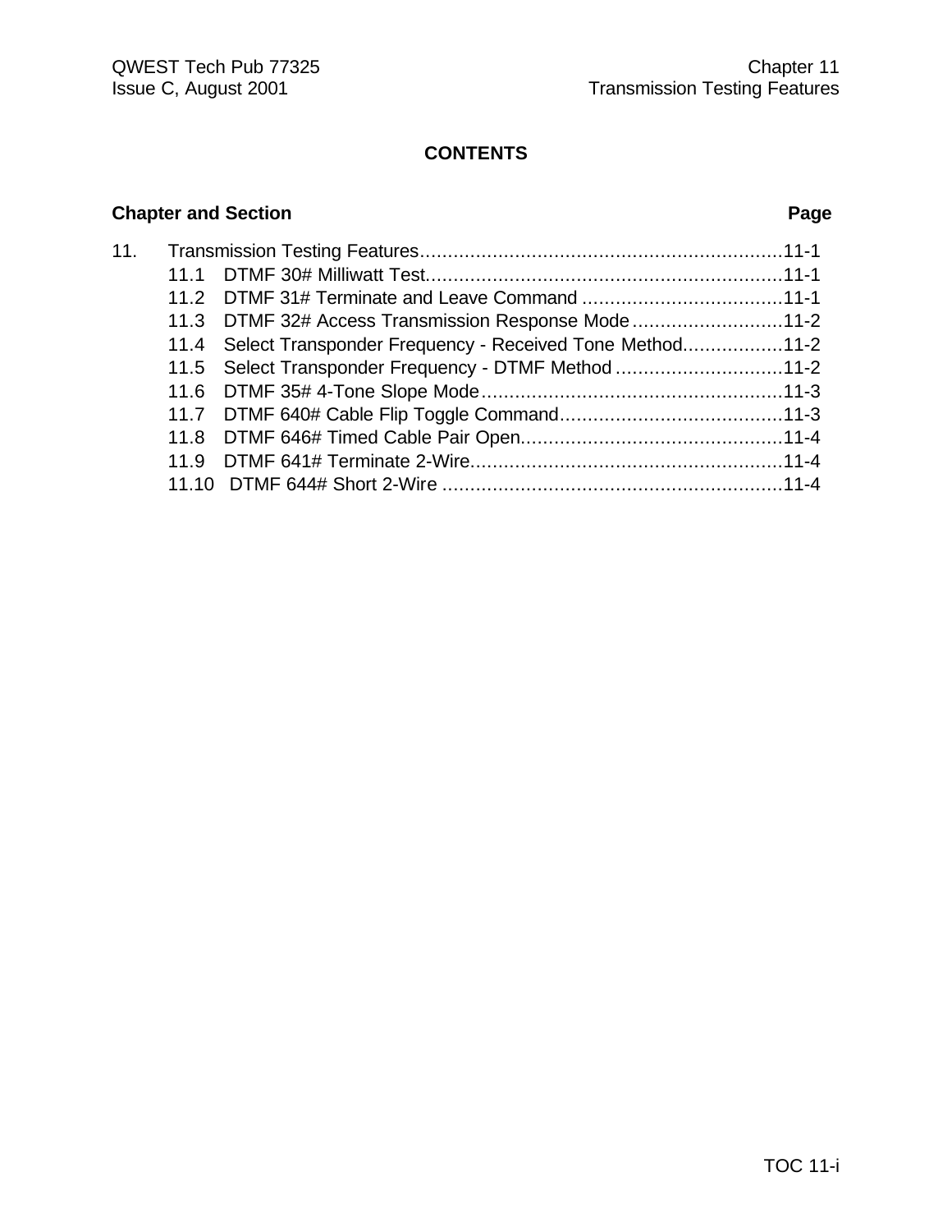# CONTENTS

| Chapter and Section | | Page |
|---|---|---|
| 11. | Transmission Testing Features | 11-1 |
| 11.1 | DTMF 30# Milliwatt Test | 11-1 |
| 11.2 | DTMF 31# Terminate and Leave Command | 11-1 |
| 11.3 | DTMF 32# Access Transmission Response Mode | 11-2 |
| 11.4 | Select Transponder Frequency - Received Tone Method | 11-2 |
| 11.5 | Select Transponder Frequency - DTMF Method | 11-2 |
| 11.6 | DTMF 35# 4-Tone Slope Mode | 11-3 |
| 11.7 | DTMF 640# Cable Flip Toggle Command | 11-3 |
| 11.8 | DTMF 646# Timed Cable Pair Open | 11-4 |
| 11.9 | DTMF 641# Terminate 2-Wire | 11-4 |
| 11.10 | DTMF 644# Short 2-Wire | 11-4 |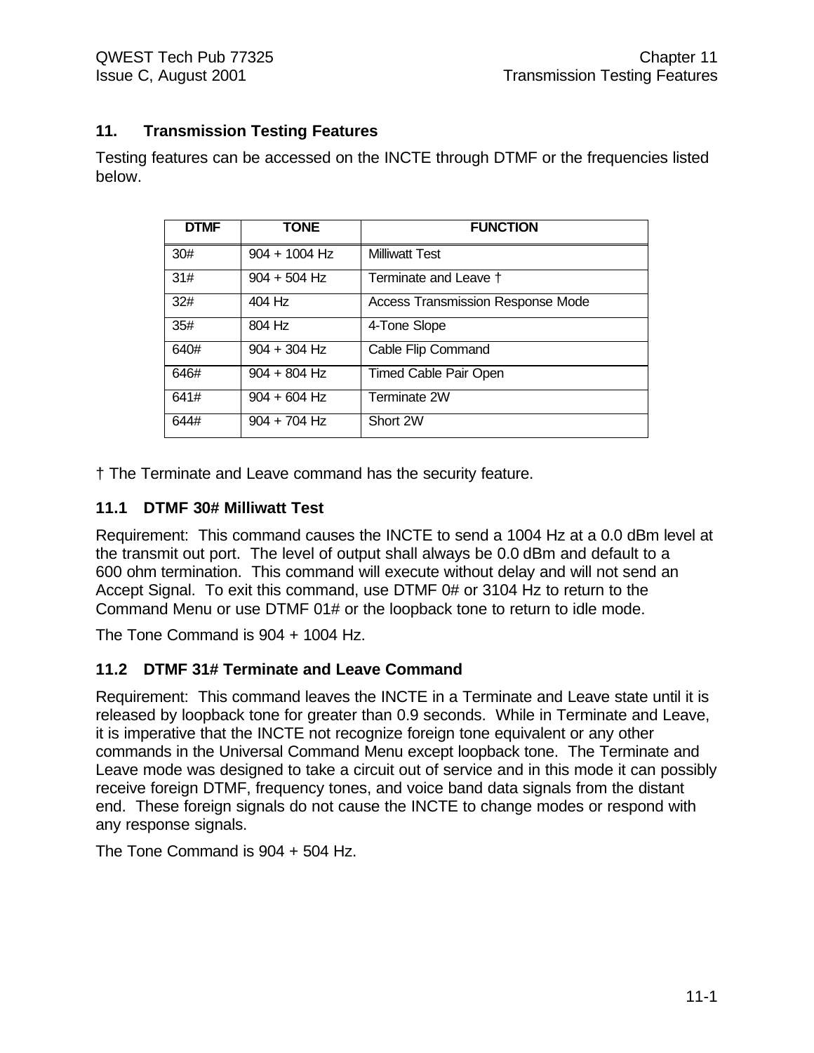## 11. Transmission Testing Features

Testing features can be accessed on the INCTE through DTMF or the frequencies listed below.

| DTMF | TONE | FUNCTION |
|---|---|---|
| 30# | 904 + 1004 Hz | Milliwatt Test |
| 31# | 904 + 504 Hz | Terminate and Leave † |
| 32# | 404 Hz | Access Transmission Response Mode |
| 35# | 804 Hz | 4-Tone Slope |
| 640# | 904 + 304 Hz | Cable Flip Command |
| 646# | 904 + 804 Hz | Timed Cable Pair Open |
| 641# | 904 + 604 Hz | Terminate 2W |
| 644# | 904 + 704 Hz | Short 2W |

† The Terminate and Leave command has the security feature.

### 11.1 DTMF 30# Milliwatt Test

Requirement: This command causes the INCTE to send a 1004 Hz at a 0.0 dBm level at the transmit out port. The level of output shall always be 0.0 dBm and default to a 600 ohm termination. This command will execute without delay and will not send an Accept Signal. To exit this command, use DTMF 0# or 3104 Hz to return to the Command Menu or use DTMF 01# or the loopback tone to return to idle mode.

The Tone Command is 904 + 1004 Hz.

### 11.2 DTMF 31# Terminate and Leave Command

Requirement: This command leaves the INCTE in a Terminate and Leave state until it is released by loopback tone for greater than 0.9 seconds. While in Terminate and Leave, it is imperative that the INCTE not recognize foreign tone equivalent or any other commands in the Universal Command Menu except loopback tone. The Terminate and Leave mode was designed to take a circuit out of service and in this mode it can possibly receive foreign DTMF, frequency tones, and voice band data signals from the distant end. These foreign signals do not cause the INCTE to change modes or respond with any response signals.

The Tone Command is 904 + 504 Hz.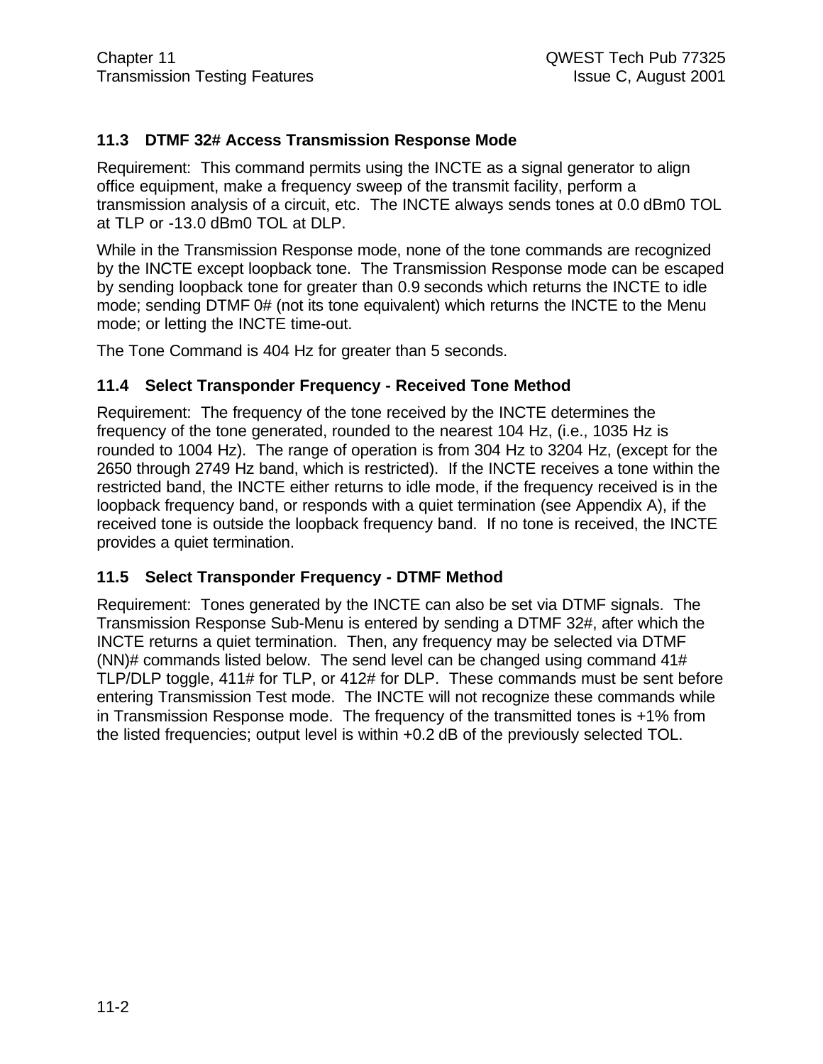### 11.3 DTMF 32# Access Transmission Response Mode

Requirement: This command permits using the INCTE as a signal generator to align office equipment, make a frequency sweep of the transmit facility, perform a transmission analysis of a circuit, etc. The INCTE always sends tones at 0.0 dBm0 TOL at TLP or -13.0 dBm0 TOL at DLP.

While in the Transmission Response mode, none of the tone commands are recognized by the INCTE except loopback tone. The Transmission Response mode can be escaped by sending loopback tone for greater than 0.9 seconds which returns the INCTE to idle mode; sending DTMF 0# (not its tone equivalent) which returns the INCTE to the Menu mode; or letting the INCTE time-out.

The Tone Command is 404 Hz for greater than 5 seconds.

### 11.4 Select Transponder Frequency - Received Tone Method

Requirement: The frequency of the tone received by the INCTE determines the frequency of the tone generated, rounded to the nearest 104 Hz, (i.e., 1035 Hz is rounded to 1004 Hz). The range of operation is from 304 Hz to 3204 Hz, (except for the 2650 through 2749 Hz band, which is restricted). If the INCTE receives a tone within the restricted band, the INCTE either returns to idle mode, if the frequency received is in the loopback frequency band, or responds with a quiet termination (see Appendix A), if the received tone is outside the loopback frequency band. If no tone is received, the INCTE provides a quiet termination.

### 11.5 Select Transponder Frequency - DTMF Method

Requirement: Tones generated by the INCTE can also be set via DTMF signals. The Transmission Response Sub-Menu is entered by sending a DTMF 32#, after which the INCTE returns a quiet termination. Then, any frequency may be selected via DTMF (NN)# commands listed below. The send level can be changed using command 41# TLP/DLP toggle, 411# for TLP, or 412# for DLP. These commands must be sent before entering Transmission Test mode. The INCTE will not recognize these commands while in Transmission Response mode. The frequency of the transmitted tones is +1% from the listed frequencies; output level is within +0.2 dB of the previously selected TOL.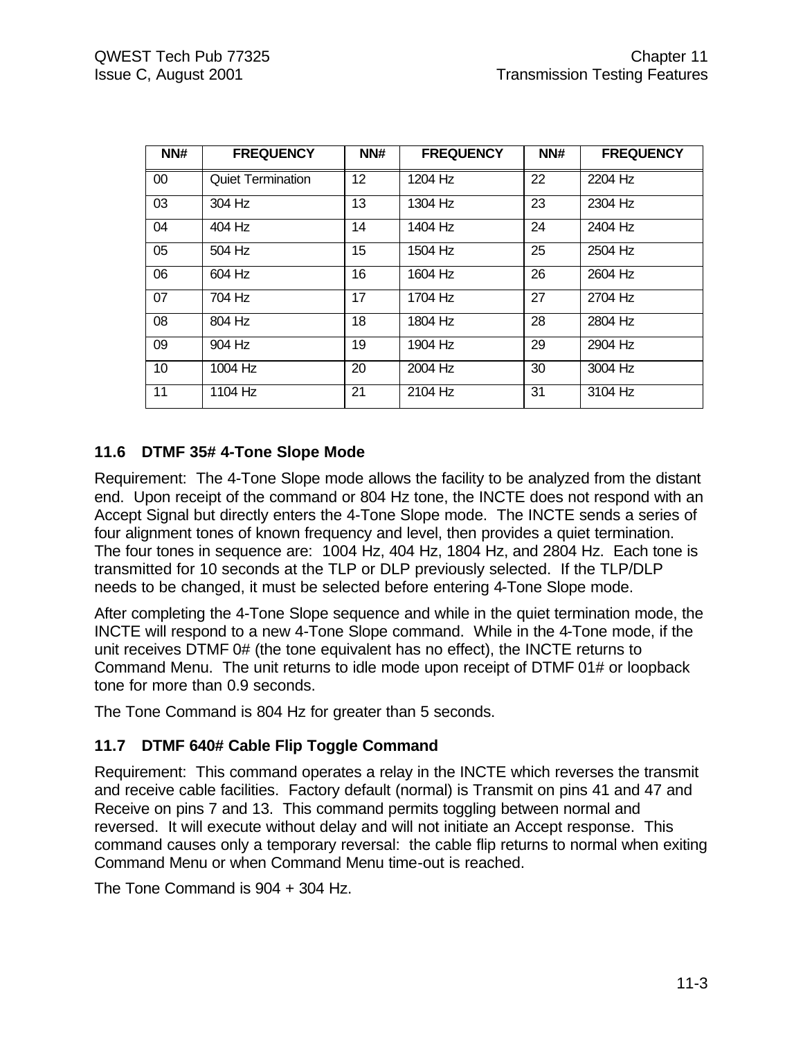| NN# | FREQUENCY | NN# | FREQUENCY | NN# | FREQUENCY |
|---|---|---|---|---|---|
| 00 | Quiet Termination | 12 | 1204 Hz | 22 | 2204 Hz |
| 03 | 304 Hz | 13 | 1304 Hz | 23 | 2304 Hz |
| 04 | 404 Hz | 14 | 1404 Hz | 24 | 2404 Hz |
| 05 | 504 Hz | 15 | 1504 Hz | 25 | 2504 Hz |
| 06 | 604 Hz | 16 | 1604 Hz | 26 | 2604 Hz |
| 07 | 704 Hz | 17 | 1704 Hz | 27 | 2704 Hz |
| 08 | 804 Hz | 18 | 1804 Hz | 28 | 2804 Hz |
| 09 | 904 Hz | 19 | 1904 Hz | 29 | 2904 Hz |
| 10 | 1004 Hz | 20 | 2004 Hz | 30 | 3004 Hz |
| 11 | 1104 Hz | 21 | 2104 Hz | 31 | 3104 Hz |

### 11.6 DTMF 35# 4-Tone Slope Mode

Requirement: The 4-Tone Slope mode allows the facility to be analyzed from the distant end. Upon receipt of the command or 804 Hz tone, the INCTE does not respond with an Accept Signal but directly enters the 4-Tone Slope mode. The INCTE sends a series of four alignment tones of known frequency and level, then provides a quiet termination. The four tones in sequence are: 1004 Hz, 404 Hz, 1804 Hz, and 2804 Hz. Each tone is transmitted for 10 seconds at the TLP or DLP previously selected. If the TLP/DLP needs to be changed, it must be selected before entering 4-Tone Slope mode.

After completing the 4-Tone Slope sequence and while in the quiet termination mode, the INCTE will respond to a new 4-Tone Slope command. While in the 4-Tone mode, if the unit receives DTMF 0# (the tone equivalent has no effect), the INCTE returns to Command Menu. The unit returns to idle mode upon receipt of DTMF 01# or loopback tone for more than 0.9 seconds.

The Tone Command is 804 Hz for greater than 5 seconds.

### 11.7 DTMF 640# Cable Flip Toggle Command

Requirement: This command operates a relay in the INCTE which reverses the transmit and receive cable facilities. Factory default (normal) is Transmit on pins 41 and 47 and Receive on pins 7 and 13. This command permits toggling between normal and reversed. It will execute without delay and will not initiate an Accept response. This command causes only a temporary reversal: the cable flip returns to normal when exiting Command Menu or when Command Menu time-out is reached.

The Tone Command is 904 + 304 Hz.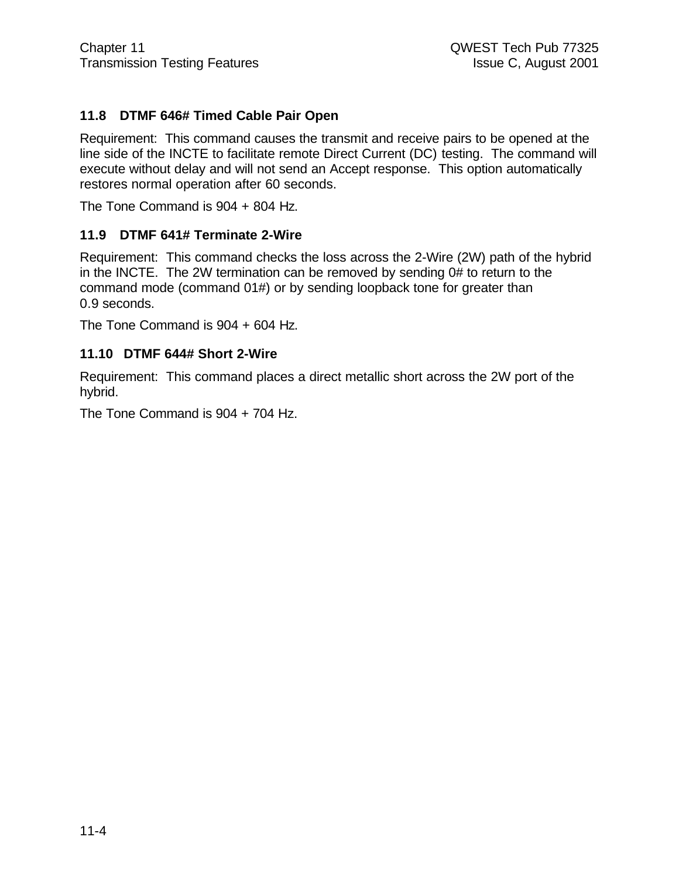### 11.8 DTMF 646# Timed Cable Pair Open

Requirement: This command causes the transmit and receive pairs to be opened at the line side of the INCTE to facilitate remote Direct Current (DC) testing. The command will execute without delay and will not send an Accept response. This option automatically restores normal operation after 60 seconds.

The Tone Command is 904 + 804 Hz.

### 11.9 DTMF 641# Terminate 2-Wire

Requirement: This command checks the loss across the 2-Wire (2W) path of the hybrid in the INCTE. The 2W termination can be removed by sending 0# to return to the command mode (command 01#) or by sending loopback tone for greater than 0.9 seconds.

The Tone Command is 904 + 604 Hz.

### 11.10 DTMF 644# Short 2-Wire

Requirement: This command places a direct metallic short across the 2W port of the hybrid.

The Tone Command is 904 + 704 Hz.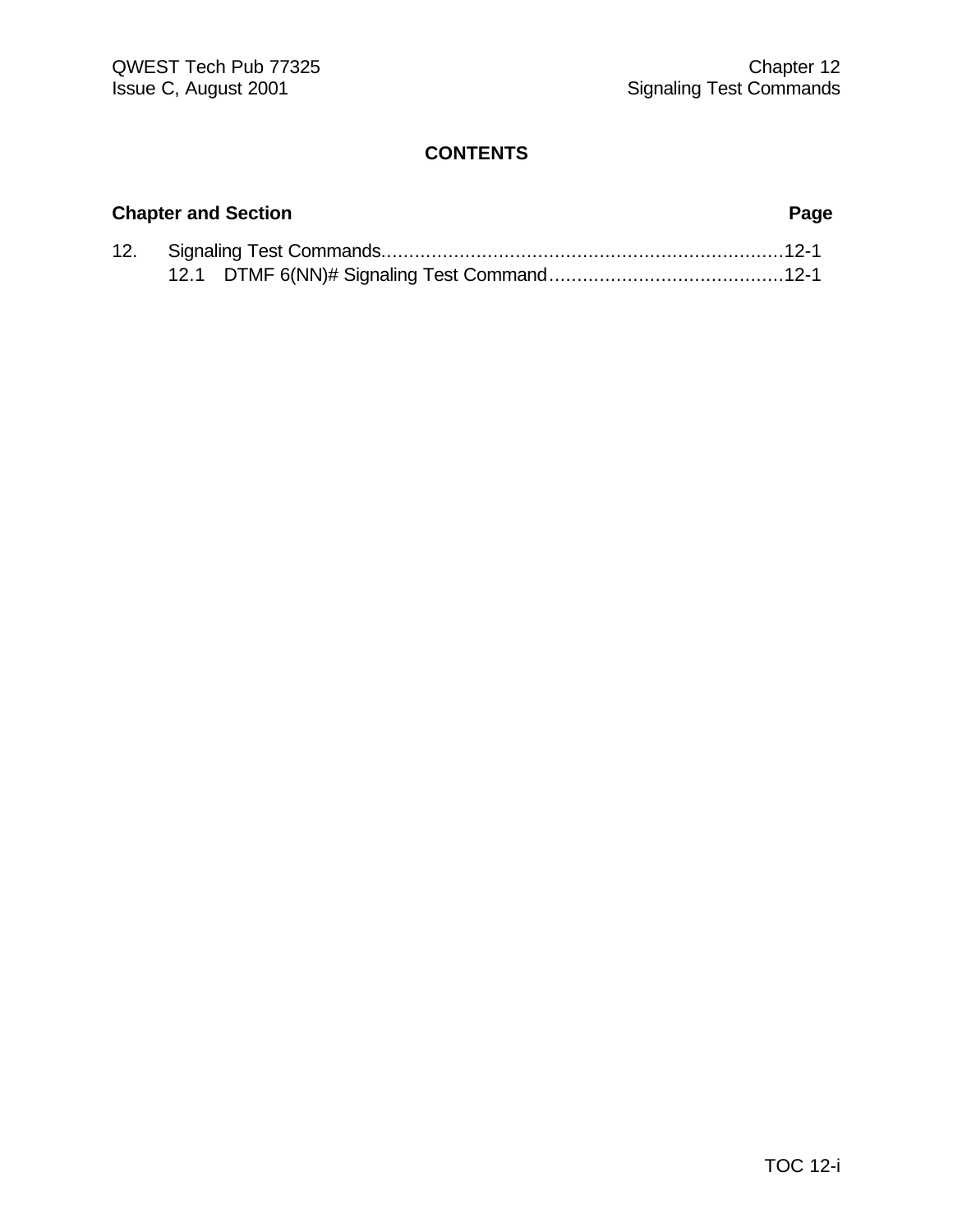# CONTENTS

**Chapter and Section** **Page**

12. Signaling Test Commands........................................................................12-1
    12.1 DTMF 6(NN)# Signaling Test Command..........................................12-1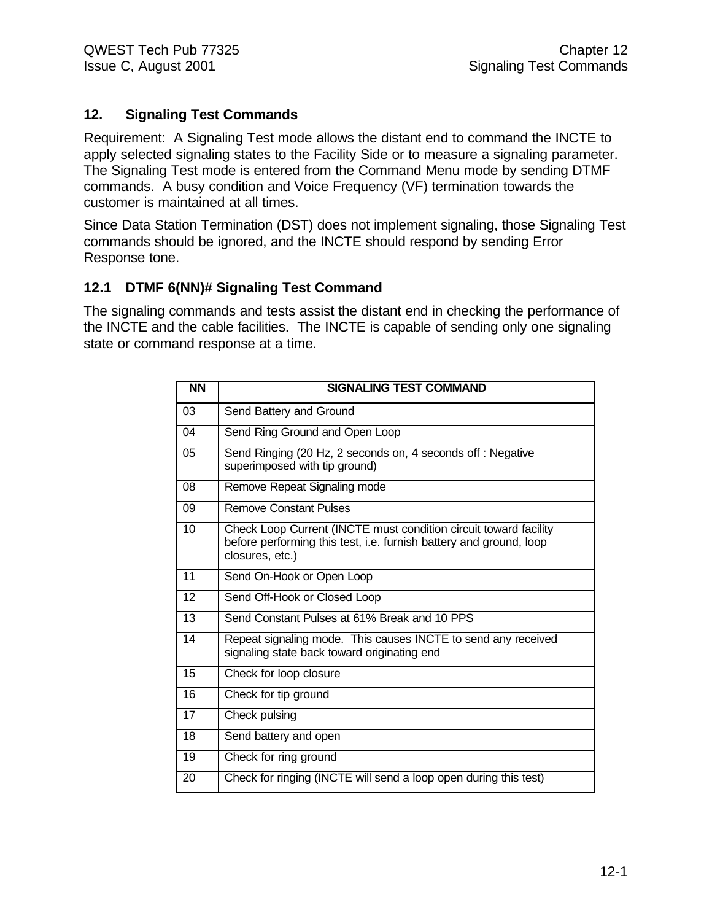## 12. Signaling Test Commands

Requirement: A Signaling Test mode allows the distant end to command the INCTE to apply selected signaling states to the Facility Side or to measure a signaling parameter. The Signaling Test mode is entered from the Command Menu mode by sending DTMF commands. A busy condition and Voice Frequency (VF) termination towards the customer is maintained at all times.

Since Data Station Termination (DST) does not implement signaling, those Signaling Test commands should be ignored, and the INCTE should respond by sending Error Response tone.

### 12.1 DTMF 6(NN)# Signaling Test Command

The signaling commands and tests assist the distant end in checking the performance of the INCTE and the cable facilities. The INCTE is capable of sending only one signaling state or command response at a time.

| NN | SIGNALING TEST COMMAND |
|---|---|
| 03 | Send Battery and Ground |
| 04 | Send Ring Ground and Open Loop |
| 05 | Send Ringing (20 Hz, 2 seconds on, 4 seconds off : Negative superimposed with tip ground) |
| 08 | Remove Repeat Signaling mode |
| 09 | Remove Constant Pulses |
| 10 | Check Loop Current (INCTE must condition circuit toward facility before performing this test, i.e. furnish battery and ground, loop closures, etc.) |
| 11 | Send On-Hook or Open Loop |
| 12 | Send Off-Hook or Closed Loop |
| 13 | Send Constant Pulses at 61% Break and 10 PPS |
| 14 | Repeat signaling mode. This causes INCTE to send any received signaling state back toward originating end |
| 15 | Check for loop closure |
| 16 | Check for tip ground |
| 17 | Check pulsing |
| 18 | Send battery and open |
| 19 | Check for ring ground |
| 20 | Check for ringing (INCTE will send a loop open during this test) |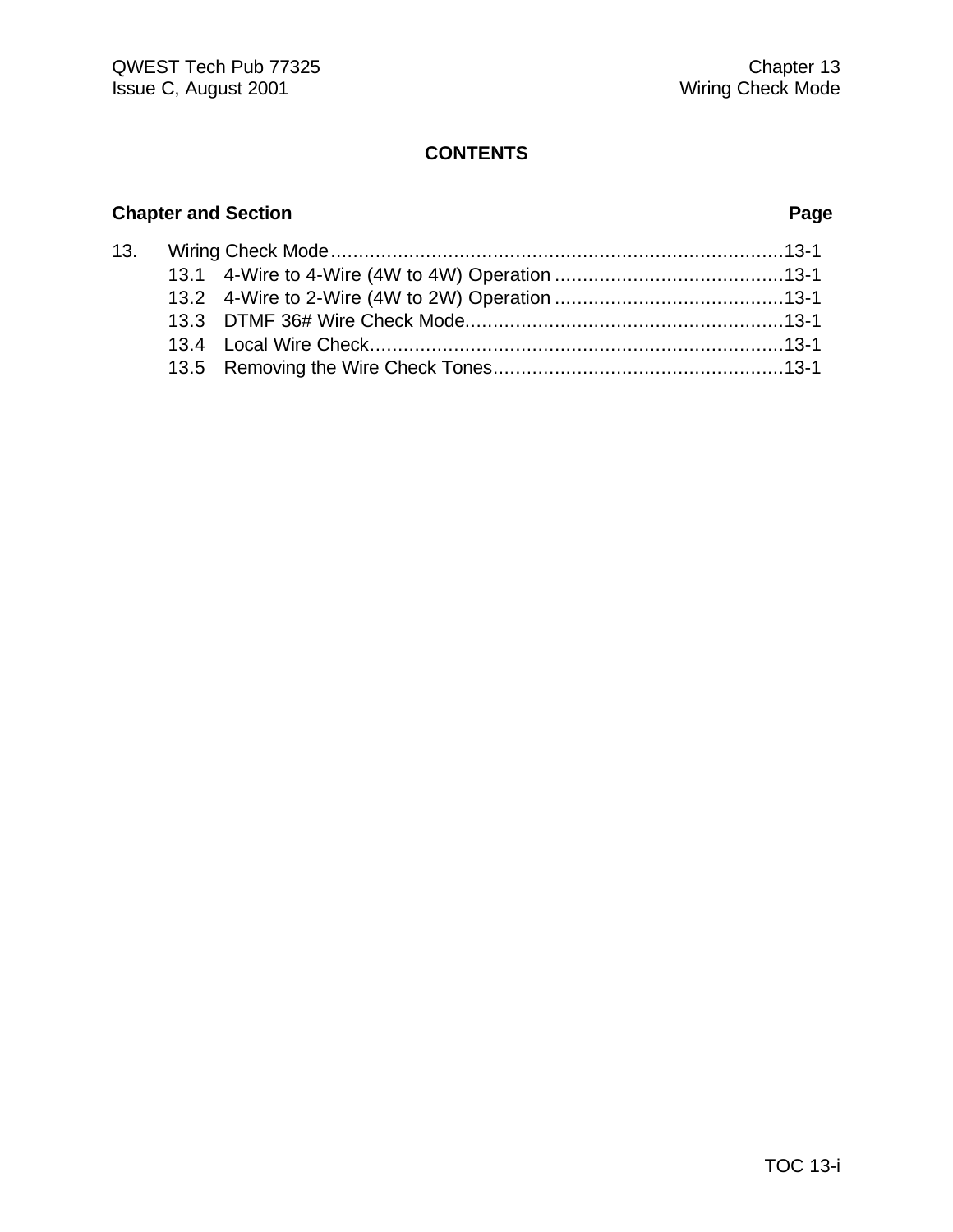# CONTENTS

| Chapter and Section | | Page |
|---|---|---|
| 13. | Wiring Check Mode | 13-1 |
| 13.1 | 4-Wire to 4-Wire (4W to 4W) Operation | 13-1 |
| 13.2 | 4-Wire to 2-Wire (4W to 2W) Operation | 13-1 |
| 13.3 | DTMF 36# Wire Check Mode | 13-1 |
| 13.4 | Local Wire Check | 13-1 |
| 13.5 | Removing the Wire Check Tones | 13-1 |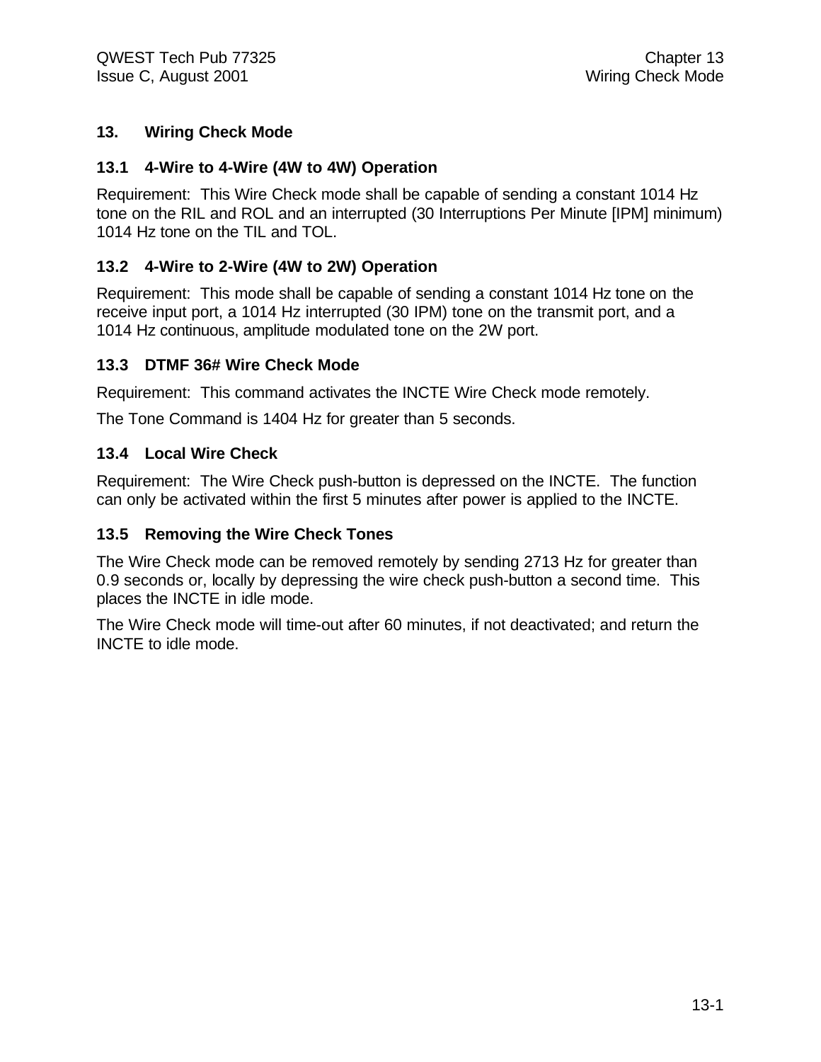# 13. Wiring Check Mode

## 13.1 4-Wire to 4-Wire (4W to 4W) Operation

Requirement: This Wire Check mode shall be capable of sending a constant 1014 Hz tone on the RIL and ROL and an interrupted (30 Interruptions Per Minute [IPM] minimum) 1014 Hz tone on the TIL and TOL.

## 13.2 4-Wire to 2-Wire (4W to 2W) Operation

Requirement: This mode shall be capable of sending a constant 1014 Hz tone on the receive input port, a 1014 Hz interrupted (30 IPM) tone on the transmit port, and a 1014 Hz continuous, amplitude modulated tone on the 2W port.

## 13.3 DTMF 36# Wire Check Mode

Requirement: This command activates the INCTE Wire Check mode remotely.

The Tone Command is 1404 Hz for greater than 5 seconds.

## 13.4 Local Wire Check

Requirement: The Wire Check push-button is depressed on the INCTE. The function can only be activated within the first 5 minutes after power is applied to the INCTE.

## 13.5 Removing the Wire Check Tones

The Wire Check mode can be removed remotely by sending 2713 Hz for greater than 0.9 seconds or, locally by depressing the wire check push-button a second time. This places the INCTE in idle mode.

The Wire Check mode will time-out after 60 minutes, if not deactivated; and return the INCTE to idle mode.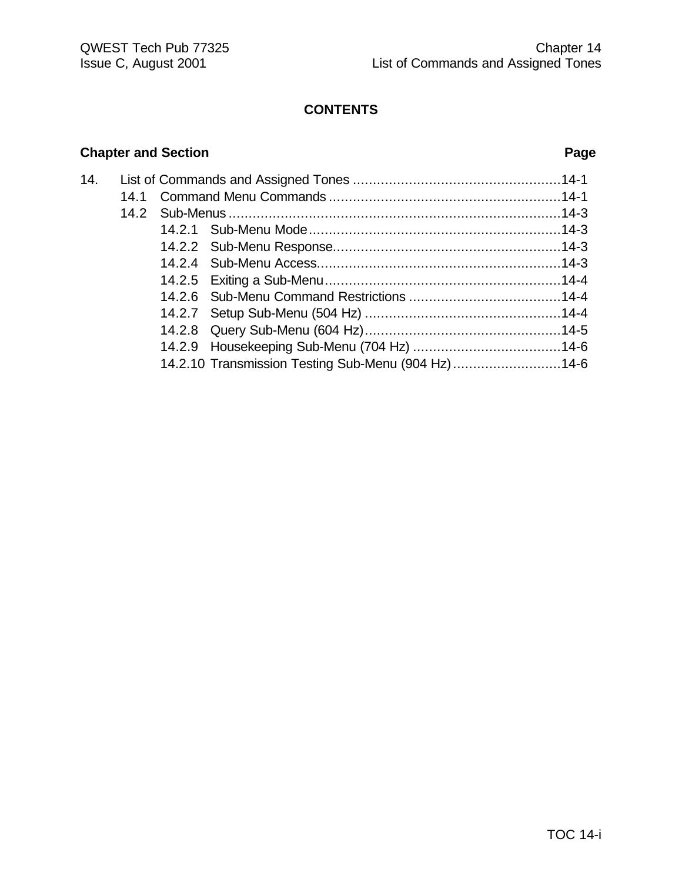# CONTENTS

| Chapter and Section | | | Page |
|---|---|---|---|
| 14. | List of Commands and Assigned Tones | | 14-1 |
| | 14.1 | Command Menu Commands | 14-1 |
| | 14.2 | Sub-Menus | 14-3 |
| | | 14.2.1 Sub-Menu Mode | 14-3 |
| | | 14.2.2 Sub-Menu Response | 14-3 |
| | | 14.2.4 Sub-Menu Access | 14-3 |
| | | 14.2.5 Exiting a Sub-Menu | 14-4 |
| | | 14.2.6 Sub-Menu Command Restrictions | 14-4 |
| | | 14.2.7 Setup Sub-Menu (504 Hz) | 14-4 |
| | | 14.2.8 Query Sub-Menu (604 Hz) | 14-5 |
| | | 14.2.9 Housekeeping Sub-Menu (704 Hz) | 14-6 |
| | | 14.2.10 Transmission Testing Sub-Menu (904 Hz) | 14-6 |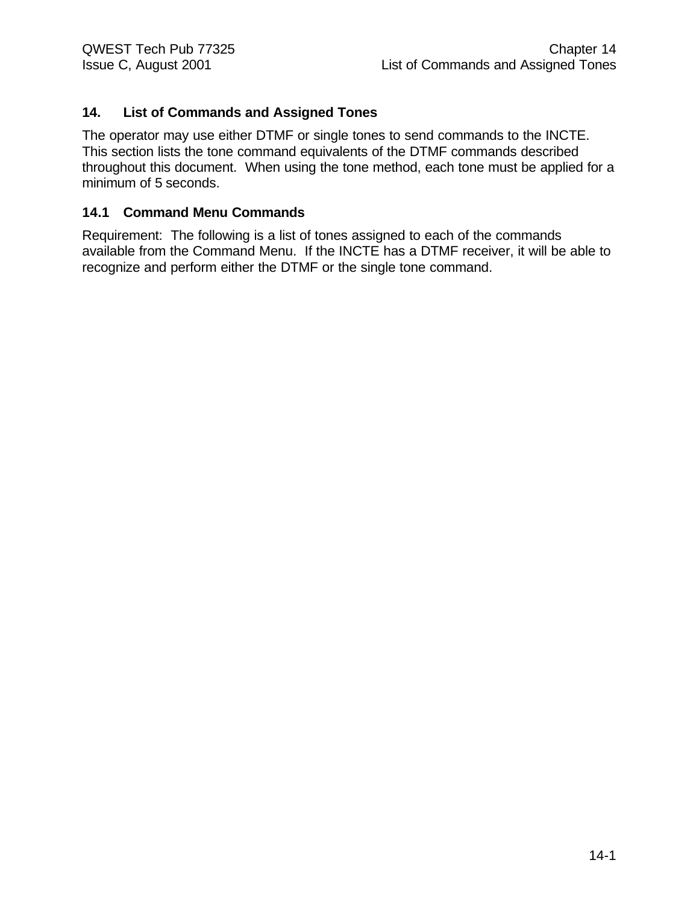## 14. List of Commands and Assigned Tones

The operator may use either DTMF or single tones to send commands to the INCTE. This section lists the tone command equivalents of the DTMF commands described throughout this document. When using the tone method, each tone must be applied for a minimum of 5 seconds.

### 14.1 Command Menu Commands

Requirement: The following is a list of tones assigned to each of the commands available from the Command Menu. If the INCTE has a DTMF receiver, it will be able to recognize and perform either the DTMF or the single tone command.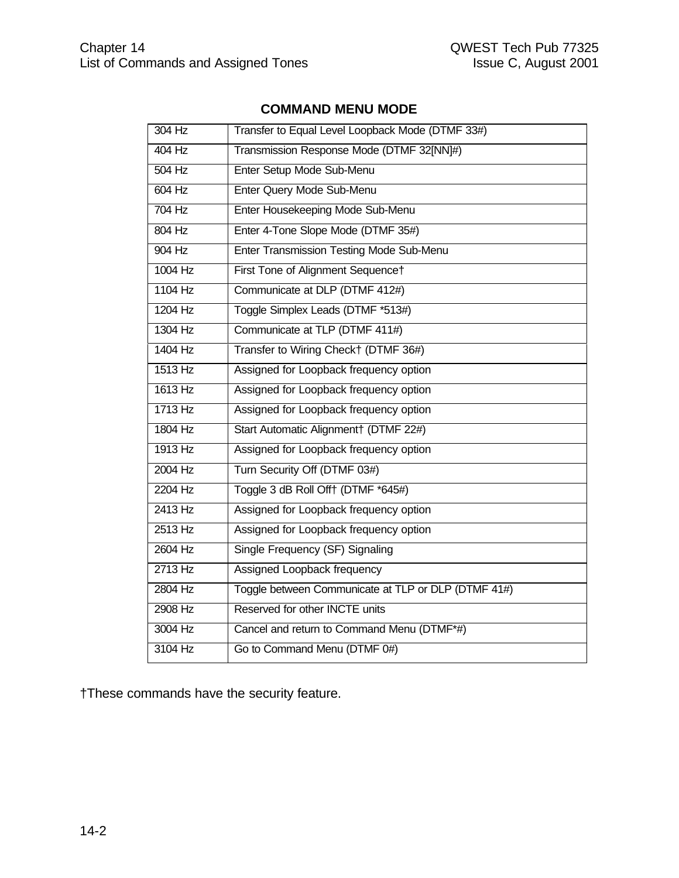## COMMAND MENU MODE

| | |
|---|---|
| 304 Hz | Transfer to Equal Level Loopback Mode (DTMF 33#) |
| 404 Hz | Transmission Response Mode (DTMF 32[NN]#) |
| 504 Hz | Enter Setup Mode Sub-Menu |
| 604 Hz | Enter Query Mode Sub-Menu |
| 704 Hz | Enter Housekeeping Mode Sub-Menu |
| 804 Hz | Enter 4-Tone Slope Mode (DTMF 35#) |
| 904 Hz | Enter Transmission Testing Mode Sub-Menu |
| 1004 Hz | First Tone of Alignment Sequence† |
| 1104 Hz | Communicate at DLP (DTMF 412#) |
| 1204 Hz | Toggle Simplex Leads (DTMF *513#) |
| 1304 Hz | Communicate at TLP (DTMF 411#) |
| 1404 Hz | Transfer to Wiring Check† (DTMF 36#) |
| 1513 Hz | Assigned for Loopback frequency option |
| 1613 Hz | Assigned for Loopback frequency option |
| 1713 Hz | Assigned for Loopback frequency option |
| 1804 Hz | Start Automatic Alignment† (DTMF 22#) |
| 1913 Hz | Assigned for Loopback frequency option |
| 2004 Hz | Turn Security Off (DTMF 03#) |
| 2204 Hz | Toggle 3 dB Roll Off† (DTMF *645#) |
| 2413 Hz | Assigned for Loopback frequency option |
| 2513 Hz | Assigned for Loopback frequency option |
| 2604 Hz | Single Frequency (SF) Signaling |
| 2713 Hz | Assigned Loopback frequency |
| 2804 Hz | Toggle between Communicate at TLP or DLP (DTMF 41#) |
| 2908 Hz | Reserved for other INCTE units |
| 3004 Hz | Cancel and return to Command Menu (DTMF*#) |
| 3104 Hz | Go to Command Menu (DTMF 0#) |

†These commands have the security feature.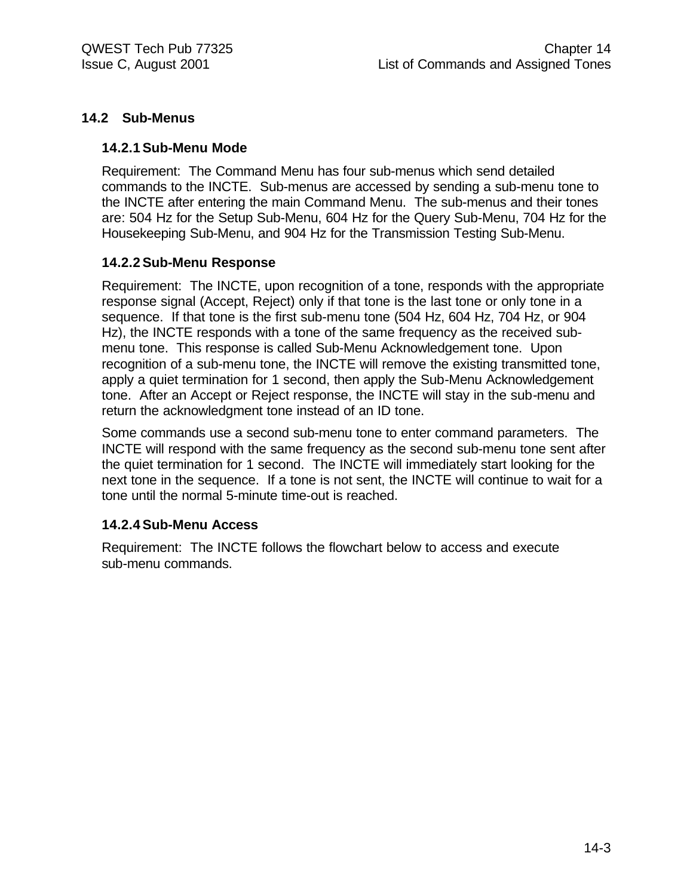## 14.2 Sub-Menus

### 14.2.1 Sub-Menu Mode

Requirement: The Command Menu has four sub-menus which send detailed commands to the INCTE. Sub-menus are accessed by sending a sub-menu tone to the INCTE after entering the main Command Menu. The sub-menus and their tones are: 504 Hz for the Setup Sub-Menu, 604 Hz for the Query Sub-Menu, 704 Hz for the Housekeeping Sub-Menu, and 904 Hz for the Transmission Testing Sub-Menu.

### 14.2.2 Sub-Menu Response

Requirement: The INCTE, upon recognition of a tone, responds with the appropriate response signal (Accept, Reject) only if that tone is the last tone or only tone in a sequence. If that tone is the first sub-menu tone (504 Hz, 604 Hz, 704 Hz, or 904 Hz), the INCTE responds with a tone of the same frequency as the received sub-menu tone. This response is called Sub-Menu Acknowledgement tone. Upon recognition of a sub-menu tone, the INCTE will remove the existing transmitted tone, apply a quiet termination for 1 second, then apply the Sub-Menu Acknowledgement tone. After an Accept or Reject response, the INCTE will stay in the sub-menu and return the acknowledgment tone instead of an ID tone.

Some commands use a second sub-menu tone to enter command parameters. The INCTE will respond with the same frequency as the second sub-menu tone sent after the quiet termination for 1 second. The INCTE will immediately start looking for the next tone in the sequence. If a tone is not sent, the INCTE will continue to wait for a tone until the normal 5-minute time-out is reached.

### 14.2.4 Sub-Menu Access

Requirement: The INCTE follows the flowchart below to access and execute sub-menu commands.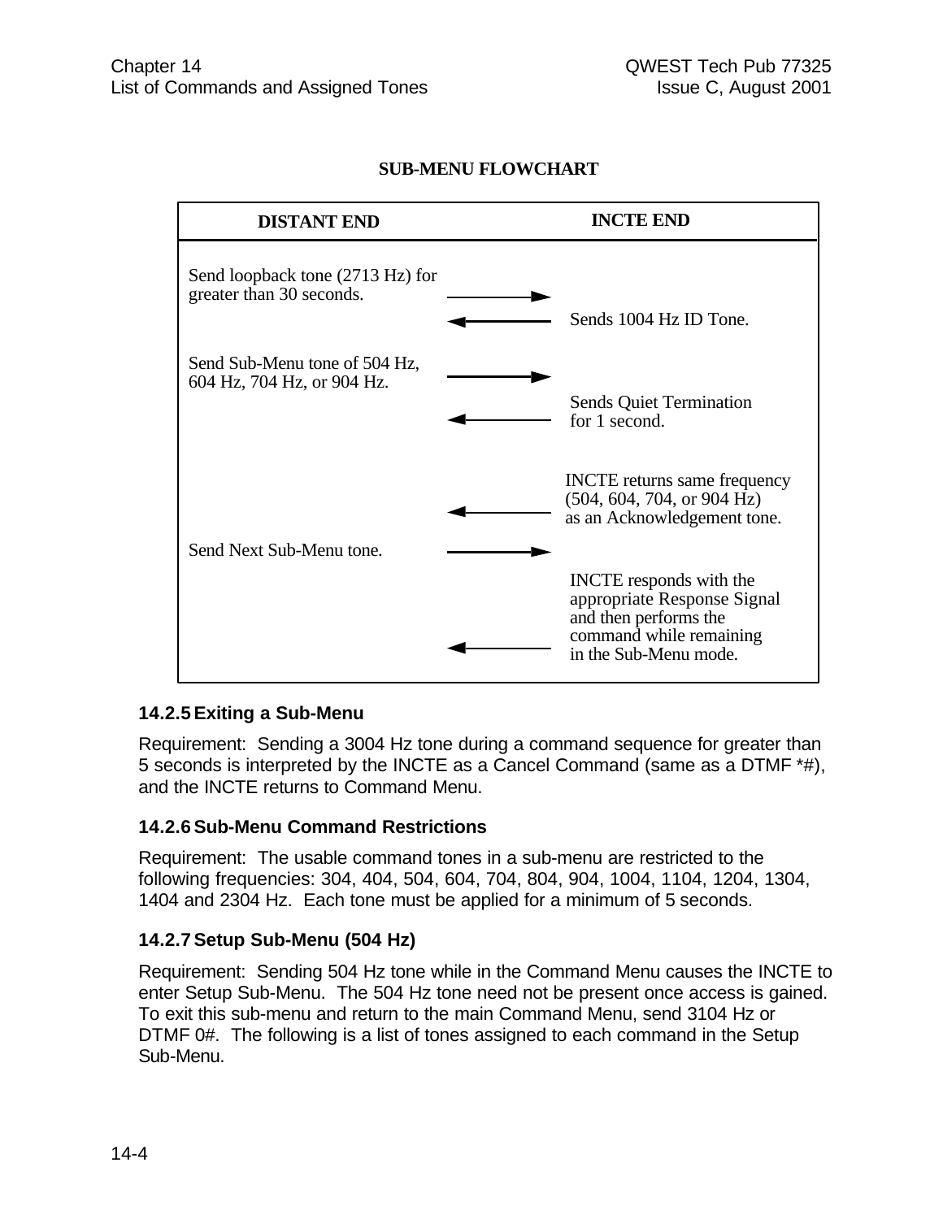**SUB-MENU FLOWCHART**

| DISTANT END | | INCTE END |
|---|---|---|
| Send loopback tone (2713 Hz) for greater than 30 seconds. | → | |
| | ← | Sends 1004 Hz ID Tone. |
| Send Sub-Menu tone of 504 Hz, 604 Hz, 704 Hz, or 904 Hz. | → | |
| | ← | Sends Quiet Termination for 1 second. |
| | ← | INCTE returns same frequency (504, 604, 704, or 904 Hz) as an Acknowledgement tone. |
| Send Next Sub-Menu tone. | → | |
| | ← | INCTE responds with the appropriate Response Signal and then performs the command while remaining in the Sub-Menu mode. |

### 14.2.5 Exiting a Sub-Menu

Requirement: Sending a 3004 Hz tone during a command sequence for greater than 5 seconds is interpreted by the INCTE as a Cancel Command (same as a DTMF *#), and the INCTE returns to Command Menu.

### 14.2.6 Sub-Menu Command Restrictions

Requirement: The usable command tones in a sub-menu are restricted to the following frequencies: 304, 404, 504, 604, 704, 804, 904, 1004, 1104, 1204, 1304, 1404 and 2304 Hz. Each tone must be applied for a minimum of 5 seconds.

### 14.2.7 Setup Sub-Menu (504 Hz)

Requirement: Sending 504 Hz tone while in the Command Menu causes the INCTE to enter Setup Sub-Menu. The 504 Hz tone need not be present once access is gained. To exit this sub-menu and return to the main Command Menu, send 3104 Hz or DTMF 0#. The following is a list of tones assigned to each command in the Setup Sub-Menu.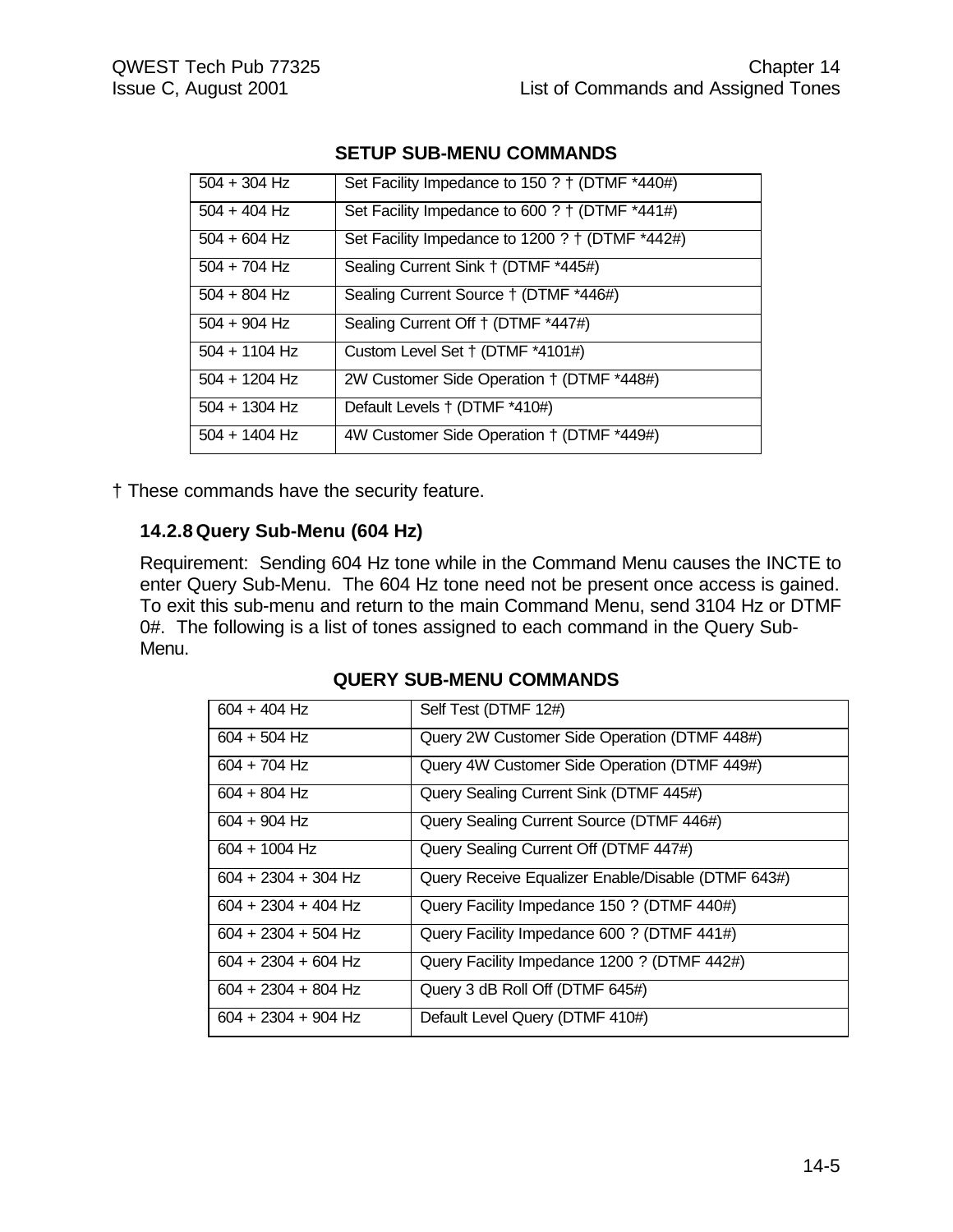**SETUP SUB-MENU COMMANDS**

| | |
|---|---|
| 504 + 304 Hz | Set Facility Impedance to 150 ? † (DTMF *440#) |
| 504 + 404 Hz | Set Facility Impedance to 600 ? † (DTMF *441#) |
| 504 + 604 Hz | Set Facility Impedance to 1200 ? † (DTMF *442#) |
| 504 + 704 Hz | Sealing Current Sink † (DTMF *445#) |
| 504 + 804 Hz | Sealing Current Source † (DTMF *446#) |
| 504 + 904 Hz | Sealing Current Off † (DTMF *447#) |
| 504 + 1104 Hz | Custom Level Set † (DTMF *4101#) |
| 504 + 1204 Hz | 2W Customer Side Operation † (DTMF *448#) |
| 504 + 1304 Hz | Default Levels † (DTMF *410#) |
| 504 + 1404 Hz | 4W Customer Side Operation † (DTMF *449#) |

† These commands have the security feature.

### 14.2.8 Query Sub-Menu (604 Hz)

Requirement: Sending 604 Hz tone while in the Command Menu causes the INCTE to enter Query Sub-Menu. The 604 Hz tone need not be present once access is gained. To exit this sub-menu and return to the main Command Menu, send 3104 Hz or DTMF 0#. The following is a list of tones assigned to each command in the Query Sub-Menu.

**QUERY SUB-MENU COMMANDS**

| | |
|---|---|
| 604 + 404 Hz | Self Test (DTMF 12#) |
| 604 + 504 Hz | Query 2W Customer Side Operation (DTMF 448#) |
| 604 + 704 Hz | Query 4W Customer Side Operation (DTMF 449#) |
| 604 + 804 Hz | Query Sealing Current Sink (DTMF 445#) |
| 604 + 904 Hz | Query Sealing Current Source (DTMF 446#) |
| 604 + 1004 Hz | Query Sealing Current Off (DTMF 447#) |
| 604 + 2304 + 304 Hz | Query Receive Equalizer Enable/Disable (DTMF 643#) |
| 604 + 2304 + 404 Hz | Query Facility Impedance 150 ? (DTMF 440#) |
| 604 + 2304 + 504 Hz | Query Facility Impedance 600 ? (DTMF 441#) |
| 604 + 2304 + 604 Hz | Query Facility Impedance 1200 ? (DTMF 442#) |
| 604 + 2304 + 804 Hz | Query 3 dB Roll Off (DTMF 645#) |
| 604 + 2304 + 904 Hz | Default Level Query (DTMF 410#) |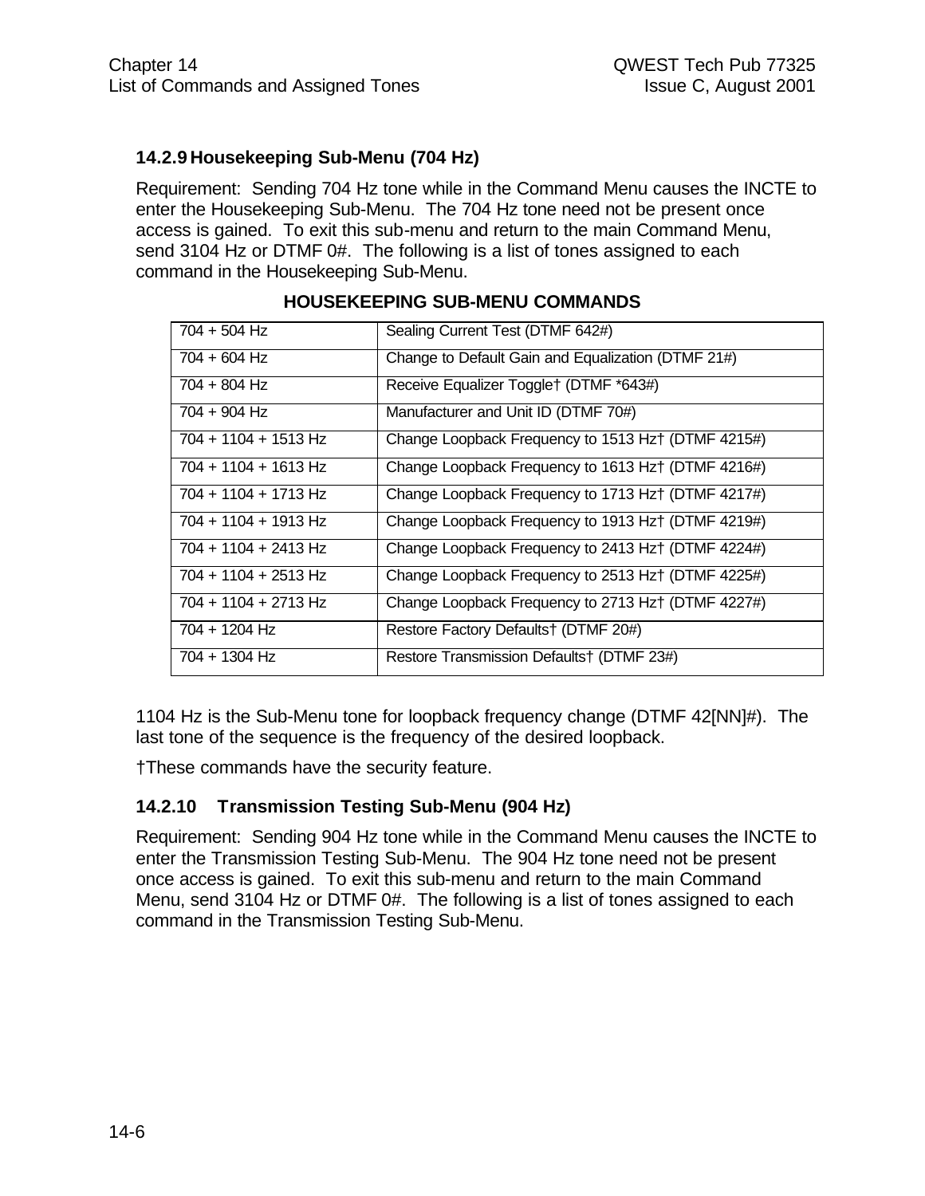### 14.2.9 Housekeeping Sub-Menu (704 Hz)

Requirement: Sending 704 Hz tone while in the Command Menu causes the INCTE to enter the Housekeeping Sub-Menu. The 704 Hz tone need not be present once access is gained. To exit this sub-menu and return to the main Command Menu, send 3104 Hz or DTMF 0#. The following is a list of tones assigned to each command in the Housekeeping Sub-Menu.

**HOUSEKEEPING SUB-MENU COMMANDS**

| | |
|---|---|
| 704 + 504 Hz | Sealing Current Test (DTMF 642#) |
| 704 + 604 Hz | Change to Default Gain and Equalization (DTMF 21#) |
| 704 + 804 Hz | Receive Equalizer Toggle† (DTMF *643#) |
| 704 + 904 Hz | Manufacturer and Unit ID (DTMF 70#) |
| 704 + 1104 + 1513 Hz | Change Loopback Frequency to 1513 Hz† (DTMF 4215#) |
| 704 + 1104 + 1613 Hz | Change Loopback Frequency to 1613 Hz† (DTMF 4216#) |
| 704 + 1104 + 1713 Hz | Change Loopback Frequency to 1713 Hz† (DTMF 4217#) |
| 704 + 1104 + 1913 Hz | Change Loopback Frequency to 1913 Hz† (DTMF 4219#) |
| 704 + 1104 + 2413 Hz | Change Loopback Frequency to 2413 Hz† (DTMF 4224#) |
| 704 + 1104 + 2513 Hz | Change Loopback Frequency to 2513 Hz† (DTMF 4225#) |
| 704 + 1104 + 2713 Hz | Change Loopback Frequency to 2713 Hz† (DTMF 4227#) |
| 704 + 1204 Hz | Restore Factory Defaults† (DTMF 20#) |
| 704 + 1304 Hz | Restore Transmission Defaults† (DTMF 23#) |

1104 Hz is the Sub-Menu tone for loopback frequency change (DTMF 42[NN]#). The last tone of the sequence is the frequency of the desired loopback.

†These commands have the security feature.

### 14.2.10 Transmission Testing Sub-Menu (904 Hz)

Requirement: Sending 904 Hz tone while in the Command Menu causes the INCTE to enter the Transmission Testing Sub-Menu. The 904 Hz tone need not be present once access is gained. To exit this sub-menu and return to the main Command Menu, send 3104 Hz or DTMF 0#. The following is a list of tones assigned to each command in the Transmission Testing Sub-Menu.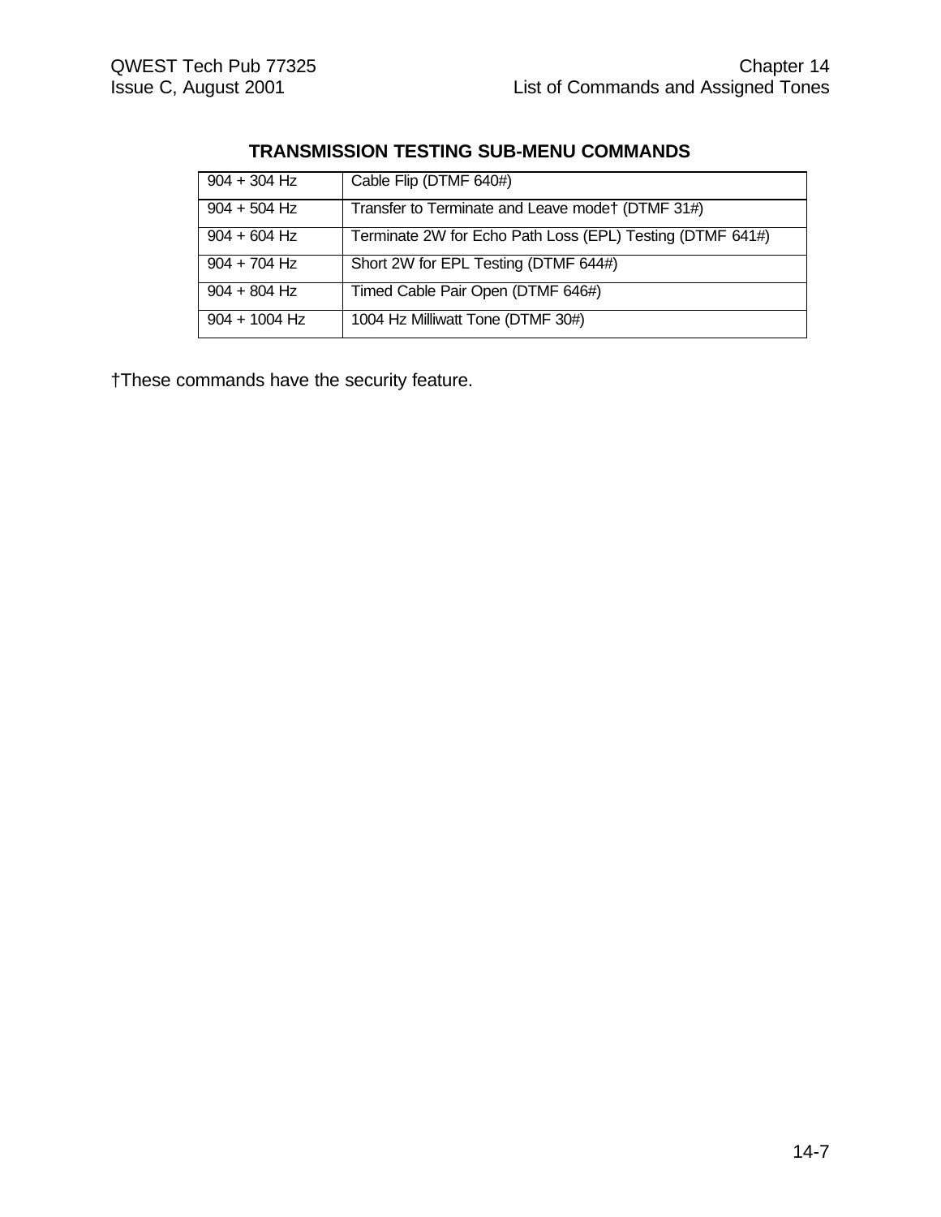## TRANSMISSION TESTING SUB-MENU COMMANDS

| | |
|---|---|
| 904 + 304 Hz | Cable Flip (DTMF 640#) |
| 904 + 504 Hz | Transfer to Terminate and Leave mode† (DTMF 31#) |
| 904 + 604 Hz | Terminate 2W for Echo Path Loss (EPL) Testing (DTMF 641#) |
| 904 + 704 Hz | Short 2W for EPL Testing (DTMF 644#) |
| 904 + 804 Hz | Timed Cable Pair Open (DTMF 646#) |
| 904 + 1004 Hz | 1004 Hz Milliwatt Tone (DTMF 30#) |

†These commands have the security feature.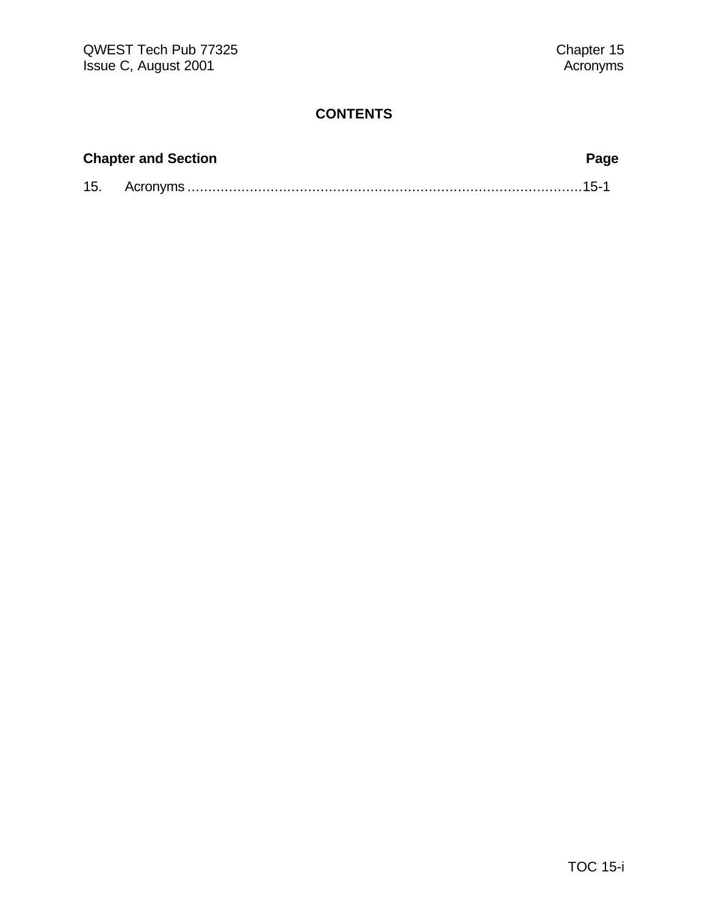# CONTENTS

| Chapter and Section | Page |
| --- | --- |
| 15. Acronyms | 15-1 |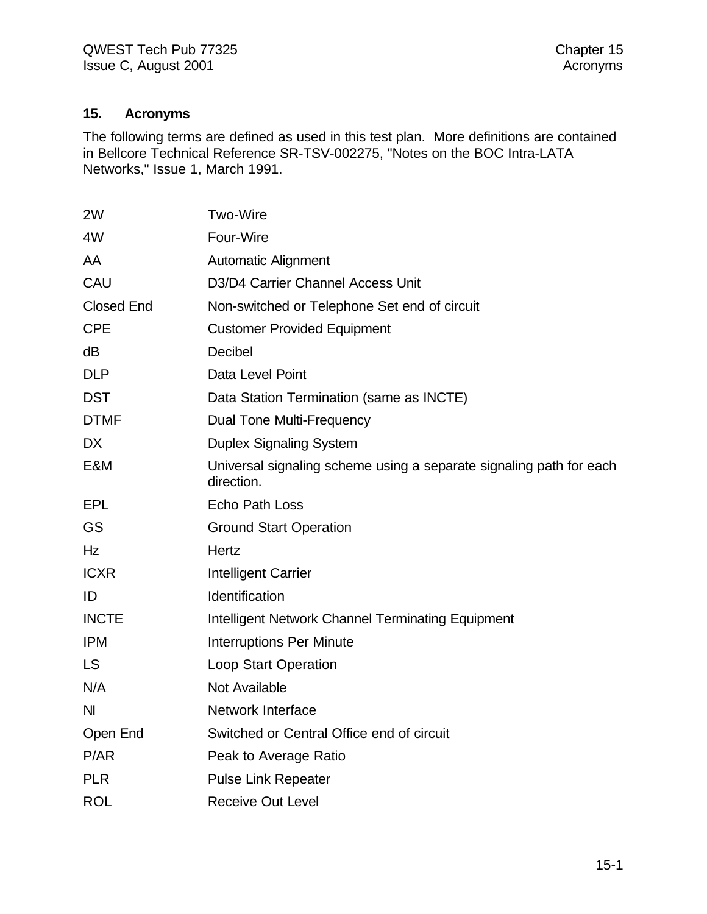## 15. Acronyms

The following terms are defined as used in this test plan. More definitions are contained in Bellcore Technical Reference SR-TSV-002275, "Notes on the BOC Intra-LATA Networks," Issue 1, March 1991.

| | |
|---|---|
| 2W | Two-Wire |
| 4W | Four-Wire |
| AA | Automatic Alignment |
| CAU | D3/D4 Carrier Channel Access Unit |
| Closed End | Non-switched or Telephone Set end of circuit |
| CPE | Customer Provided Equipment |
| dB | Decibel |
| DLP | Data Level Point |
| DST | Data Station Termination (same as INCTE) |
| DTMF | Dual Tone Multi-Frequency |
| DX | Duplex Signaling System |
| E&M | Universal signaling scheme using a separate signaling path for each direction. |
| EPL | Echo Path Loss |
| GS | Ground Start Operation |
| Hz | Hertz |
| ICXR | Intelligent Carrier |
| ID | Identification |
| INCTE | Intelligent Network Channel Terminating Equipment |
| IPM | Interruptions Per Minute |
| LS | Loop Start Operation |
| N/A | Not Available |
| NI | Network Interface |
| Open End | Switched or Central Office end of circuit |
| P/AR | Peak to Average Ratio |
| PLR | Pulse Link Repeater |
| ROL | Receive Out Level |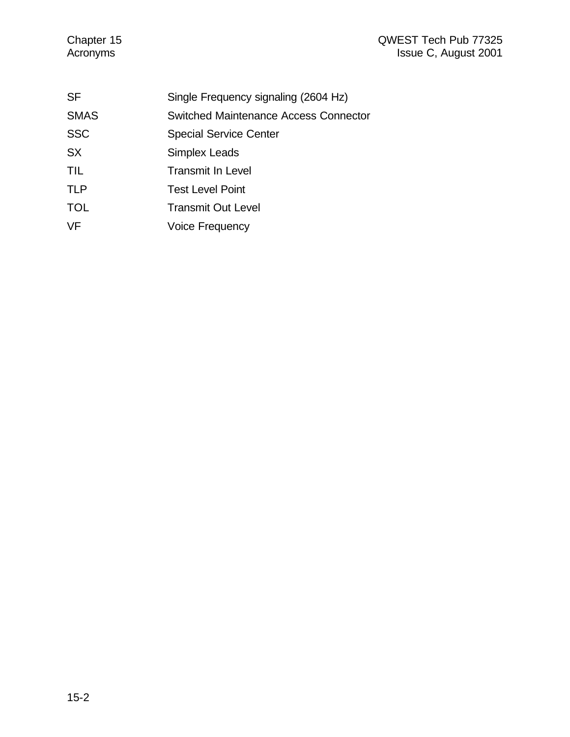| | |
|---|---|
| SF | Single Frequency signaling (2604 Hz) |
| SMAS | Switched Maintenance Access Connector |
| SSC | Special Service Center |
| SX | Simplex Leads |
| TIL | Transmit In Level |
| TLP | Test Level Point |
| TOL | Transmit Out Level |
| VF | Voice Frequency |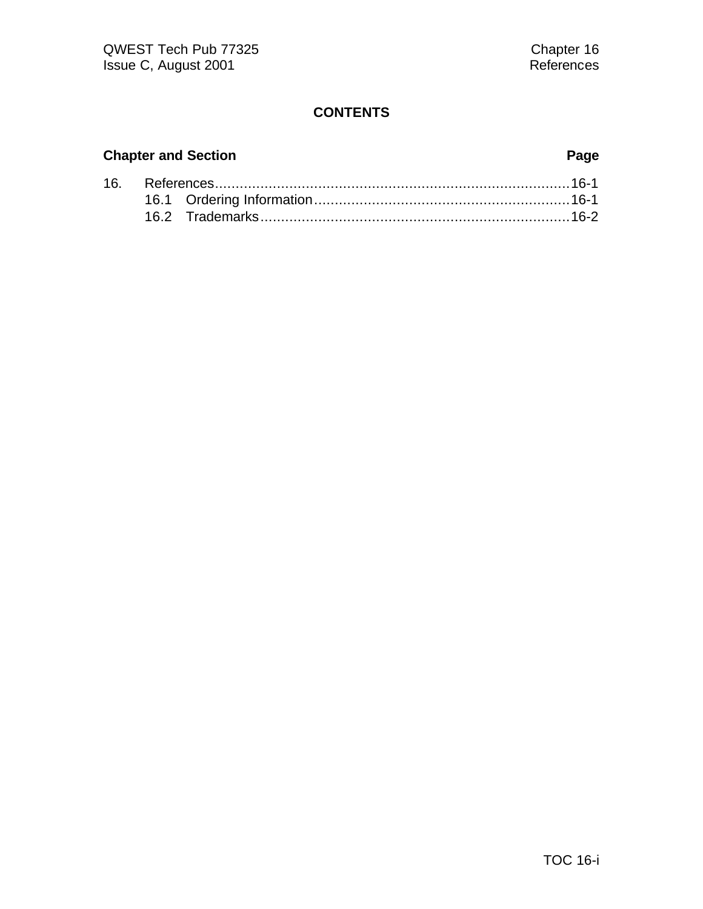# CONTENTS

| Chapter and Section | | Page |
|---|---|---|
| 16. | References | 16-1 |
| | 16.1 Ordering Information | 16-1 |
| | 16.2 Trademarks | 16-2 |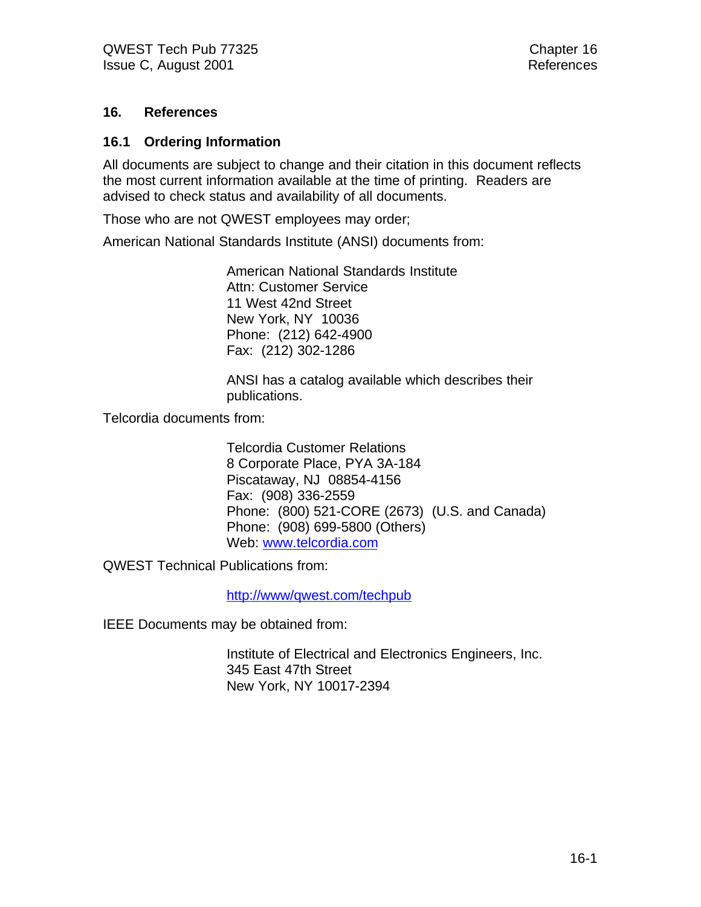# 16. References

## 16.1 Ordering Information

All documents are subject to change and their citation in this document reflects the most current information available at the time of printing. Readers are advised to check status and availability of all documents.

Those who are not QWEST employees may order;

American National Standards Institute (ANSI) documents from:

> American National Standards Institute
> Attn: Customer Service
> 11 West 42nd Street
> New York, NY 10036
> Phone: (212) 642-4900
> Fax: (212) 302-1286
>
> ANSI has a catalog available which describes their publications.

Telcordia documents from:

> Telcordia Customer Relations
> 8 Corporate Place, PYA 3A-184
> Piscataway, NJ 08854-4156
> Fax: (908) 336-2559
> Phone: (800) 521-CORE (2673) (U.S. and Canada)
> Phone: (908) 699-5800 (Others)
> Web: www.telcordia.com

QWEST Technical Publications from:

> http://www/qwest.com/techpub

IEEE Documents may be obtained from:

> Institute of Electrical and Electronics Engineers, Inc.
> 345 East 47th Street
> New York, NY 10017-2394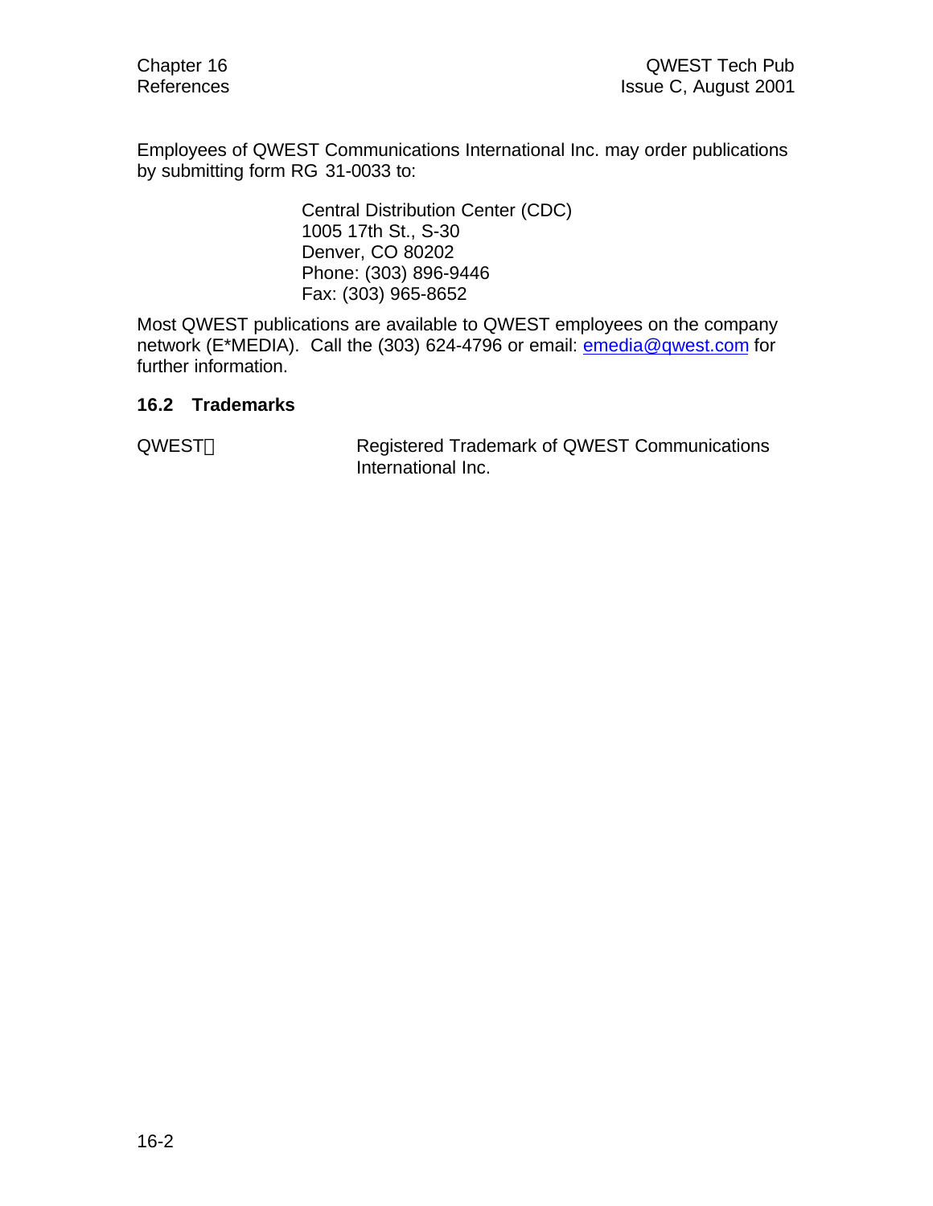Employees of QWEST Communications International Inc. may order publications by submitting form RG 31-0033 to:

Central Distribution Center (CDC)
1005 17th St., S-30
Denver, CO 80202
Phone: (303) 896-9446
Fax: (303) 965-8652

Most QWEST publications are available to QWEST employees on the company network (E*MEDIA). Call the (303) 624-4796 or email: emedia@qwest.com for further information.

### 16.2 Trademarks

| | |
|---|---|
| QWEST® | Registered Trademark of QWEST Communications International Inc. |